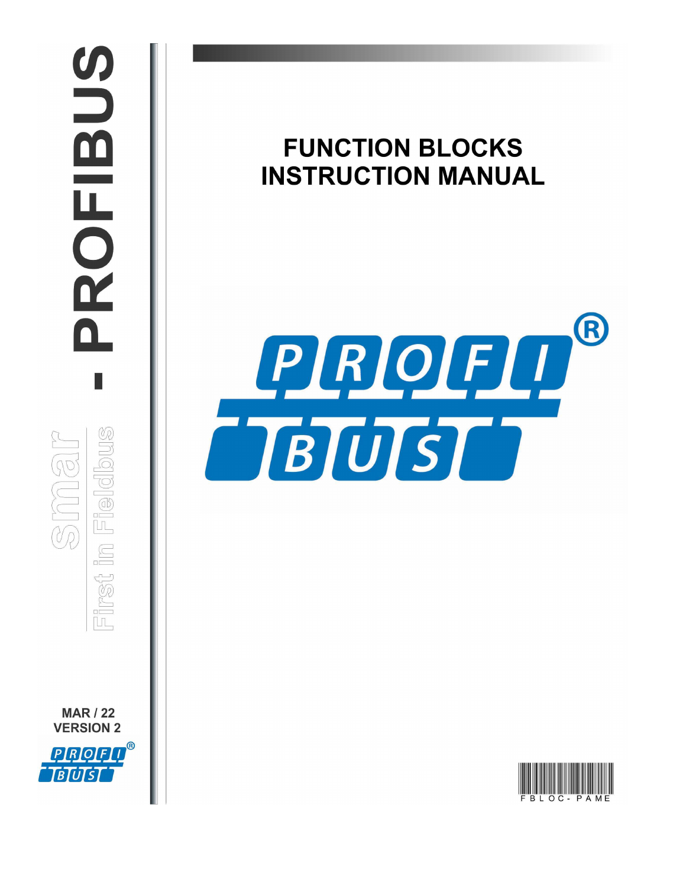# FUNCTION BLOCKS INSTRUCTION MANUAL

smar

First in Fieldbus

- PROFIBUS

MAR / 22
VERSION 2

FBLOC-PAME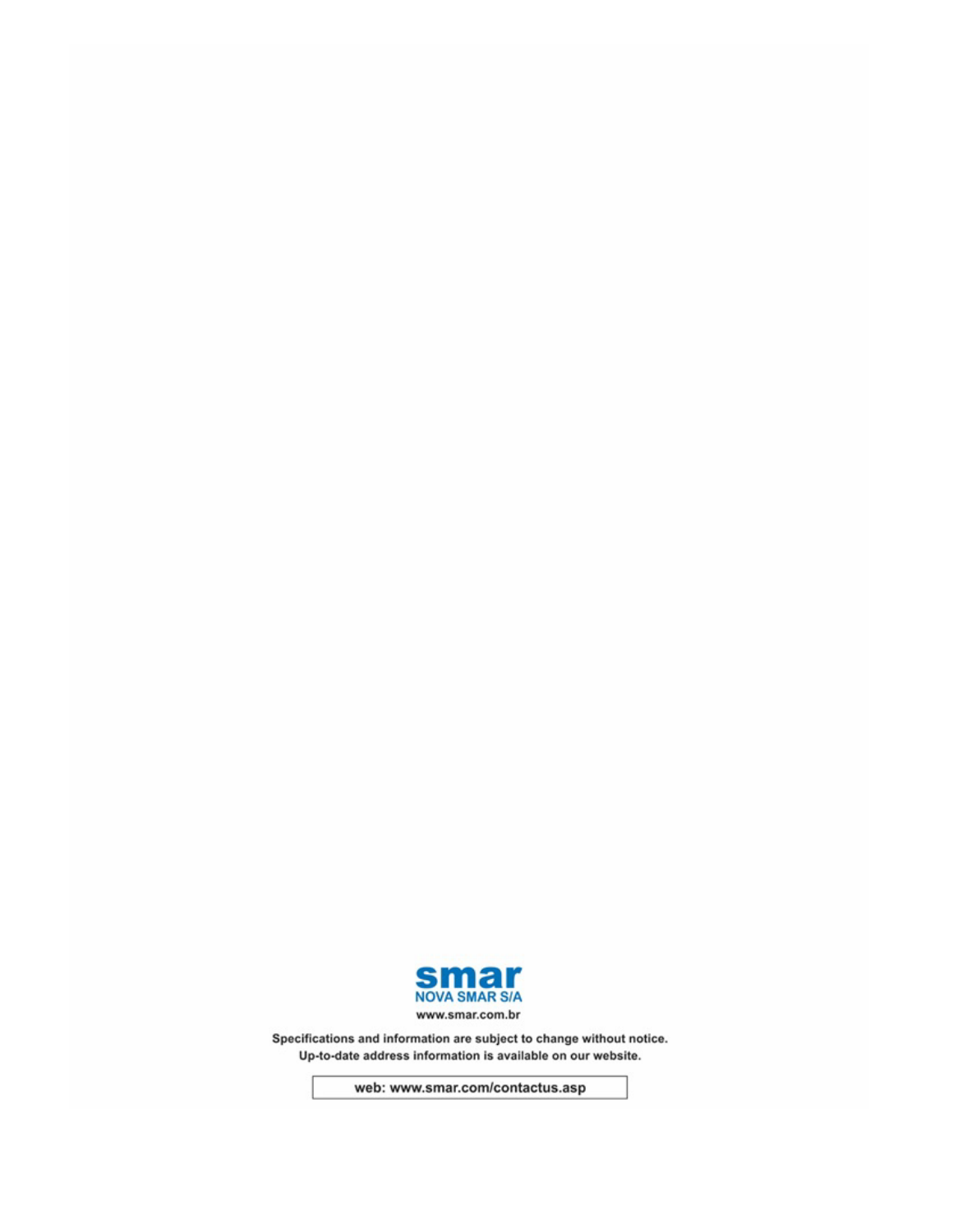**smar**
**NOVA SMAR S/A**

www.smar.com.br

**Specifications and information are subject to change without notice.**
**Up-to-date address information is available on our website.**

**web: www.smar.com/contactus.asp**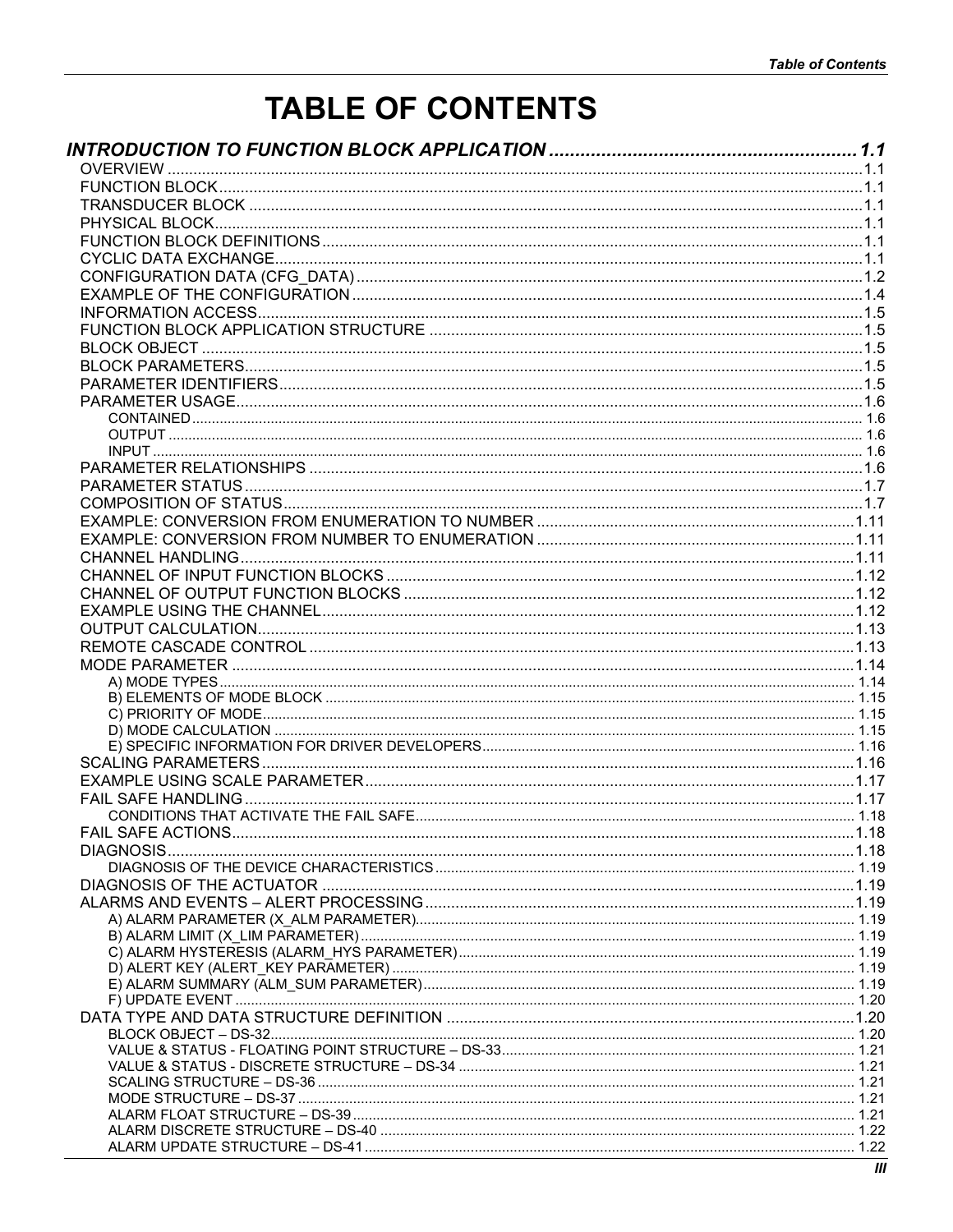# TABLE OF CONTENTS

***INTRODUCTION TO FUNCTION BLOCK APPLICATION ........................................................ 1.1***

- OVERVIEW ........................................................................................................................ 1.1
- FUNCTION BLOCK ............................................................................................................ 1.1
- TRANSDUCER BLOCK ........................................................................................................ 1.1
- PHYSICAL BLOCK .............................................................................................................. 1.1
- FUNCTION BLOCK DEFINITIONS ......................................................................................... 1.1
- CYCLIC DATA EXCHANGE .................................................................................................. 1.1
- CONFIGURATION DATA (CFG_DATA) ................................................................................... 1.2
- EXAMPLE OF THE CONFIGURATION .................................................................................... 1.4
- INFORMATION ACCESS ...................................................................................................... 1.5
- FUNCTION BLOCK APPLICATION STRUCTURE ..................................................................... 1.5
- BLOCK OBJECT ................................................................................................................. 1.5
- BLOCK PARAMETERS ......................................................................................................... 1.5
- PARAMETER IDENTIFIERS .................................................................................................. 1.5
- PARAMETER USAGE ........................................................................................................... 1.6
  - CONTAINED ..................................................................................................................... 1.6
  - OUTPUT ........................................................................................................................... 1.6
  - INPUT .............................................................................................................................. 1.6
- PARAMETER RELATIONSHIPS ............................................................................................. 1.6
- PARAMETER STATUS .......................................................................................................... 1.7
- COMPOSITION OF STATUS .................................................................................................. 1.7
- EXAMPLE: CONVERSION FROM ENUMERATION TO NUMBER ................................................ 1.11
- EXAMPLE: CONVERSION FROM NUMBER TO ENUMERATION ................................................ 1.11
- CHANNEL HANDLING ......................................................................................................... 1.11
- CHANNEL OF INPUT FUNCTION BLOCKS ............................................................................. 1.12
- CHANNEL OF OUTPUT FUNCTION BLOCKS .......................................................................... 1.12
- EXAMPLE USING THE CHANNEL .......................................................................................... 1.12
- OUTPUT CALCULATION ...................................................................................................... 1.13
- REMOTE CASCADE CONTROL .............................................................................................. 1.13
- MODE PARAMETER ............................................................................................................ 1.14
  - A) MODE TYPES ................................................................................................................ 1.14
  - B) ELEMENTS OF MODE BLOCK .......................................................................................... 1.15
  - C) PRIORITY OF MODE ...................................................................................................... 1.15
  - D) MODE CALCULATION .................................................................................................... 1.15
  - E) SPECIFIC INFORMATION FOR DRIVER DEVELOPERS .......................................................... 1.16
- SCALING PARAMETERS ....................................................................................................... 1.16
- EXAMPLE USING SCALE PARAMETER ................................................................................... 1.17
- FAIL SAFE HANDLING ......................................................................................................... 1.17
  - CONDITIONS THAT ACTIVATE THE FAIL SAFE ..................................................................... 1.18
- FAIL SAFE ACTIONS ........................................................................................................... 1.18
- DIAGNOSIS ........................................................................................................................ 1.18
  - DIAGNOSIS OF THE DEVICE CHARACTERISTICS ................................................................... 1.19
- DIAGNOSIS OF THE ACTUATOR ............................................................................................ 1.19
- ALARMS AND EVENTS – ALERT PROCESSING ......................................................................... 1.19
  - A) ALARM PARAMETER (X_ALM PARAMETER) ......................................................................... 1.19
  - B) ALARM LIMIT (X_LIM PARAMETER) ................................................................................. 1.19
  - C) ALARM HYSTERESIS (ALARM_HYS PARAMETER) ................................................................. 1.19
  - D) ALERT KEY (ALERT_KEY PARAMETER) ............................................................................. 1.19
  - E) ALARM SUMMARY (ALM_SUM PARAMETER) ...................................................................... 1.19
  - F) UPDATE EVENT ............................................................................................................. 1.20
- DATA TYPE AND DATA STRUCTURE DEFINITION ...................................................................... 1.20
  - BLOCK OBJECT – DS-32 ..................................................................................................... 1.20
  - VALUE & STATUS - FLOATING POINT STRUCTURE – DS-33 ..................................................... 1.21
  - VALUE & STATUS - DISCRETE STRUCTURE – DS-34 ............................................................... 1.21
  - SCALING STRUCTURE – DS-36 ............................................................................................ 1.21
  - MODE STRUCTURE – DS-37 ................................................................................................ 1.21
  - ALARM FLOAT STRUCTURE – DS-39 ..................................................................................... 1.21
  - ALARM DISCRETE STRUCTURE – DS-40 ................................................................................ 1.22
  - ALARM UPDATE STRUCTURE – DS-41 ................................................................................... 1.22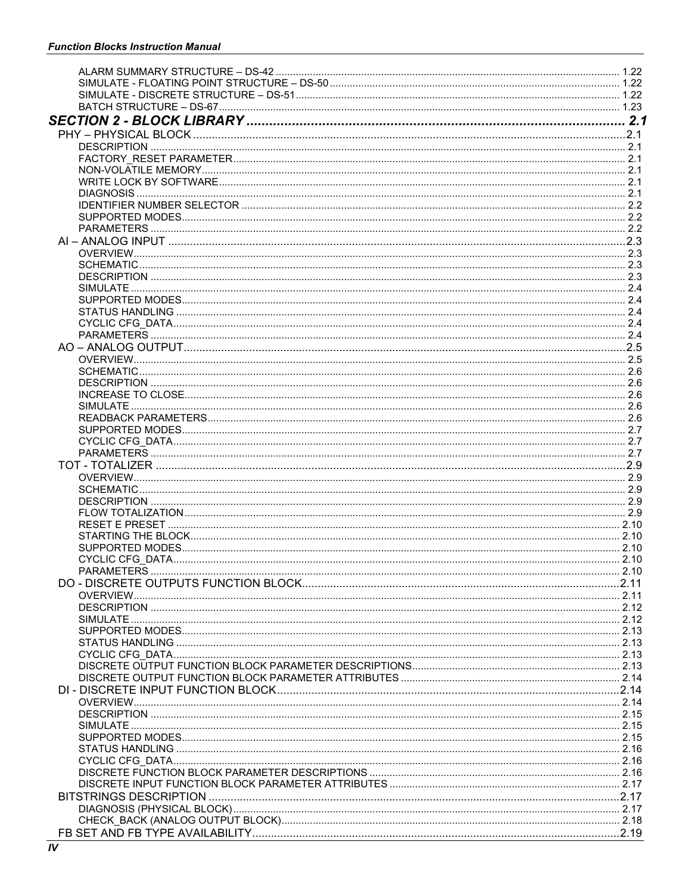ALARM SUMMARY STRUCTURE – DS-42 ........................................................................................................................ 1.22
SIMULATE - FLOATING POINT STRUCTURE – DS-50 ..................................................................................................... 1.22
SIMULATE - DISCRETE STRUCTURE – DS-51................................................................................................................. 1.22
BATCH STRUCTURE – DS-67........................................................................................................................................... 1.23

**SECTION 2 - BLOCK LIBRARY ...................................................................................................... 2.1**

PHY – PHYSICAL BLOCK ........................................................................................................................2.1
- DESCRIPTION ...................................................................................................................................... 2.1
- FACTORY_RESET PARAMETER........................................................................................................ 2.1
- NON-VOLATILE MEMORY.................................................................................................................... 2.1
- WRITE LOCK BY SOFTWARE.............................................................................................................. 2.1
- DIAGNOSIS .......................................................................................................................................... 2.1
- IDENTIFIER NUMBER SELECTOR ...................................................................................................... 2.2
- SUPPORTED MODES........................................................................................................................... 2.2
- PARAMETERS ...................................................................................................................................... 2.2

AI – ANALOG INPUT ................................................................................................................................2.3
- OVERVIEW............................................................................................................................................ 2.3
- SCHEMATIC.......................................................................................................................................... 2.3
- DESCRIPTION ...................................................................................................................................... 2.3
- SIMULATE ............................................................................................................................................. 2.4
- SUPPORTED MODES........................................................................................................................... 2.4
- STATUS HANDLING ............................................................................................................................. 2.4
- CYCLIC CFG_DATA.............................................................................................................................. 2.4
- PARAMETERS ...................................................................................................................................... 2.4

AO – ANALOG OUTPUT............................................................................................................................2.5
- OVERVIEW............................................................................................................................................ 2.5
- SCHEMATIC.......................................................................................................................................... 2.6
- DESCRIPTION ...................................................................................................................................... 2.6
- INCREASE TO CLOSE.......................................................................................................................... 2.6
- SIMULATE ............................................................................................................................................. 2.6
- READBACK PARAMETERS.................................................................................................................. 2.6
- SUPPORTED MODES........................................................................................................................... 2.7
- CYCLIC CFG_DATA.............................................................................................................................. 2.7
- PARAMETERS ...................................................................................................................................... 2.7

TOT - TOTALIZER .....................................................................................................................................2.9
- OVERVIEW............................................................................................................................................ 2.9
- SCHEMATIC.......................................................................................................................................... 2.9
- DESCRIPTION ...................................................................................................................................... 2.9
- FLOW TOTALIZATION.......................................................................................................................... 2.9
- RESET E PRESET ............................................................................................................................... 2.10
- STARTING THE BLOCK....................................................................................................................... 2.10
- SUPPORTED MODES.......................................................................................................................... 2.10
- CYCLIC CFG_DATA............................................................................................................................. 2.10
- PARAMETERS ..................................................................................................................................... 2.10

DO - DISCRETE OUTPUTS FUNCTION BLOCK.....................................................................................2.11
- OVERVIEW........................................................................................................................................... 2.11
- DESCRIPTION ..................................................................................................................................... 2.12
- SIMULATE ............................................................................................................................................ 2.12
- SUPPORTED MODES.......................................................................................................................... 2.13
- STATUS HANDLING ............................................................................................................................ 2.13
- CYCLIC CFG_DATA............................................................................................................................. 2.13
- DISCRETE OUTPUT FUNCTION BLOCK PARAMETER DESCRIPTIONS.......................................... 2.13
- DISCRETE OUTPUT FUNCTION BLOCK PARAMETER ATTRIBUTES ............................................. 2.14

DI - DISCRETE INPUT FUNCTION BLOCK.............................................................................................2.14
- OVERVIEW........................................................................................................................................... 2.14
- DESCRIPTION ..................................................................................................................................... 2.15
- SIMULATE ............................................................................................................................................ 2.15
- SUPPORTED MODES.......................................................................................................................... 2.15
- STATUS HANDLING ............................................................................................................................ 2.16
- CYCLIC CFG_DATA............................................................................................................................. 2.16
- DISCRETE FUNCTION BLOCK PARAMETER DESCRIPTIONS ........................................................ 2.16
- DISCRETE INPUT FUNCTION BLOCK PARAMETER ATTRIBUTES ................................................. 2.17

BITSTRINGS DESCRIPTION ...................................................................................................................2.17
- DIAGNOSIS (PHYSICAL BLOCK)........................................................................................................ 2.17
- CHECK_BACK (ANALOG OUTPUT BLOCK)....................................................................................... 2.18

FB SET AND FB TYPE AVAILABILITY....................................................................................................2.19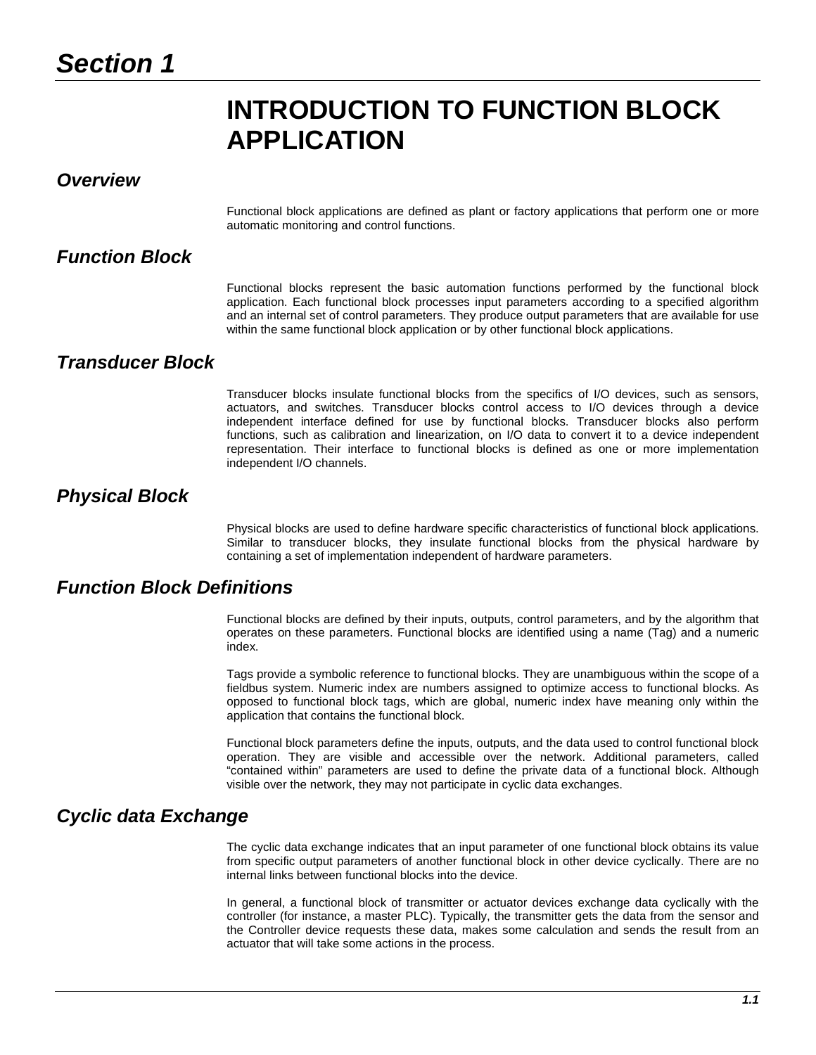# Section 1

# INTRODUCTION TO FUNCTION BLOCK APPLICATION

## Overview

Functional block applications are defined as plant or factory applications that perform one or more automatic monitoring and control functions.

## Function Block

Functional blocks represent the basic automation functions performed by the functional block application. Each functional block processes input parameters according to a specified algorithm and an internal set of control parameters. They produce output parameters that are available for use within the same functional block application or by other functional block applications.

## Transducer Block

Transducer blocks insulate functional blocks from the specifics of I/O devices, such as sensors, actuators, and switches. Transducer blocks control access to I/O devices through a device independent interface defined for use by functional blocks. Transducer blocks also perform functions, such as calibration and linearization, on I/O data to convert it to a device independent representation. Their interface to functional blocks is defined as one or more implementation independent I/O channels.

## Physical Block

Physical blocks are used to define hardware specific characteristics of functional block applications. Similar to transducer blocks, they insulate functional blocks from the physical hardware by containing a set of implementation independent of hardware parameters.

## Function Block Definitions

Functional blocks are defined by their inputs, outputs, control parameters, and by the algorithm that operates on these parameters. Functional blocks are identified using a name (Tag) and a numeric index.

Tags provide a symbolic reference to functional blocks. They are unambiguous within the scope of a fieldbus system. Numeric index are numbers assigned to optimize access to functional blocks. As opposed to functional block tags, which are global, numeric index have meaning only within the application that contains the functional block.

Functional block parameters define the inputs, outputs, and the data used to control functional block operation. They are visible and accessible over the network. Additional parameters, called “contained within” parameters are used to define the private data of a functional block. Although visible over the network, they may not participate in cyclic data exchanges.

## Cyclic data Exchange

The cyclic data exchange indicates that an input parameter of one functional block obtains its value from specific output parameters of another functional block in other device cyclically. There are no internal links between functional blocks into the device.

In general, a functional block of transmitter or actuator devices exchange data cyclically with the controller (for instance, a master PLC). Typically, the transmitter gets the data from the sensor and the Controller device requests these data, makes some calculation and sends the result from an actuator that will take some actions in the process.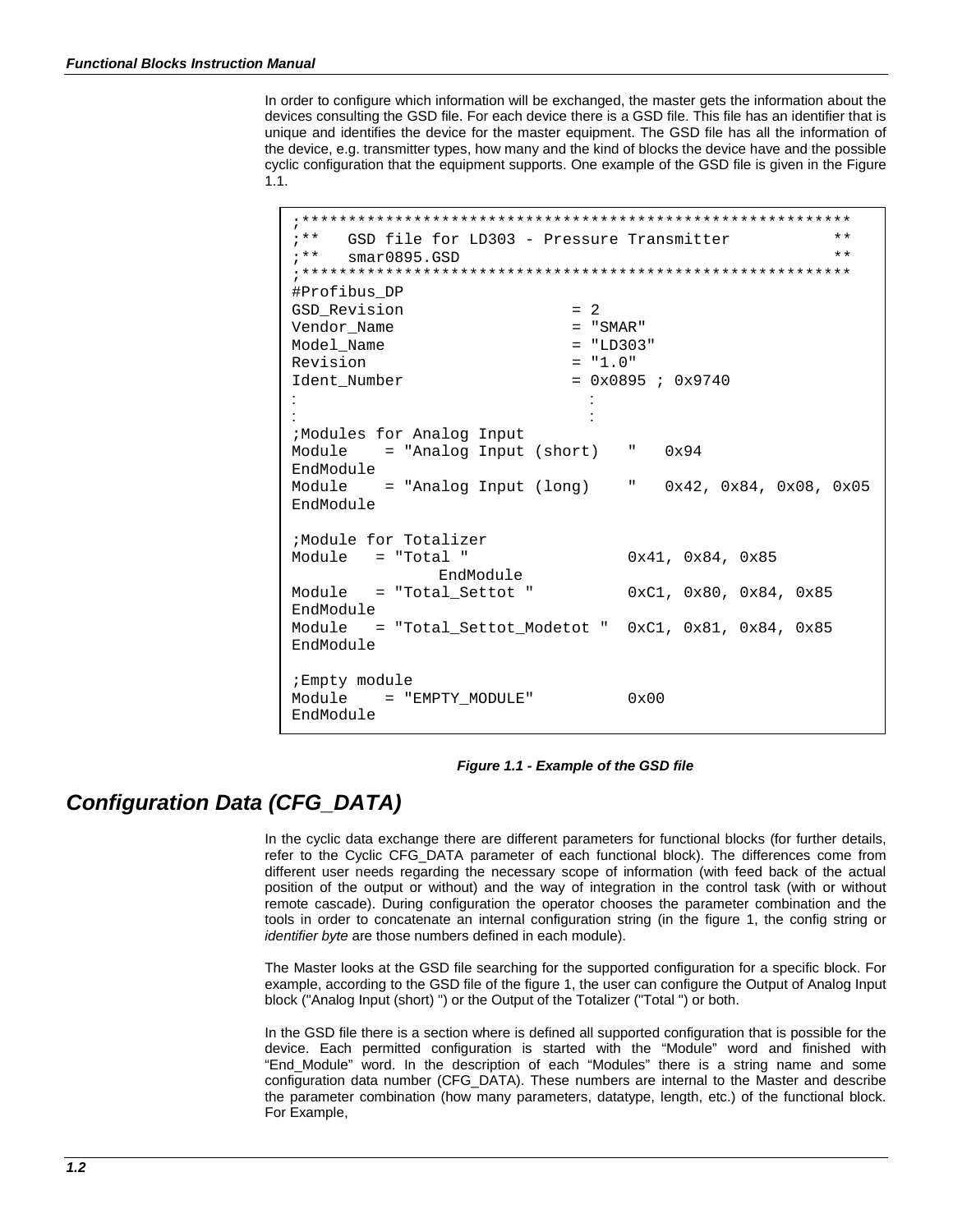In order to configure which information will be exchanged, the master gets the information about the devices consulting the GSD file. For each device there is a GSD file. This file has an identifier that is unique and identifies the device for the master equipment. The GSD file has all the information of the device, e.g. transmitter types, how many and the kind of blocks the device have and the possible cyclic configuration that the equipment supports. One example of the GSD file is given in the Figure 1.1.

```
;***********************************************************
;**   GSD file for LD303 - Pressure Transmitter           **
;**   smar0895.GSD                                        **
;***********************************************************
#Profibus_DP
GSD_Revision                = 2
Vendor_Name                 = "SMAR"
Model_Name                  = "LD303"
Revision                    = "1.0"
Ident_Number                = 0x0895 ; 0x9740
:                             :
:                             :
;Modules for Analog Input
Module    = "Analog Input (short)   "   0x94
EndModule
Module    = "Analog Input (long)    "   0x42, 0x84, 0x08, 0x05
EndModule

;Module for Totalizer
Module   = "Total "                   0x41, 0x84, 0x85
                EndModule
Module   = "Total_Settot "            0xC1, 0x80, 0x84, 0x85
EndModule
Module   = "Total_Settot_Modetot "  0xC1, 0x81, 0x84, 0x85
EndModule

;Empty module
Module    = "EMPTY_MODULE"            0x00
EndModule
```

***Figure 1.1 - Example of the GSD file***

## *Configuration Data (CFG_DATA)*

In the cyclic data exchange there are different parameters for functional blocks (for further details, refer to the Cyclic CFG_DATA parameter of each functional block). The differences come from different user needs regarding the necessary scope of information (with feed back of the actual position of the output or without) and the way of integration in the control task (with or without remote cascade). During configuration the operator chooses the parameter combination and the tools in order to concatenate an internal configuration string (in the figure 1, the config string or *identifier byte* are those numbers defined in each module).

The Master looks at the GSD file searching for the supported configuration for a specific block. For example, according to the GSD file of the figure 1, the user can configure the Output of Analog Input block ("Analog Input (short) ") or the Output of the Totalizer ("Total ") or both.

In the GSD file there is a section where is defined all supported configuration that is possible for the device. Each permitted configuration is started with the "Module" word and finished with "End_Module" word. In the description of each "Modules" there is a string name and some configuration data number (CFG_DATA). These numbers are internal to the Master and describe the parameter combination (how many parameters, datatype, length, etc.) of the functional block. For Example,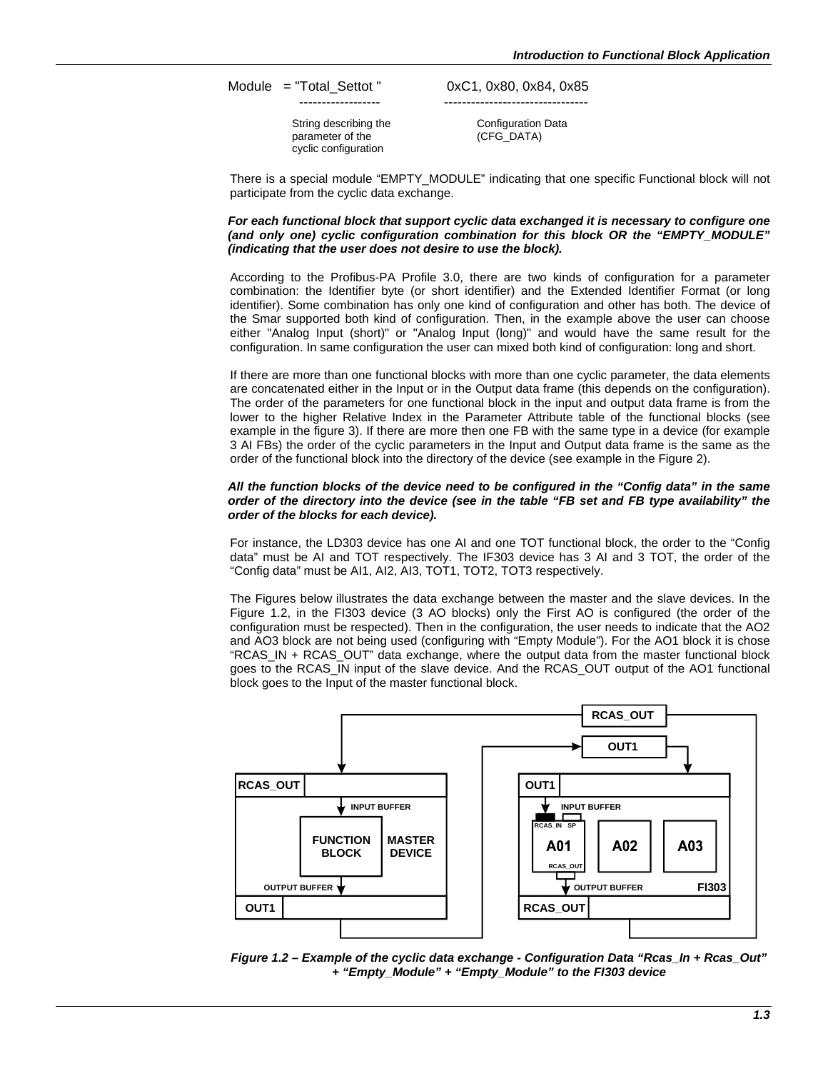Module = "Total_Settot " 0xC1, 0x80, 0x84, 0x85

String describing the parameter of the cyclic configuration — Configuration Data (CFG_DATA)

There is a special module “EMPTY_MODULE” indicating that one specific Functional block will not participate from the cyclic data exchange.

***For each functional block that support cyclic data exchanged it is necessary to configure one (and only one) cyclic configuration combination for this block OR the “EMPTY_MODULE” (indicating that the user does not desire to use the block).***

According to the Profibus-PA Profile 3.0, there are two kinds of configuration for a parameter combination: the Identifier byte (or short identifier) and the Extended Identifier Format (or long identifier). Some combination has only one kind of configuration and other has both. The device of the Smar supported both kind of configuration. Then, in the example above the user can choose either "Analog Input (short)" or "Analog Input (long)" and would have the same result for the configuration. In same configuration the user can mixed both kind of configuration: long and short.

If there are more than one functional blocks with more than one cyclic parameter, the data elements are concatenated either in the Input or in the Output data frame (this depends on the configuration). The order of the parameters for one functional block in the input and output data frame is from the lower to the higher Relative Index in the Parameter Attribute table of the functional blocks (see example in the figure 3). If there are more then one FB with the same type in a device (for example 3 AI FBs) the order of the cyclic parameters in the Input and Output data frame is the same as the order of the functional block into the directory of the device (see example in the Figure 2).

***All the function blocks of the device need to be configured in the “Config data” in the same order of the directory into the device (see in the table “FB set and FB type availability” the order of the blocks for each device).***

For instance, the LD303 device has one AI and one TOT functional block, the order to the “Config data” must be AI and TOT respectively. The IF303 device has 3 AI and 3 TOT, the order of the “Config data” must be AI1, AI2, AI3, TOT1, TOT2, TOT3 respectively.

The Figures below illustrates the data exchange between the master and the slave devices. In the Figure 1.2, in the FI303 device (3 AO blocks) only the First AO is configured (the order of the configuration must be respected). Then in the configuration, the user needs to indicate that the AO2 and AO3 block are not being used (configuring with “Empty Module”). For the AO1 block it is chose “RCAS_IN + RCAS_OUT” data exchange, where the output data from the master functional block goes to the RCAS_IN input of the slave device. And the RCAS_OUT output of the AO1 functional block goes to the Input of the master functional block.

***Figure 1.2 – Example of the cyclic data exchange - Configuration Data “Rcas_In + Rcas_Out” + “Empty_Module” + “Empty_Module” to the FI303 device***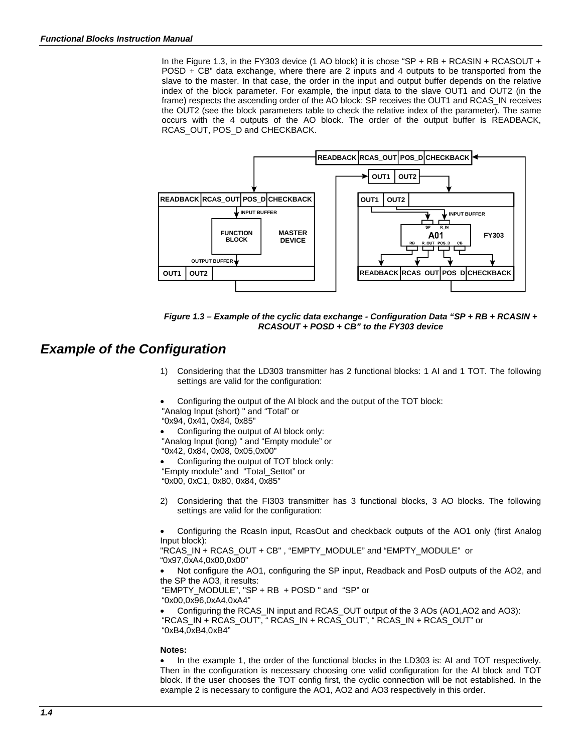In the Figure 1.3, in the FY303 device (1 AO block) it is chose “SP + RB + RCASIN + RCASOUT + POSD + CB” data exchange, where there are 2 inputs and 4 outputs to be transported from the slave to the master. In that case, the order in the input and output buffer depends on the relative index of the block parameter. For example, the input data to the slave OUT1 and OUT2 (in the frame) respects the ascending order of the AO block: SP receives the OUT1 and RCAS_IN receives the OUT2 (see the block parameters table to check the relative index of the parameter). The same occurs with the 4 outputs of the AO block. The order of the output buffer is READBACK, RCAS_OUT, POS_D and CHECKBACK.

*Figure 1.3 – Example of the cyclic data exchange - Configuration Data “SP + RB + RCASIN + RCASOUT + POSD + CB” to the FY303 device*

## Example of the Configuration

1) Considering that the LD303 transmitter has 2 functional blocks: 1 AI and 1 TOT. The following settings are valid for the configuration:

- Configuring the output of the AI block and the output of the TOT block:
  "Analog Input (short) " and “Total” or
  “0x94, 0x41, 0x84, 0x85”
- Configuring the output of AI block only:
  "Analog Input (long) " and “Empty module” or
  “0x42, 0x84, 0x08, 0x05,0x00”
- Configuring the output of TOT block only:
  “Empty module” and “Total_Settot” or
  “0x00, 0xC1, 0x80, 0x84, 0x85”

2) Considering that the FI303 transmitter has 3 functional blocks, 3 AO blocks. The following settings are valid for the configuration:

- Configuring the RcasIn input, RcasOut and checkback outputs of the AO1 only (first Analog Input block):
  "RCAS_IN + RCAS_OUT + CB" , “EMPTY_MODULE” and “EMPTY_MODULE” or
  “0x97,0xA4,0x00,0x00”
- Not configure the AO1, configuring the SP input, Readback and PosD outputs of the AO2, and the SP the AO3, it results:
  “EMPTY_MODULE”, "SP + RB + POSD " and “SP” or
  “0x00,0x96,0xA4,0xA4”
- Configuring the RCAS_IN input and RCAS_OUT output of the 3 AOs (AO1,AO2 and AO3):
  “RCAS_IN + RCAS_OUT”, “ RCAS_IN + RCAS_OUT”, “ RCAS_IN + RCAS_OUT” or
  “0xB4,0xB4,0xB4”

**Notes:**

- In the example 1, the order of the functional blocks in the LD303 is: AI and TOT respectively. Then in the configuration is necessary choosing one valid configuration for the AI block and TOT block. If the user chooses the TOT config first, the cyclic connection will be not established. In the example 2 is necessary to configure the AO1, AO2 and AO3 respectively in this order.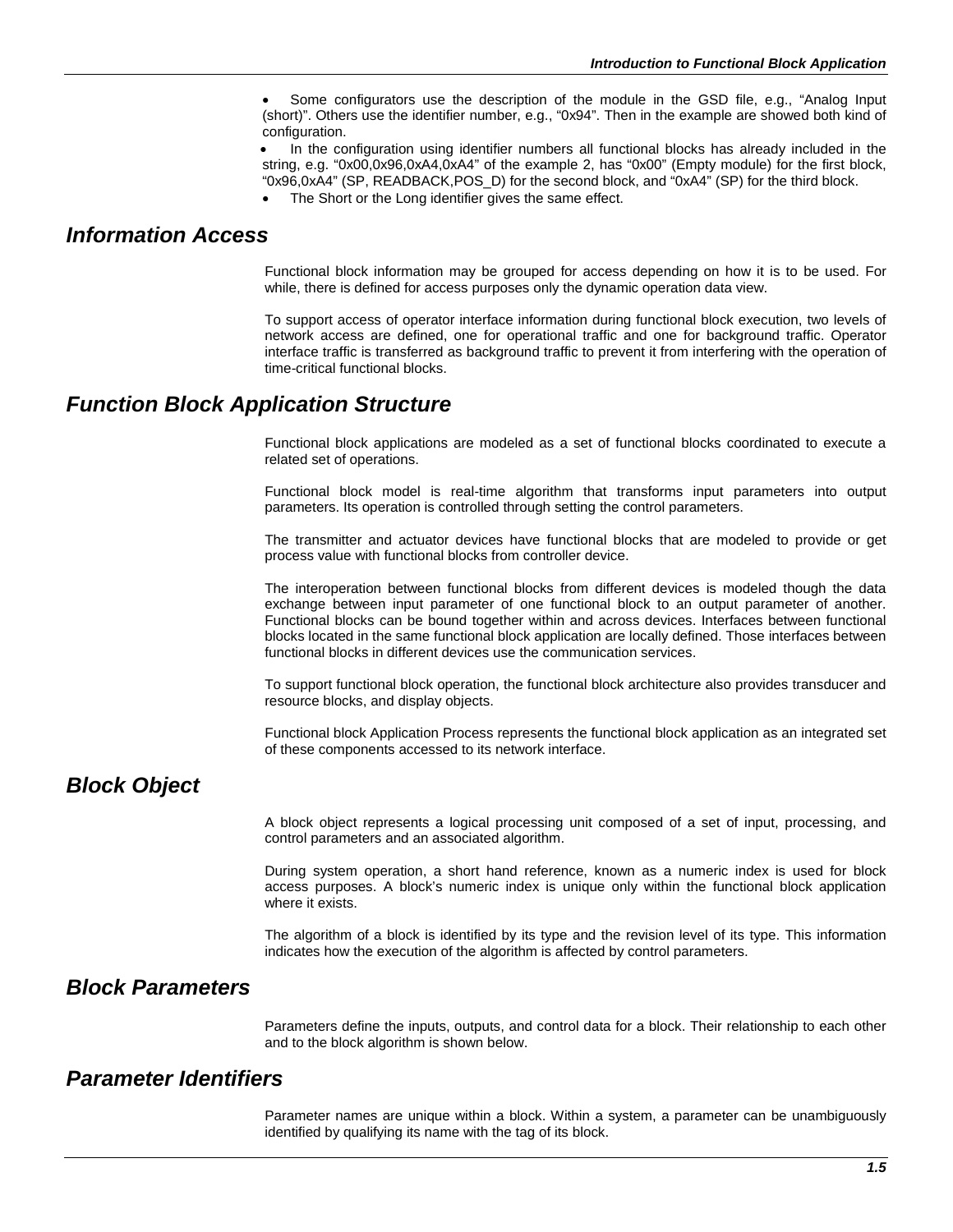- Some configurators use the description of the module in the GSD file, e.g., "Analog Input (short)". Others use the identifier number, e.g., "0x94". Then in the example are showed both kind of configuration.
- In the configuration using identifier numbers all functional blocks has already included in the string, e.g. "0x00,0x96,0xA4,0xA4" of the example 2, has "0x00" (Empty module) for the first block, "0x96,0xA4" (SP, READBACK,POS_D) for the second block, and "0xA4" (SP) for the third block.
- The Short or the Long identifier gives the same effect.

## Information Access

Functional block information may be grouped for access depending on how it is to be used. For while, there is defined for access purposes only the dynamic operation data view.

To support access of operator interface information during functional block execution, two levels of network access are defined, one for operational traffic and one for background traffic. Operator interface traffic is transferred as background traffic to prevent it from interfering with the operation of time-critical functional blocks.

## Function Block Application Structure

Functional block applications are modeled as a set of functional blocks coordinated to execute a related set of operations.

Functional block model is real-time algorithm that transforms input parameters into output parameters. Its operation is controlled through setting the control parameters.

The transmitter and actuator devices have functional blocks that are modeled to provide or get process value with functional blocks from controller device.

The interoperation between functional blocks from different devices is modeled though the data exchange between input parameter of one functional block to an output parameter of another. Functional blocks can be bound together within and across devices. Interfaces between functional blocks located in the same functional block application are locally defined. Those interfaces between functional blocks in different devices use the communication services.

To support functional block operation, the functional block architecture also provides transducer and resource blocks, and display objects.

Functional block Application Process represents the functional block application as an integrated set of these components accessed to its network interface.

## Block Object

A block object represents a logical processing unit composed of a set of input, processing, and control parameters and an associated algorithm.

During system operation, a short hand reference, known as a numeric index is used for block access purposes. A block's numeric index is unique only within the functional block application where it exists.

The algorithm of a block is identified by its type and the revision level of its type. This information indicates how the execution of the algorithm is affected by control parameters.

## Block Parameters

Parameters define the inputs, outputs, and control data for a block. Their relationship to each other and to the block algorithm is shown below.

## Parameter Identifiers

Parameter names are unique within a block. Within a system, a parameter can be unambiguously identified by qualifying its name with the tag of its block.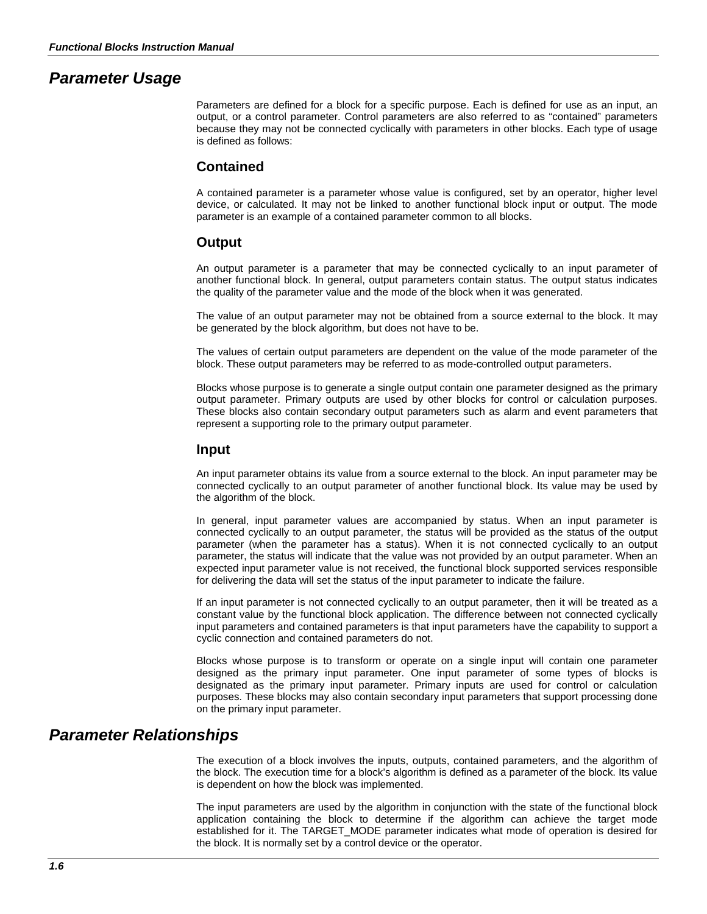## Parameter Usage

Parameters are defined for a block for a specific purpose. Each is defined for use as an input, an output, or a control parameter. Control parameters are also referred to as "contained" parameters because they may not be connected cyclically with parameters in other blocks. Each type of usage is defined as follows:

### Contained

A contained parameter is a parameter whose value is configured, set by an operator, higher level device, or calculated. It may not be linked to another functional block input or output. The mode parameter is an example of a contained parameter common to all blocks.

### Output

An output parameter is a parameter that may be connected cyclically to an input parameter of another functional block. In general, output parameters contain status. The output status indicates the quality of the parameter value and the mode of the block when it was generated.

The value of an output parameter may not be obtained from a source external to the block. It may be generated by the block algorithm, but does not have to be.

The values of certain output parameters are dependent on the value of the mode parameter of the block. These output parameters may be referred to as mode-controlled output parameters.

Blocks whose purpose is to generate a single output contain one parameter designed as the primary output parameter. Primary outputs are used by other blocks for control or calculation purposes. These blocks also contain secondary output parameters such as alarm and event parameters that represent a supporting role to the primary output parameter.

### Input

An input parameter obtains its value from a source external to the block. An input parameter may be connected cyclically to an output parameter of another functional block. Its value may be used by the algorithm of the block.

In general, input parameter values are accompanied by status. When an input parameter is connected cyclically to an output parameter, the status will be provided as the status of the output parameter (when the parameter has a status). When it is not connected cyclically to an output parameter, the status will indicate that the value was not provided by an output parameter. When an expected input parameter value is not received, the functional block supported services responsible for delivering the data will set the status of the input parameter to indicate the failure.

If an input parameter is not connected cyclically to an output parameter, then it will be treated as a constant value by the functional block application. The difference between not connected cyclically input parameters and contained parameters is that input parameters have the capability to support a cyclic connection and contained parameters do not.

Blocks whose purpose is to transform or operate on a single input will contain one parameter designed as the primary input parameter. One input parameter of some types of blocks is designated as the primary input parameter. Primary inputs are used for control or calculation purposes. These blocks may also contain secondary input parameters that support processing done on the primary input parameter.

## Parameter Relationships

The execution of a block involves the inputs, outputs, contained parameters, and the algorithm of the block. The execution time for a block's algorithm is defined as a parameter of the block. Its value is dependent on how the block was implemented.

The input parameters are used by the algorithm in conjunction with the state of the functional block application containing the block to determine if the algorithm can achieve the target mode established for it. The TARGET_MODE parameter indicates what mode of operation is desired for the block. It is normally set by a control device or the operator.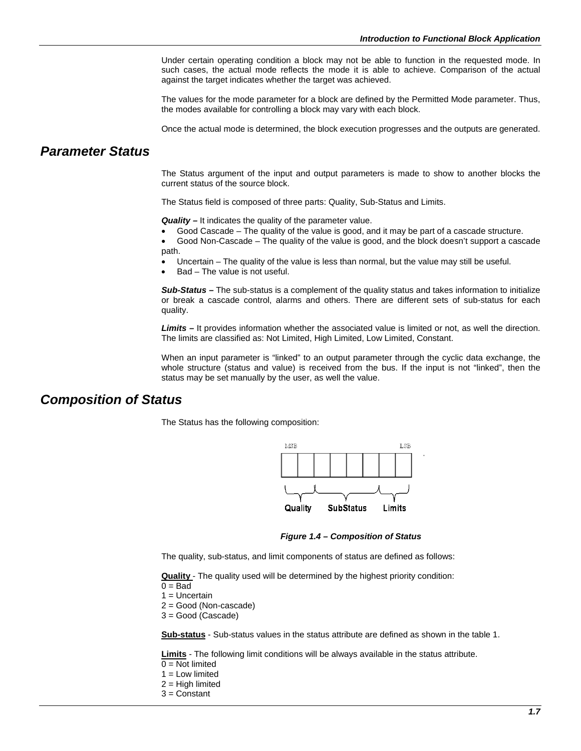Under certain operating condition a block may not be able to function in the requested mode. In such cases, the actual mode reflects the mode it is able to achieve. Comparison of the actual against the target indicates whether the target was achieved.

The values for the mode parameter for a block are defined by the Permitted Mode parameter. Thus, the modes available for controlling a block may vary with each block.

Once the actual mode is determined, the block execution progresses and the outputs are generated.

## Parameter Status

The Status argument of the input and output parameters is made to show to another blocks the current status of the source block.

The Status field is composed of three parts: Quality, Sub-Status and Limits.

***Quality –*** It indicates the quality of the parameter value.

- Good Cascade – The quality of the value is good, and it may be part of a cascade structure.
- Good Non-Cascade – The quality of the value is good, and the block doesn't support a cascade path.
- Uncertain – The quality of the value is less than normal, but the value may still be useful.
- Bad – The value is not useful.

***Sub-Status –*** The sub-status is a complement of the quality status and takes information to initialize or break a cascade control, alarms and others. There are different sets of sub-status for each quality.

***Limits –*** It provides information whether the associated value is limited or not, as well the direction. The limits are classified as: Not Limited, High Limited, Low Limited, Constant.

When an input parameter is "linked" to an output parameter through the cyclic data exchange, the whole structure (status and value) is received from the bus. If the input is not "linked", then the status may be set manually by the user, as well the value.

## Composition of Status

The Status has the following composition:

| MSB | | | | | | | LSB |
|---|---|---|---|---|---|---|---|
| Quality | | SubStatus | | | | Limits | |

***Figure 1.4 – Composition of Status***

The quality, sub-status, and limit components of status are defined as follows:

**Quality** - The quality used will be determined by the highest priority condition:
0 = Bad
1 = Uncertain
2 = Good (Non-cascade)
3 = Good (Cascade)

**Sub-status** - Sub-status values in the status attribute are defined as shown in the table 1.

**Limits** - The following limit conditions will be always available in the status attribute.
0 = Not limited
1 = Low limited
2 = High limited
3 = Constant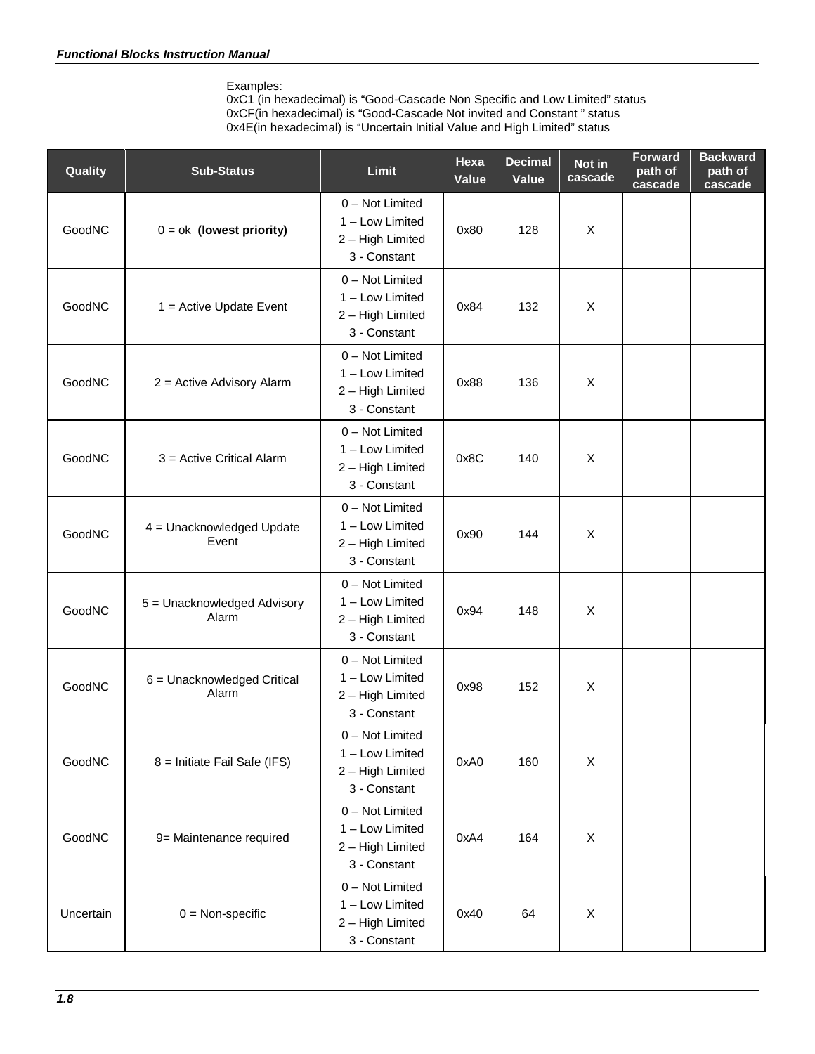Examples:
0xC1 (in hexadecimal) is “Good-Cascade Non Specific and Low Limited” status
0xCF(in hexadecimal) is “Good-Cascade Not invited and Constant ” status
0x4E(in hexadecimal) is “Uncertain Initial Value and High Limited” status

| Quality | Sub-Status | Limit | Hexa Value | Decimal Value | Not in cascade | Forward path of cascade | Backward path of cascade |
|---|---|---|---|---|---|---|---|
| GoodNC | 0 = ok **(lowest priority)** | 0 – Not Limited<br>1 – Low Limited<br>2 – High Limited<br>3 - Constant | 0x80 | 128 | X | | |
| GoodNC | 1 = Active Update Event | 0 – Not Limited<br>1 – Low Limited<br>2 – High Limited<br>3 - Constant | 0x84 | 132 | X | | |
| GoodNC | 2 = Active Advisory Alarm | 0 – Not Limited<br>1 – Low Limited<br>2 – High Limited<br>3 - Constant | 0x88 | 136 | X | | |
| GoodNC | 3 = Active Critical Alarm | 0 – Not Limited<br>1 – Low Limited<br>2 – High Limited<br>3 - Constant | 0x8C | 140 | X | | |
| GoodNC | 4 = Unacknowledged Update Event | 0 – Not Limited<br>1 – Low Limited<br>2 – High Limited<br>3 - Constant | 0x90 | 144 | X | | |
| GoodNC | 5 = Unacknowledged Advisory Alarm | 0 – Not Limited<br>1 – Low Limited<br>2 – High Limited<br>3 - Constant | 0x94 | 148 | X | | |
| GoodNC | 6 = Unacknowledged Critical Alarm | 0 – Not Limited<br>1 – Low Limited<br>2 – High Limited<br>3 - Constant | 0x98 | 152 | X | | |
| GoodNC | 8 = Initiate Fail Safe (IFS) | 0 – Not Limited<br>1 – Low Limited<br>2 – High Limited<br>3 - Constant | 0xA0 | 160 | X | | |
| GoodNC | 9= Maintenance required | 0 – Not Limited<br>1 – Low Limited<br>2 – High Limited<br>3 - Constant | 0xA4 | 164 | X | | |
| Uncertain | 0 = Non-specific | 0 – Not Limited<br>1 – Low Limited<br>2 – High Limited<br>3 - Constant | 0x40 | 64 | X | | |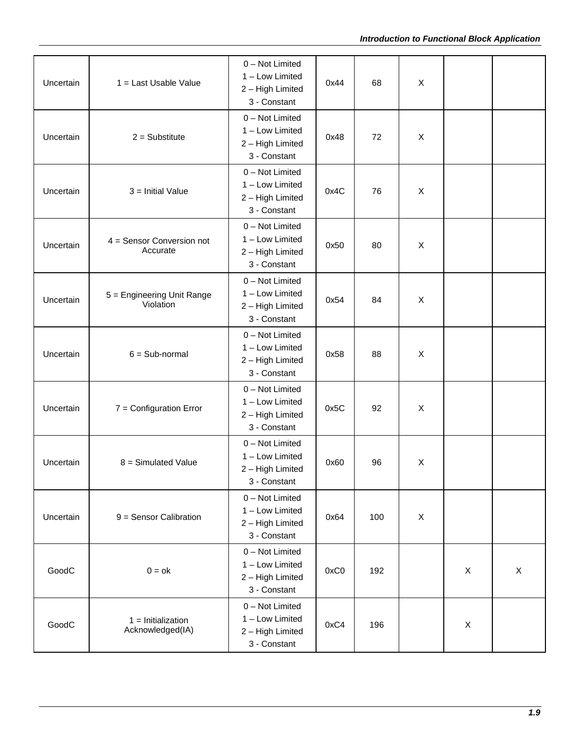| | | | | | | | |
|---|---|---|---|---|---|---|---|
| Uncertain | 1 = Last Usable Value | 0 – Not Limited<br>1 – Low Limited<br>2 – High Limited<br>3 - Constant | 0x44 | 68 | X | | |
| Uncertain | 2 = Substitute | 0 – Not Limited<br>1 – Low Limited<br>2 – High Limited<br>3 - Constant | 0x48 | 72 | X | | |
| Uncertain | 3 = Initial Value | 0 – Not Limited<br>1 – Low Limited<br>2 – High Limited<br>3 - Constant | 0x4C | 76 | X | | |
| Uncertain | 4 = Sensor Conversion not Accurate | 0 – Not Limited<br>1 – Low Limited<br>2 – High Limited<br>3 - Constant | 0x50 | 80 | X | | |
| Uncertain | 5 = Engineering Unit Range Violation | 0 – Not Limited<br>1 – Low Limited<br>2 – High Limited<br>3 - Constant | 0x54 | 84 | X | | |
| Uncertain | 6 = Sub-normal | 0 – Not Limited<br>1 – Low Limited<br>2 – High Limited<br>3 - Constant | 0x58 | 88 | X | | |
| Uncertain | 7 = Configuration Error | 0 – Not Limited<br>1 – Low Limited<br>2 – High Limited<br>3 - Constant | 0x5C | 92 | X | | |
| Uncertain | 8 = Simulated Value | 0 – Not Limited<br>1 – Low Limited<br>2 – High Limited<br>3 - Constant | 0x60 | 96 | X | | |
| Uncertain | 9 = Sensor Calibration | 0 – Not Limited<br>1 – Low Limited<br>2 – High Limited<br>3 - Constant | 0x64 | 100 | X | | |
| GoodC | 0 = ok | 0 – Not Limited<br>1 – Low Limited<br>2 – High Limited<br>3 - Constant | 0xC0 | 192 | | X | X |
| GoodC | 1 = Initialization Acknowledged(IA) | 0 – Not Limited<br>1 – Low Limited<br>2 – High Limited<br>3 - Constant | 0xC4 | 196 | | X | |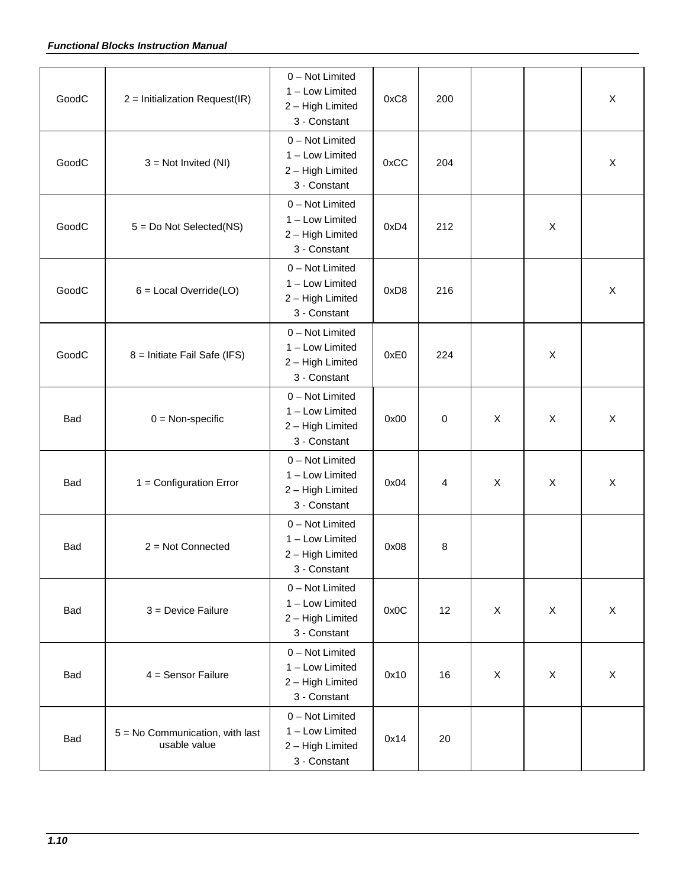| | | | | | | | |
|---|---|---|---|---|---|---|---|
| GoodC | 2 = Initialization Request(IR) | 0 – Not Limited<br>1 – Low Limited<br>2 – High Limited<br>3 - Constant | 0xC8 | 200 | | | X |
| GoodC | 3 = Not Invited (NI) | 0 – Not Limited<br>1 – Low Limited<br>2 – High Limited<br>3 - Constant | 0xCC | 204 | | | X |
| GoodC | 5 = Do Not Selected(NS) | 0 – Not Limited<br>1 – Low Limited<br>2 – High Limited<br>3 - Constant | 0xD4 | 212 | | X | |
| GoodC | 6 = Local Override(LO) | 0 – Not Limited<br>1 – Low Limited<br>2 – High Limited<br>3 - Constant | 0xD8 | 216 | | | X |
| GoodC | 8 = Initiate Fail Safe (IFS) | 0 – Not Limited<br>1 – Low Limited<br>2 – High Limited<br>3 - Constant | 0xE0 | 224 | | X | |
| Bad | 0 = Non-specific | 0 – Not Limited<br>1 – Low Limited<br>2 – High Limited<br>3 - Constant | 0x00 | 0 | X | X | X |
| Bad | 1 = Configuration Error | 0 – Not Limited<br>1 – Low Limited<br>2 – High Limited<br>3 - Constant | 0x04 | 4 | X | X | X |
| Bad | 2 = Not Connected | 0 – Not Limited<br>1 – Low Limited<br>2 – High Limited<br>3 - Constant | 0x08 | 8 | | | |
| Bad | 3 = Device Failure | 0 – Not Limited<br>1 – Low Limited<br>2 – High Limited<br>3 - Constant | 0x0C | 12 | X | X | X |
| Bad | 4 = Sensor Failure | 0 – Not Limited<br>1 – Low Limited<br>2 – High Limited<br>3 - Constant | 0x10 | 16 | X | X | X |
| Bad | 5 = No Communication, with last usable value | 0 – Not Limited<br>1 – Low Limited<br>2 – High Limited<br>3 - Constant | 0x14 | 20 | | | |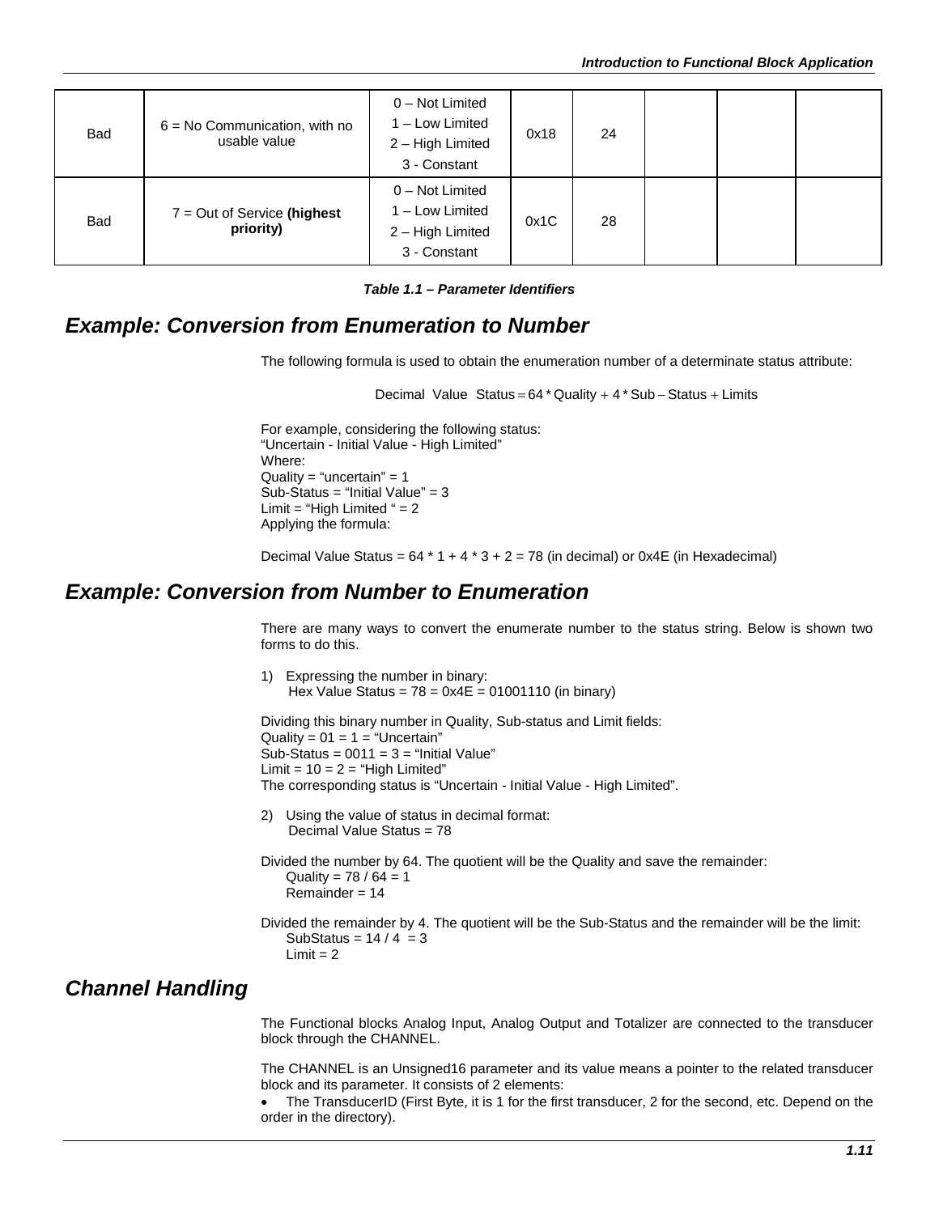| | | | | | | | |
|---|---|---|---|---|---|---|---|
| Bad | 6 = No Communication, with no usable value | 0 – Not Limited<br>1 – Low Limited<br>2 – High Limited<br>3 - Constant | 0x18 | 24 | | | |
| Bad | 7 = Out of Service **(highest priority)** | 0 – Not Limited<br>1 – Low Limited<br>2 – High Limited<br>3 - Constant | 0x1C | 28 | | | |

***Table 1.1 – Parameter Identifiers***

## *Example: Conversion from Enumeration to Number*

The following formula is used to obtain the enumeration number of a determinate status attribute:

$$\text{Decimal Value Status} = 64 * \text{Quality} + 4 * \text{Sub} - \text{Status} + \text{Limits}$$

For example, considering the following status:
"Uncertain - Initial Value - High Limited"
Where:
Quality = "uncertain" = 1
Sub-Status = "Initial Value" = 3
Limit = "High Limited " = 2
Applying the formula:

Decimal Value Status = 64 * 1 + 4 * 3 + 2 = 78 (in decimal) or 0x4E (in Hexadecimal)

## *Example: Conversion from Number to Enumeration*

There are many ways to convert the enumerate number to the status string. Below is shown two forms to do this.

1) Expressing the number in binary:
   Hex Value Status = 78 = 0x4E = 01001110 (in binary)

Dividing this binary number in Quality, Sub-status and Limit fields:
Quality = 01 = 1 = "Uncertain"
Sub-Status = 0011 = 3 = "Initial Value"
Limit = 10 = 2 = "High Limited"
The corresponding status is "Uncertain - Initial Value - High Limited".

2) Using the value of status in decimal format:
   Decimal Value Status = 78

Divided the number by 64. The quotient will be the Quality and save the remainder:
  Quality = 78 / 64 = 1
  Remainder = 14

Divided the remainder by 4. The quotient will be the Sub-Status and the remainder will be the limit:
  SubStatus = 14 / 4 = 3
  Limit = 2

## *Channel Handling*

The Functional blocks Analog Input, Analog Output and Totalizer are connected to the transducer block through the CHANNEL.

The CHANNEL is an Unsigned16 parameter and its value means a pointer to the related transducer block and its parameter. It consists of 2 elements:

- The TransducerID (First Byte, it is 1 for the first transducer, 2 for the second, etc. Depend on the order in the directory).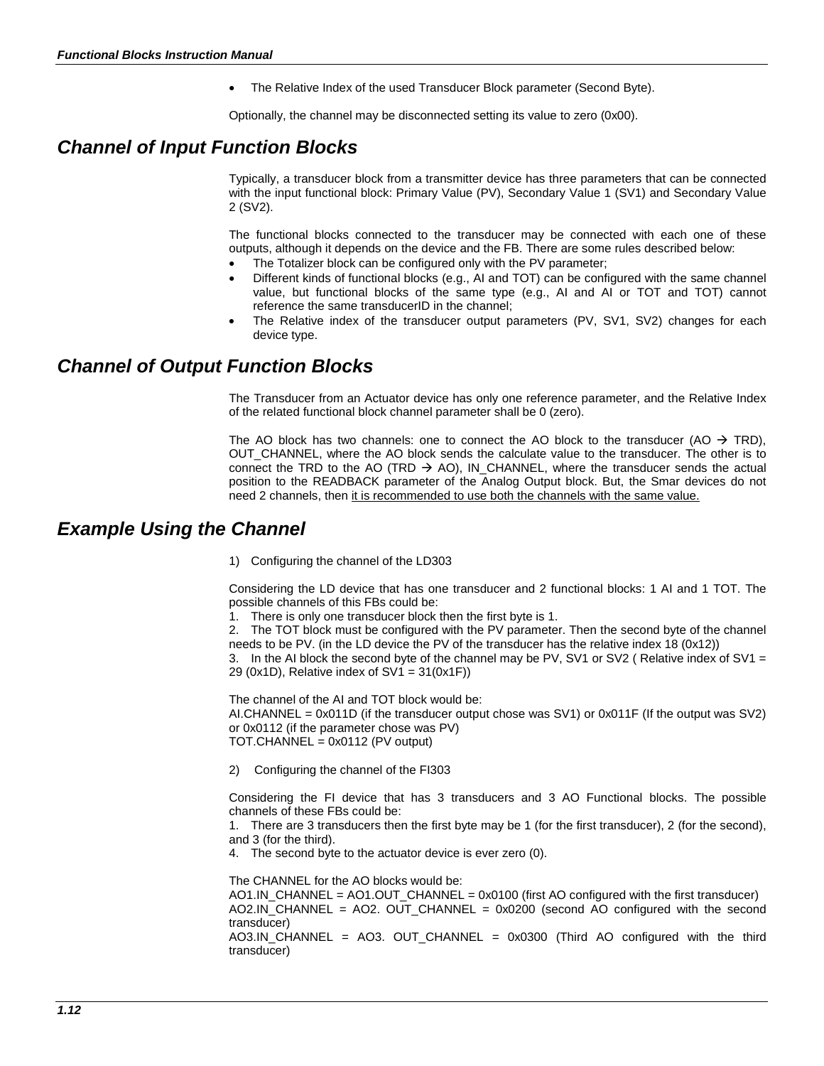- The Relative Index of the used Transducer Block parameter (Second Byte).

Optionally, the channel may be disconnected setting its value to zero (0x00).

## Channel of Input Function Blocks

Typically, a transducer block from a transmitter device has three parameters that can be connected with the input functional block: Primary Value (PV), Secondary Value 1 (SV1) and Secondary Value 2 (SV2).

The functional blocks connected to the transducer may be connected with each one of these outputs, although it depends on the device and the FB. There are some rules described below:

- The Totalizer block can be configured only with the PV parameter;
- Different kinds of functional blocks (e.g., AI and TOT) can be configured with the same channel value, but functional blocks of the same type (e.g., AI and AI or TOT and TOT) cannot reference the same transducerID in the channel;
- The Relative index of the transducer output parameters (PV, SV1, SV2) changes for each device type.

## Channel of Output Function Blocks

The Transducer from an Actuator device has only one reference parameter, and the Relative Index of the related functional block channel parameter shall be 0 (zero).

The AO block has two channels: one to connect the AO block to the transducer (AO → TRD), OUT_CHANNEL, where the AO block sends the calculate value to the transducer. The other is to connect the TRD to the AO (TRD → AO), IN_CHANNEL, where the transducer sends the actual position to the READBACK parameter of the Analog Output block. But, the Smar devices do not need 2 channels, then <u>it is recommended to use both the channels with the same value.</u>

## Example Using the Channel

1) Configuring the channel of the LD303

Considering the LD device that has one transducer and 2 functional blocks: 1 AI and 1 TOT. The possible channels of this FBs could be:

1. There is only one transducer block then the first byte is 1.
2. The TOT block must be configured with the PV parameter. Then the second byte of the channel needs to be PV. (in the LD device the PV of the transducer has the relative index 18 (0x12))
3. In the AI block the second byte of the channel may be PV, SV1 or SV2 ( Relative index of SV1 = 29 (0x1D), Relative index of SV1 = 31(0x1F))

The channel of the AI and TOT block would be:
AI.CHANNEL = 0x011D (if the transducer output chose was SV1) or 0x011F (If the output was SV2) or 0x0112 (if the parameter chose was PV)
TOT.CHANNEL = 0x0112 (PV output)

2) Configuring the channel of the FI303

Considering the FI device that has 3 transducers and 3 AO Functional blocks. The possible channels of these FBs could be:

1. There are 3 transducers then the first byte may be 1 (for the first transducer), 2 (for the second), and 3 (for the third).
4. The second byte to the actuator device is ever zero (0).

The CHANNEL for the AO blocks would be:
AO1.IN_CHANNEL = AO1.OUT_CHANNEL = 0x0100 (first AO configured with the first transducer)
AO2.IN_CHANNEL = AO2. OUT_CHANNEL = 0x0200 (second AO configured with the second transducer)
AO3.IN_CHANNEL = AO3. OUT_CHANNEL = 0x0300 (Third AO configured with the third transducer)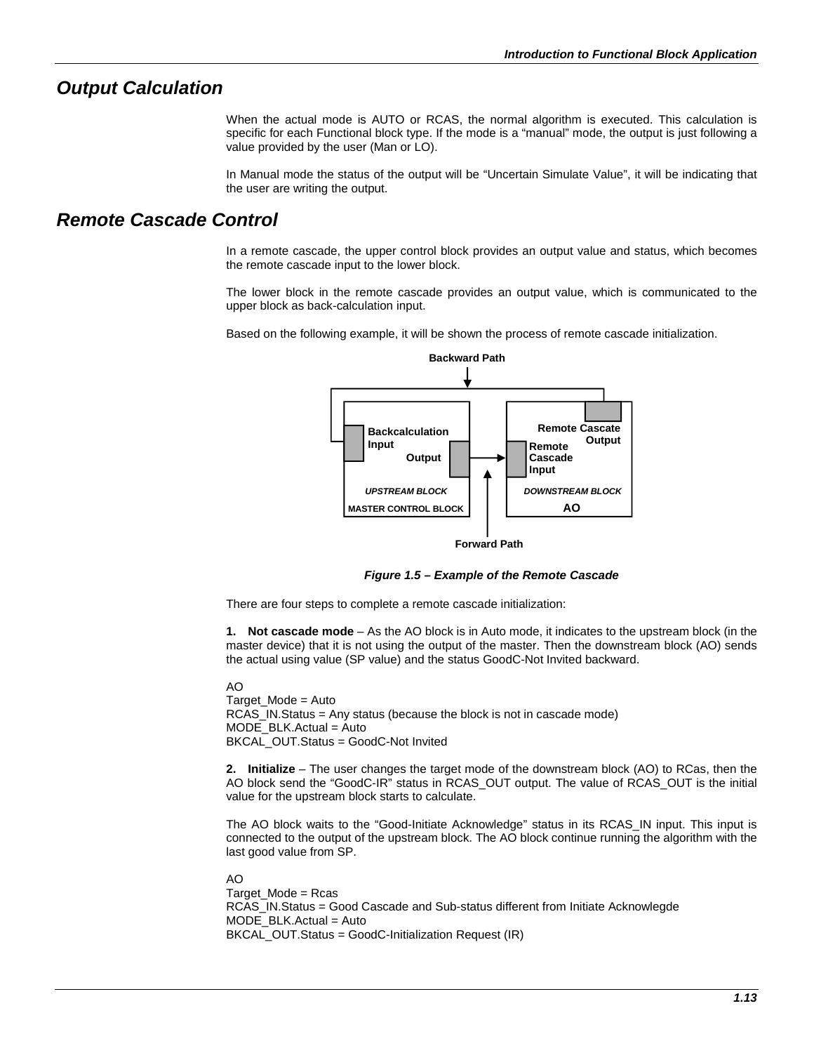## Output Calculation

When the actual mode is AUTO or RCAS, the normal algorithm is executed. This calculation is specific for each Functional block type. If the mode is a "manual" mode, the output is just following a value provided by the user (Man or LO).

In Manual mode the status of the output will be "Uncertain Simulate Value", it will be indicating that the user are writing the output.

## Remote Cascade Control

In a remote cascade, the upper control block provides an output value and status, which becomes the remote cascade input to the lower block.

The lower block in the remote cascade provides an output value, which is communicated to the upper block as back-calculation input.

Based on the following example, it will be shown the process of remote cascade initialization.

*Figure 1.5 – Example of the Remote Cascade*

There are four steps to complete a remote cascade initialization:

**1. Not cascade mode** – As the AO block is in Auto mode, it indicates to the upstream block (in the master device) that it is not using the output of the master. Then the downstream block (AO) sends the actual using value (SP value) and the status GoodC-Not Invited backward.

AO
Target_Mode = Auto
RCAS_IN.Status = Any status (because the block is not in cascade mode)
MODE_BLK.Actual = Auto
BKCAL_OUT.Status = GoodC-Not Invited

**2. Initialize** – The user changes the target mode of the downstream block (AO) to RCas, then the AO block send the "GoodC-IR" status in RCAS_OUT output. The value of RCAS_OUT is the initial value for the upstream block starts to calculate.

The AO block waits to the "Good-Initiate Acknowledge" status in its RCAS_IN input. This input is connected to the output of the upstream block. The AO block continue running the algorithm with the last good value from SP.

AO
Target_Mode = Rcas
RCAS_IN.Status = Good Cascade and Sub-status different from Initiate Acknowlegde
MODE_BLK.Actual = Auto
BKCAL_OUT.Status = GoodC-Initialization Request (IR)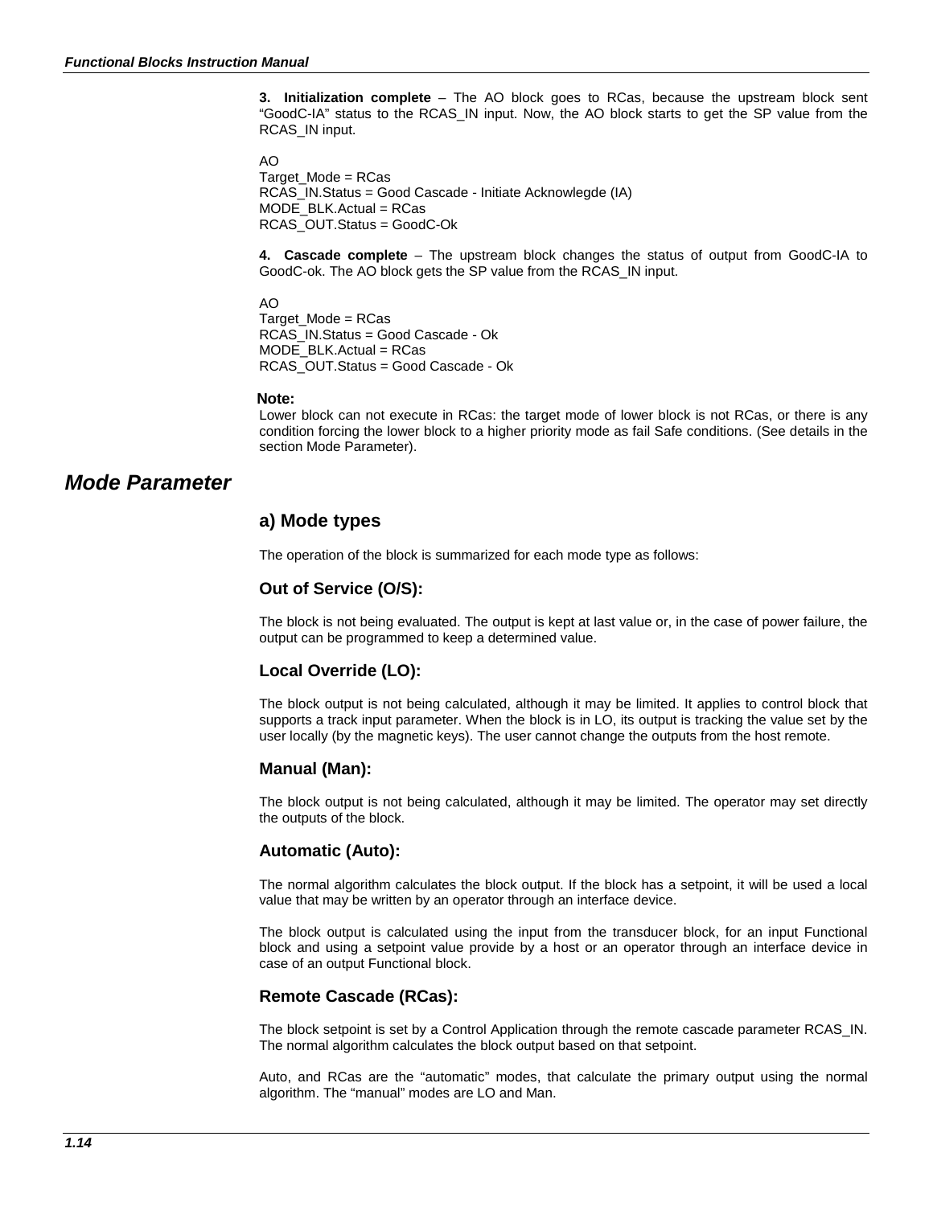**3. Initialization complete** – The AO block goes to RCas, because the upstream block sent "GoodC-IA" status to the RCAS_IN input. Now, the AO block starts to get the SP value from the RCAS_IN input.

AO
Target_Mode = RCas
RCAS_IN.Status = Good Cascade - Initiate Acknowlegde (IA)
MODE_BLK.Actual = RCas
RCAS_OUT.Status = GoodC-Ok

**4. Cascade complete** – The upstream block changes the status of output from GoodC-IA to GoodC-ok. The AO block gets the SP value from the RCAS_IN input.

AO
Target_Mode = RCas
RCAS_IN.Status = Good Cascade - Ok
MODE_BLK.Actual = RCas
RCAS_OUT.Status = Good Cascade - Ok

**Note:**
Lower block can not execute in RCas: the target mode of lower block is not RCas, or there is any condition forcing the lower block to a higher priority mode as fail Safe conditions. (See details in the section Mode Parameter).

# *Mode Parameter*

## a) Mode types

The operation of the block is summarized for each mode type as follows:

### Out of Service (O/S):

The block is not being evaluated. The output is kept at last value or, in the case of power failure, the output can be programmed to keep a determined value.

### Local Override (LO):

The block output is not being calculated, although it may be limited. It applies to control block that supports a track input parameter. When the block is in LO, its output is tracking the value set by the user locally (by the magnetic keys). The user cannot change the outputs from the host remote.

### Manual (Man):

The block output is not being calculated, although it may be limited. The operator may set directly the outputs of the block.

### Automatic (Auto):

The normal algorithm calculates the block output. If the block has a setpoint, it will be used a local value that may be written by an operator through an interface device.

The block output is calculated using the input from the transducer block, for an input Functional block and using a setpoint value provide by a host or an operator through an interface device in case of an output Functional block.

### Remote Cascade (RCas):

The block setpoint is set by a Control Application through the remote cascade parameter RCAS_IN. The normal algorithm calculates the block output based on that setpoint.

Auto, and RCas are the "automatic" modes, that calculate the primary output using the normal algorithm. The "manual" modes are LO and Man.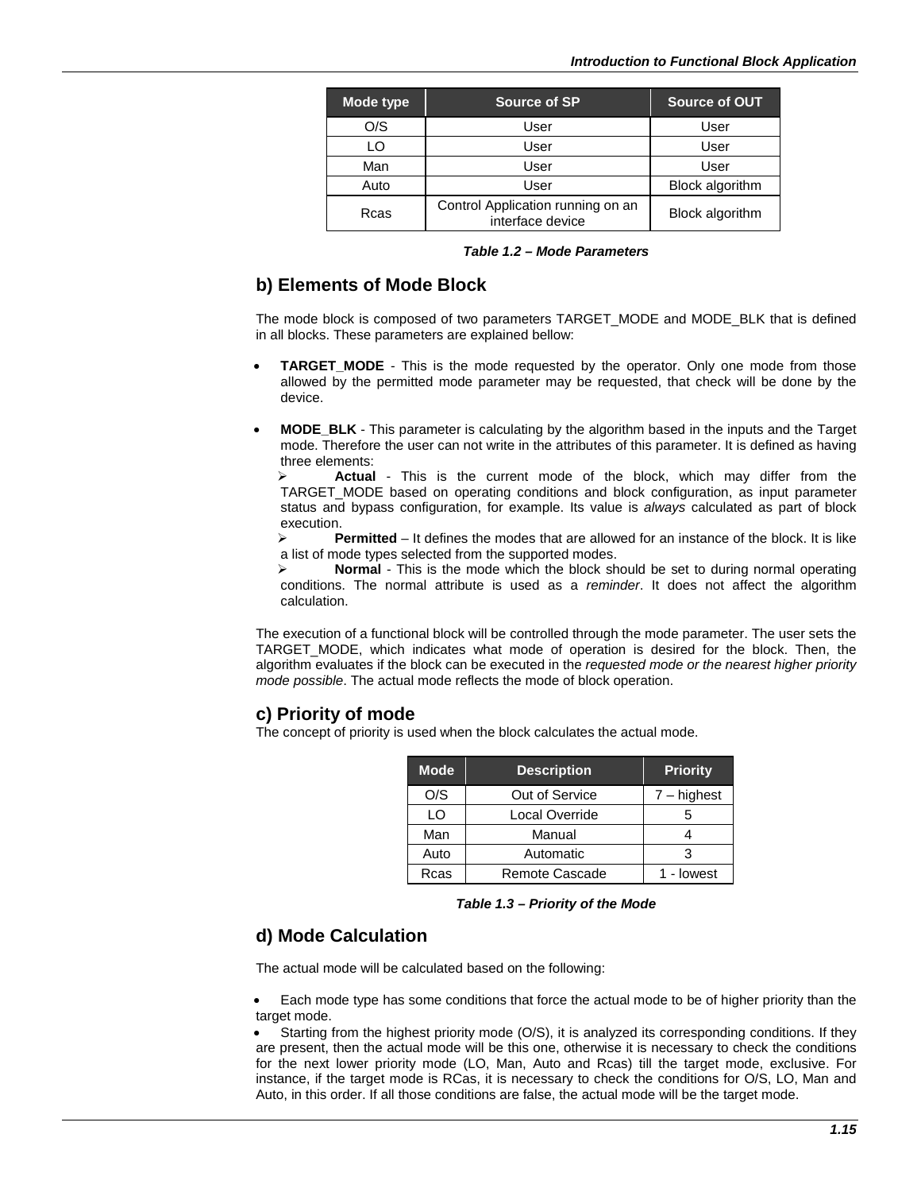| Mode type | Source of SP | Source of OUT |
|---|---|---|
| O/S | User | User |
| LO | User | User |
| Man | User | User |
| Auto | User | Block algorithm |
| Rcas | Control Application running on an interface device | Block algorithm |

***Table 1.2 – Mode Parameters***

## b) Elements of Mode Block

The mode block is composed of two parameters TARGET_MODE and MODE_BLK that is defined in all blocks. These parameters are explained bellow:

- **TARGET_MODE** - This is the mode requested by the operator. Only one mode from those allowed by the permitted mode parameter may be requested, that check will be done by the device.

- **MODE_BLK** - This parameter is calculating by the algorithm based in the inputs and the Target mode. Therefore the user can not write in the attributes of this parameter. It is defined as having three elements:
  - **Actual** - This is the current mode of the block, which may differ from the TARGET_MODE based on operating conditions and block configuration, as input parameter status and bypass configuration, for example. Its value is *always* calculated as part of block execution.
  - **Permitted** – It defines the modes that are allowed for an instance of the block. It is like a list of mode types selected from the supported modes.
  - **Normal** - This is the mode which the block should be set to during normal operating conditions. The normal attribute is used as a *reminder*. It does not affect the algorithm calculation.

The execution of a functional block will be controlled through the mode parameter. The user sets the TARGET_MODE, which indicates what mode of operation is desired for the block. Then, the algorithm evaluates if the block can be executed in the *requested mode or the nearest higher priority mode possible*. The actual mode reflects the mode of block operation.

## c) Priority of mode

The concept of priority is used when the block calculates the actual mode.

| Mode | Description | Priority |
|---|---|---|
| O/S | Out of Service | 7 – highest |
| LO | Local Override | 5 |
| Man | Manual | 4 |
| Auto | Automatic | 3 |
| Rcas | Remote Cascade | 1 - lowest |

***Table 1.3 – Priority of the Mode***

## d) Mode Calculation

The actual mode will be calculated based on the following:

- Each mode type has some conditions that force the actual mode to be of higher priority than the target mode.
- Starting from the highest priority mode (O/S), it is analyzed its corresponding conditions. If they are present, then the actual mode will be this one, otherwise it is necessary to check the conditions for the next lower priority mode (LO, Man, Auto and Rcas) till the target mode, exclusive. For instance, if the target mode is RCas, it is necessary to check the conditions for O/S, LO, Man and Auto, in this order. If all those conditions are false, the actual mode will be the target mode.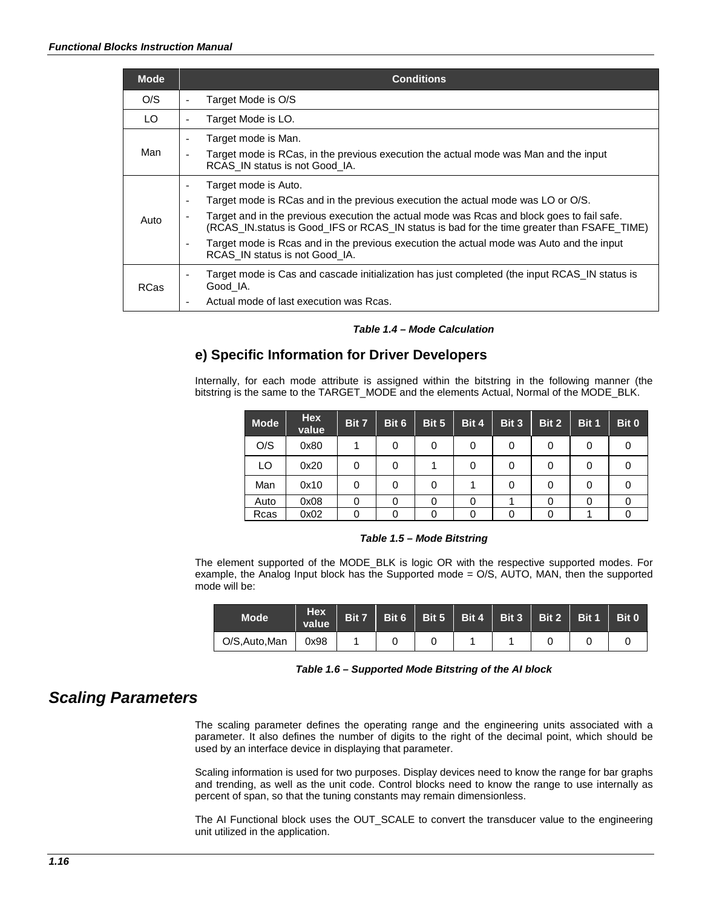| Mode | Conditions |
|---|---|
| O/S | - Target Mode is O/S |
| LO | - Target Mode is LO. |
| Man | - Target mode is Man.<br>- Target mode is RCas, in the previous execution the actual mode was Man and the input RCAS_IN status is not Good_IA. |
| Auto | - Target mode is Auto.<br>- Target mode is RCas and in the previous execution the actual mode was LO or O/S.<br>- Target and in the previous execution the actual mode was Rcas and block goes to fail safe. (RCAS_IN.status is Good_IFS or RCAS_IN status is bad for the time greater than FSAFE_TIME)<br>- Target mode is Rcas and in the previous execution the actual mode was Auto and the input RCAS_IN status is not Good_IA. |
| RCas | - Target mode is Cas and cascade initialization has just completed (the input RCAS_IN status is Good_IA.<br>- Actual mode of last execution was Rcas. |

***Table 1.4 – Mode Calculation***

## e) Specific Information for Driver Developers

Internally, for each mode attribute is assigned within the bitstring in the following manner (the bitstring is the same to the TARGET_MODE and the elements Actual, Normal of the MODE_BLK.

| Mode | Hex value | Bit 7 | Bit 6 | Bit 5 | Bit 4 | Bit 3 | Bit 2 | Bit 1 | Bit 0 |
|---|---|---|---|---|---|---|---|---|---|
| O/S | 0x80 | 1 | 0 | 0 | 0 | 0 | 0 | 0 | 0 |
| LO | 0x20 | 0 | 0 | 1 | 0 | 0 | 0 | 0 | 0 |
| Man | 0x10 | 0 | 0 | 0 | 1 | 0 | 0 | 0 | 0 |
| Auto | 0x08 | 0 | 0 | 0 | 0 | 1 | 0 | 0 | 0 |
| Rcas | 0x02 | 0 | 0 | 0 | 0 | 0 | 0 | 1 | 0 |

***Table 1.5 – Mode Bitstring***

The element supported of the MODE_BLK is logic OR with the respective supported modes. For example, the Analog Input block has the Supported mode = O/S, AUTO, MAN, then the supported mode will be:

| Mode | Hex value | Bit 7 | Bit 6 | Bit 5 | Bit 4 | Bit 3 | Bit 2 | Bit 1 | Bit 0 |
|---|---|---|---|---|---|---|---|---|---|
| O/S,Auto,Man | 0x98 | 1 | 0 | 0 | 1 | 1 | 0 | 0 | 0 |

***Table 1.6 – Supported Mode Bitstring of the AI block***

# *Scaling Parameters*

The scaling parameter defines the operating range and the engineering units associated with a parameter. It also defines the number of digits to the right of the decimal point, which should be used by an interface device in displaying that parameter.

Scaling information is used for two purposes. Display devices need to know the range for bar graphs and trending, as well as the unit code. Control blocks need to know the range to use internally as percent of span, so that the tuning constants may remain dimensionless.

The AI Functional block uses the OUT_SCALE to convert the transducer value to the engineering unit utilized in the application.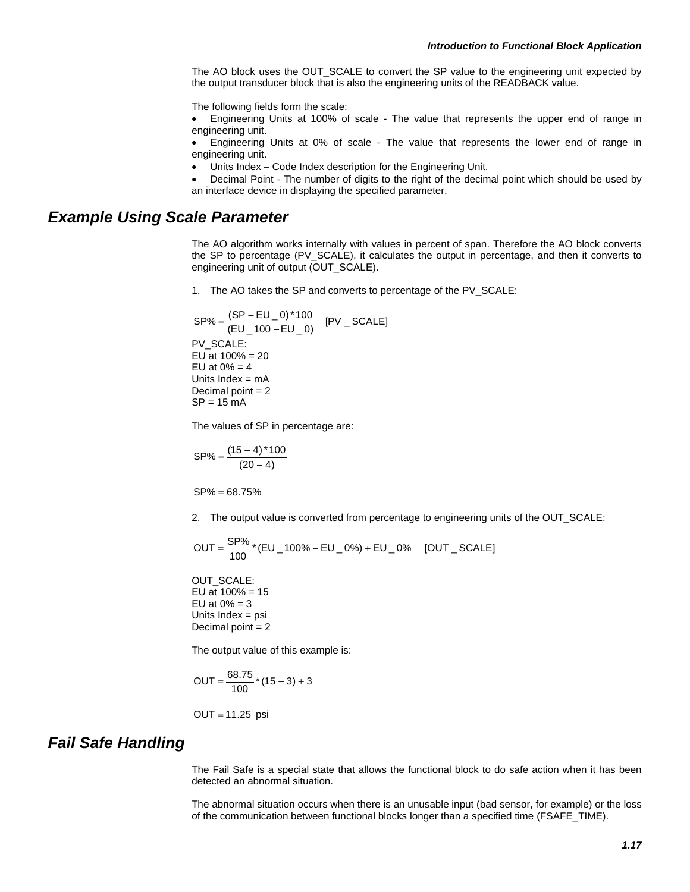The AO block uses the OUT_SCALE to convert the SP value to the engineering unit expected by the output transducer block that is also the engineering units of the READBACK value.

The following fields form the scale:

- Engineering Units at 100% of scale - The value that represents the upper end of range in engineering unit.
- Engineering Units at 0% of scale - The value that represents the lower end of range in engineering unit.
- Units Index – Code Index description for the Engineering Unit.
- Decimal Point - The number of digits to the right of the decimal point which should be used by an interface device in displaying the specified parameter.

## Example Using Scale Parameter

The AO algorithm works internally with values in percent of span. Therefore the AO block converts the SP to percentage (PV_SCALE), it calculates the output in percentage, and then it converts to engineering unit of output (OUT_SCALE).

1. The AO takes the SP and converts to percentage of the PV_SCALE:

$$SP\% = \frac{(SP - EU\_0)*100}{(EU\_100 - EU\_0)} \quad [PV\_SCALE]$$

PV_SCALE:
EU at 100% = 20
EU at 0% = 4
Units Index = mA
Decimal point = 2
SP = 15 mA

The values of SP in percentage are:

$$SP\% = \frac{(15 - 4)*100}{(20 - 4)}$$

$$SP\% = 68.75\%$$

2. The output value is converted from percentage to engineering units of the OUT_SCALE:

$$OUT = \frac{SP\%}{100}*(EU\_100\% - EU\_0\%) + EU\_0\% \quad [OUT\_SCALE]$$

OUT_SCALE:
EU at 100% = 15
EU at 0% = 3
Units Index = psi
Decimal point = 2

The output value of this example is:

$$OUT = \frac{68.75}{100}*(15 - 3) + 3$$

$$OUT = 11.25 \text{ psi}$$

## Fail Safe Handling

The Fail Safe is a special state that allows the functional block to do safe action when it has been detected an abnormal situation.

The abnormal situation occurs when there is an unusable input (bad sensor, for example) or the loss of the communication between functional blocks longer than a specified time (FSAFE_TIME).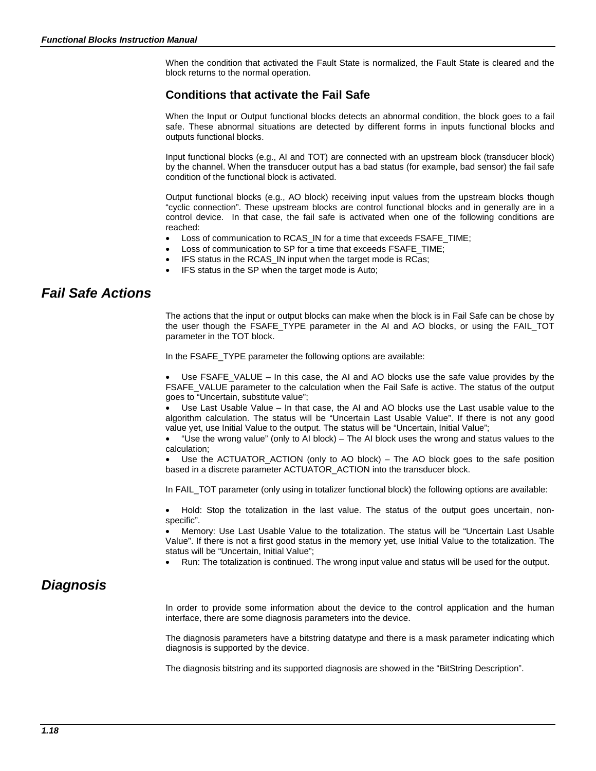When the condition that activated the Fault State is normalized, the Fault State is cleared and the block returns to the normal operation.

### Conditions that activate the Fail Safe

When the Input or Output functional blocks detects an abnormal condition, the block goes to a fail safe. These abnormal situations are detected by different forms in inputs functional blocks and outputs functional blocks.

Input functional blocks (e.g., AI and TOT) are connected with an upstream block (transducer block) by the channel. When the transducer output has a bad status (for example, bad sensor) the fail safe condition of the functional block is activated.

Output functional blocks (e.g., AO block) receiving input values from the upstream blocks though “cyclic connection”. These upstream blocks are control functional blocks and in generally are in a control device. In that case, the fail safe is activated when one of the following conditions are reached:

- Loss of communication to RCAS_IN for a time that exceeds FSAFE_TIME;
- Loss of communication to SP for a time that exceeds FSAFE_TIME;
- IFS status in the RCAS_IN input when the target mode is RCas;
- IFS status in the SP when the target mode is Auto;

## *Fail Safe Actions*

The actions that the input or output blocks can make when the block is in Fail Safe can be chose by the user though the FSAFE_TYPE parameter in the AI and AO blocks, or using the FAIL_TOT parameter in the TOT block.

In the FSAFE_TYPE parameter the following options are available:

- Use FSAFE_VALUE – In this case, the AI and AO blocks use the safe value provides by the FSAFE_VALUE parameter to the calculation when the Fail Safe is active. The status of the output goes to “Uncertain, substitute value”;
- Use Last Usable Value – In that case, the AI and AO blocks use the Last usable value to the algorithm calculation. The status will be “Uncertain Last Usable Value”. If there is not any good value yet, use Initial Value to the output. The status will be “Uncertain, Initial Value”;
- “Use the wrong value” (only to AI block) – The AI block uses the wrong and status values to the calculation;
- Use the ACTUATOR_ACTION (only to AO block) – The AO block goes to the safe position based in a discrete parameter ACTUATOR_ACTION into the transducer block.

In FAIL_TOT parameter (only using in totalizer functional block) the following options are available:

- Hold: Stop the totalization in the last value. The status of the output goes uncertain, non-specific”.
- Memory: Use Last Usable Value to the totalization. The status will be “Uncertain Last Usable Value”. If there is not a first good status in the memory yet, use Initial Value to the totalization. The status will be “Uncertain, Initial Value”;
- Run: The totalization is continued. The wrong input value and status will be used for the output.

## *Diagnosis*

In order to provide some information about the device to the control application and the human interface, there are some diagnosis parameters into the device.

The diagnosis parameters have a bitstring datatype and there is a mask parameter indicating which diagnosis is supported by the device.

The diagnosis bitstring and its supported diagnosis are showed in the “BitString Description”.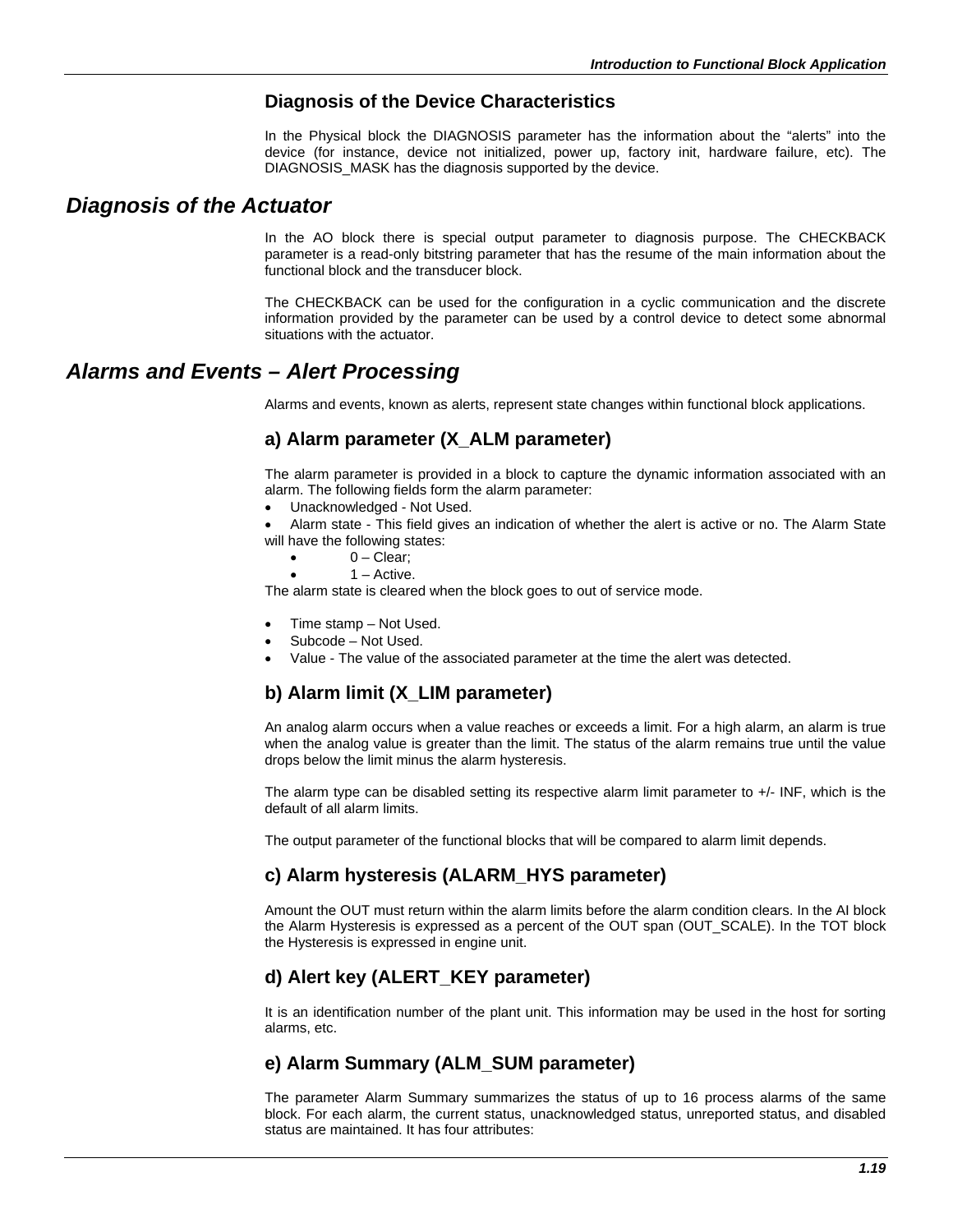### Diagnosis of the Device Characteristics

In the Physical block the DIAGNOSIS parameter has the information about the "alerts" into the device (for instance, device not initialized, power up, factory init, hardware failure, etc). The DIAGNOSIS_MASK has the diagnosis supported by the device.

## *Diagnosis of the Actuator*

In the AO block there is special output parameter to diagnosis purpose. The CHECKBACK parameter is a read-only bitstring parameter that has the resume of the main information about the functional block and the transducer block.

The CHECKBACK can be used for the configuration in a cyclic communication and the discrete information provided by the parameter can be used by a control device to detect some abnormal situations with the actuator.

## *Alarms and Events – Alert Processing*

Alarms and events, known as alerts, represent state changes within functional block applications.

### a) Alarm parameter (X_ALM parameter)

The alarm parameter is provided in a block to capture the dynamic information associated with an alarm. The following fields form the alarm parameter:

- Unacknowledged - Not Used.
- Alarm state - This field gives an indication of whether the alert is active or no. The Alarm State will have the following states:
    - 0 – Clear;
    - 1 – Active.

The alarm state is cleared when the block goes to out of service mode.

- Time stamp – Not Used.
- Subcode – Not Used.
- Value - The value of the associated parameter at the time the alert was detected.

### b) Alarm limit (X_LIM parameter)

An analog alarm occurs when a value reaches or exceeds a limit. For a high alarm, an alarm is true when the analog value is greater than the limit. The status of the alarm remains true until the value drops below the limit minus the alarm hysteresis.

The alarm type can be disabled setting its respective alarm limit parameter to +/- INF, which is the default of all alarm limits.

The output parameter of the functional blocks that will be compared to alarm limit depends.

### c) Alarm hysteresis (ALARM_HYS parameter)

Amount the OUT must return within the alarm limits before the alarm condition clears. In the AI block the Alarm Hysteresis is expressed as a percent of the OUT span (OUT_SCALE). In the TOT block the Hysteresis is expressed in engine unit.

### d) Alert key (ALERT_KEY parameter)

It is an identification number of the plant unit. This information may be used in the host for sorting alarms, etc.

### e) Alarm Summary (ALM_SUM parameter)

The parameter Alarm Summary summarizes the status of up to 16 process alarms of the same block. For each alarm, the current status, unacknowledged status, unreported status, and disabled status are maintained. It has four attributes: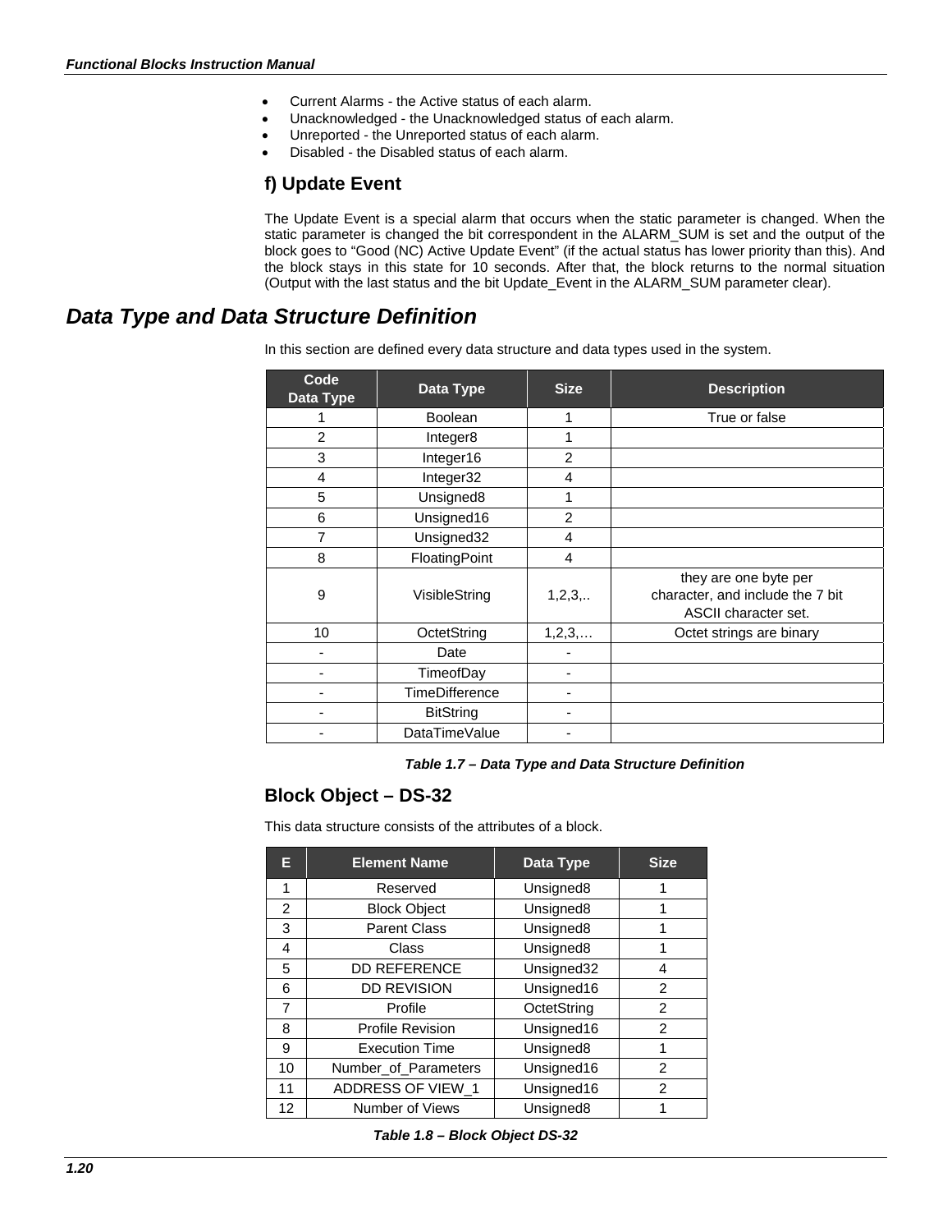- Current Alarms - the Active status of each alarm.
- Unacknowledged - the Unacknowledged status of each alarm.
- Unreported - the Unreported status of each alarm.
- Disabled - the Disabled status of each alarm.

### f) Update Event

The Update Event is a special alarm that occurs when the static parameter is changed. When the static parameter is changed the bit correspondent in the ALARM_SUM is set and the output of the block goes to “Good (NC) Active Update Event” (if the actual status has lower priority than this). And the block stays in this state for 10 seconds. After that, the block returns to the normal situation (Output with the last status and the bit Update_Event in the ALARM_SUM parameter clear).

## Data Type and Data Structure Definition

In this section are defined every data structure and data types used in the system.

| Code Data Type | Data Type | Size | Description |
|---|---|---|---|
| 1 | Boolean | 1 | True or false |
| 2 | Integer8 | 1 | |
| 3 | Integer16 | 2 | |
| 4 | Integer32 | 4 | |
| 5 | Unsigned8 | 1 | |
| 6 | Unsigned16 | 2 | |
| 7 | Unsigned32 | 4 | |
| 8 | FloatingPoint | 4 | |
| 9 | VisibleString | 1,2,3,.. | they are one byte per character, and include the 7 bit ASCII character set. |
| 10 | OctetString | 1,2,3,… | Octet strings are binary |
| - | Date | - | |
| - | TimeofDay | - | |
| - | TimeDifference | - | |
| - | BitString | - | |
| - | DataTimeValue | - | |

*Table 1.7 – Data Type and Data Structure Definition*

### Block Object – DS-32

This data structure consists of the attributes of a block.

| E | Element Name | Data Type | Size |
|---|---|---|---|
| 1 | Reserved | Unsigned8 | 1 |
| 2 | Block Object | Unsigned8 | 1 |
| 3 | Parent Class | Unsigned8 | 1 |
| 4 | Class | Unsigned8 | 1 |
| 5 | DD REFERENCE | Unsigned32 | 4 |
| 6 | DD REVISION | Unsigned16 | 2 |
| 7 | Profile | OctetString | 2 |
| 8 | Profile Revision | Unsigned16 | 2 |
| 9 | Execution Time | Unsigned8 | 1 |
| 10 | Number_of_Parameters | Unsigned16 | 2 |
| 11 | ADDRESS OF VIEW_1 | Unsigned16 | 2 |
| 12 | Number of Views | Unsigned8 | 1 |

*Table 1.8 – Block Object DS-32*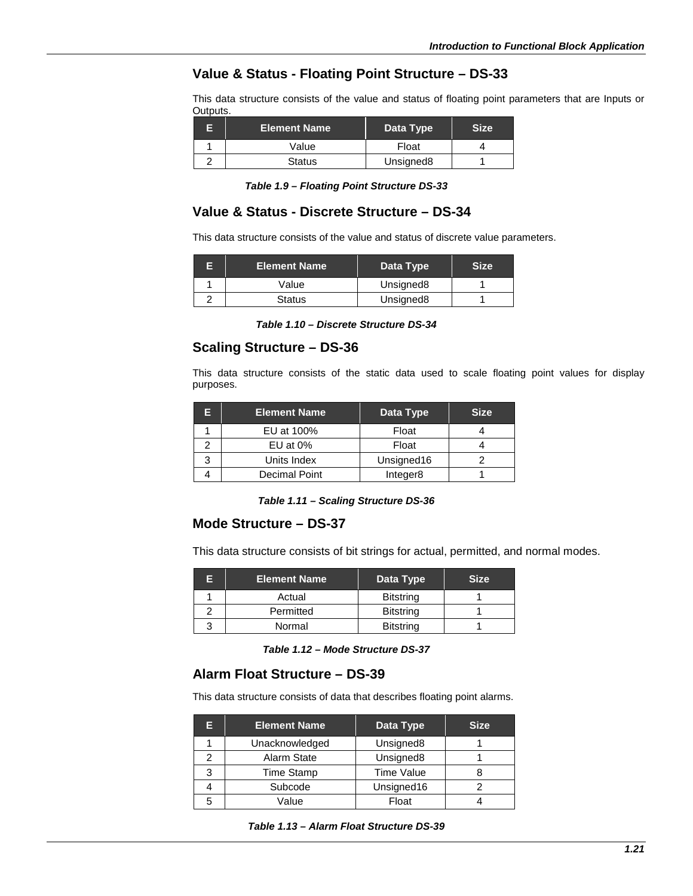## Value & Status - Floating Point Structure – DS-33

This data structure consists of the value and status of floating point parameters that are Inputs or Outputs.

| E | Element Name | Data Type | Size |
|---|---|---|---|
| 1 | Value | Float | 4 |
| 2 | Status | Unsigned8 | 1 |

***Table 1.9 – Floating Point Structure DS-33***

## Value & Status - Discrete Structure – DS-34

This data structure consists of the value and status of discrete value parameters.

| E | Element Name | Data Type | Size |
|---|---|---|---|
| 1 | Value | Unsigned8 | 1 |
| 2 | Status | Unsigned8 | 1 |

***Table 1.10 – Discrete Structure DS-34***

## Scaling Structure – DS-36

This data structure consists of the static data used to scale floating point values for display purposes.

| E | Element Name | Data Type | Size |
|---|---|---|---|
| 1 | EU at 100% | Float | 4 |
| 2 | EU at 0% | Float | 4 |
| 3 | Units Index | Unsigned16 | 2 |
| 4 | Decimal Point | Integer8 | 1 |

***Table 1.11 – Scaling Structure DS-36***

## Mode Structure – DS-37

This data structure consists of bit strings for actual, permitted, and normal modes.

| E | Element Name | Data Type | Size |
|---|---|---|---|
| 1 | Actual | Bitstring | 1 |
| 2 | Permitted | Bitstring | 1 |
| 3 | Normal | Bitstring | 1 |

***Table 1.12 – Mode Structure DS-37***

## Alarm Float Structure – DS-39

This data structure consists of data that describes floating point alarms.

| E | Element Name | Data Type | Size |
|---|---|---|---|
| 1 | Unacknowledged | Unsigned8 | 1 |
| 2 | Alarm State | Unsigned8 | 1 |
| 3 | Time Stamp | Time Value | 8 |
| 4 | Subcode | Unsigned16 | 2 |
| 5 | Value | Float | 4 |

***Table 1.13 – Alarm Float Structure DS-39***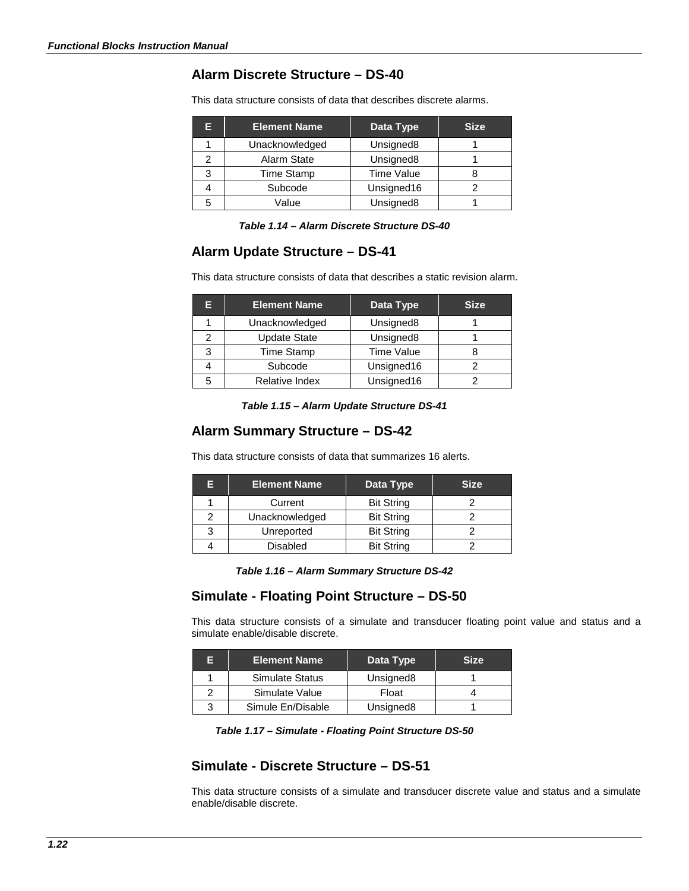## Alarm Discrete Structure – DS-40

This data structure consists of data that describes discrete alarms.

| E | Element Name | Data Type | Size |
|---|---|---|---|
| 1 | Unacknowledged | Unsigned8 | 1 |
| 2 | Alarm State | Unsigned8 | 1 |
| 3 | Time Stamp | Time Value | 8 |
| 4 | Subcode | Unsigned16 | 2 |
| 5 | Value | Unsigned8 | 1 |

***Table 1.14 – Alarm Discrete Structure DS-40***

## Alarm Update Structure – DS-41

This data structure consists of data that describes a static revision alarm.

| E | Element Name | Data Type | Size |
|---|---|---|---|
| 1 | Unacknowledged | Unsigned8 | 1 |
| 2 | Update State | Unsigned8 | 1 |
| 3 | Time Stamp | Time Value | 8 |
| 4 | Subcode | Unsigned16 | 2 |
| 5 | Relative Index | Unsigned16 | 2 |

***Table 1.15 – Alarm Update Structure DS-41***

## Alarm Summary Structure – DS-42

This data structure consists of data that summarizes 16 alerts.

| E | Element Name | Data Type | Size |
|---|---|---|---|
| 1 | Current | Bit String | 2 |
| 2 | Unacknowledged | Bit String | 2 |
| 3 | Unreported | Bit String | 2 |
| 4 | Disabled | Bit String | 2 |

***Table 1.16 – Alarm Summary Structure DS-42***

## Simulate - Floating Point Structure – DS-50

This data structure consists of a simulate and transducer floating point value and status and a simulate enable/disable discrete.

| E | Element Name | Data Type | Size |
|---|---|---|---|
| 1 | Simulate Status | Unsigned8 | 1 |
| 2 | Simulate Value | Float | 4 |
| 3 | Simule En/Disable | Unsigned8 | 1 |

***Table 1.17 – Simulate - Floating Point Structure DS-50***

## Simulate - Discrete Structure – DS-51

This data structure consists of a simulate and transducer discrete value and status and a simulate enable/disable discrete.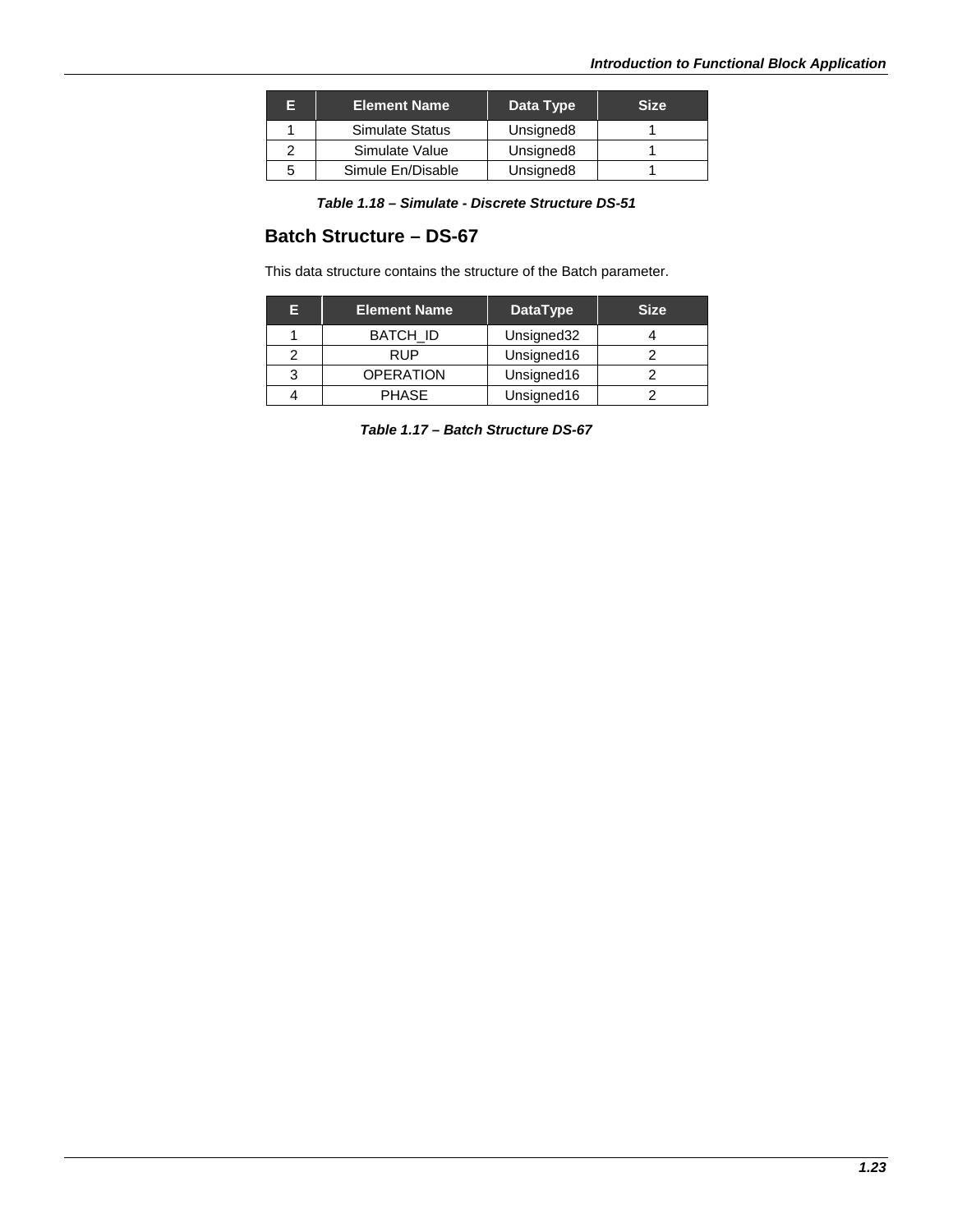| E | Element Name | Data Type | Size |
|---|---|---|---|
| 1 | Simulate Status | Unsigned8 | 1 |
| 2 | Simulate Value | Unsigned8 | 1 |
| 5 | Simule En/Disable | Unsigned8 | 1 |

***Table 1.18 – Simulate - Discrete Structure DS-51***

## Batch Structure – DS-67

This data structure contains the structure of the Batch parameter.

| E | Element Name | DataType | Size |
|---|---|---|---|
| 1 | BATCH_ID | Unsigned32 | 4 |
| 2 | RUP | Unsigned16 | 2 |
| 3 | OPERATION | Unsigned16 | 2 |
| 4 | PHASE | Unsigned16 | 2 |

***Table 1.17 – Batch Structure DS-67***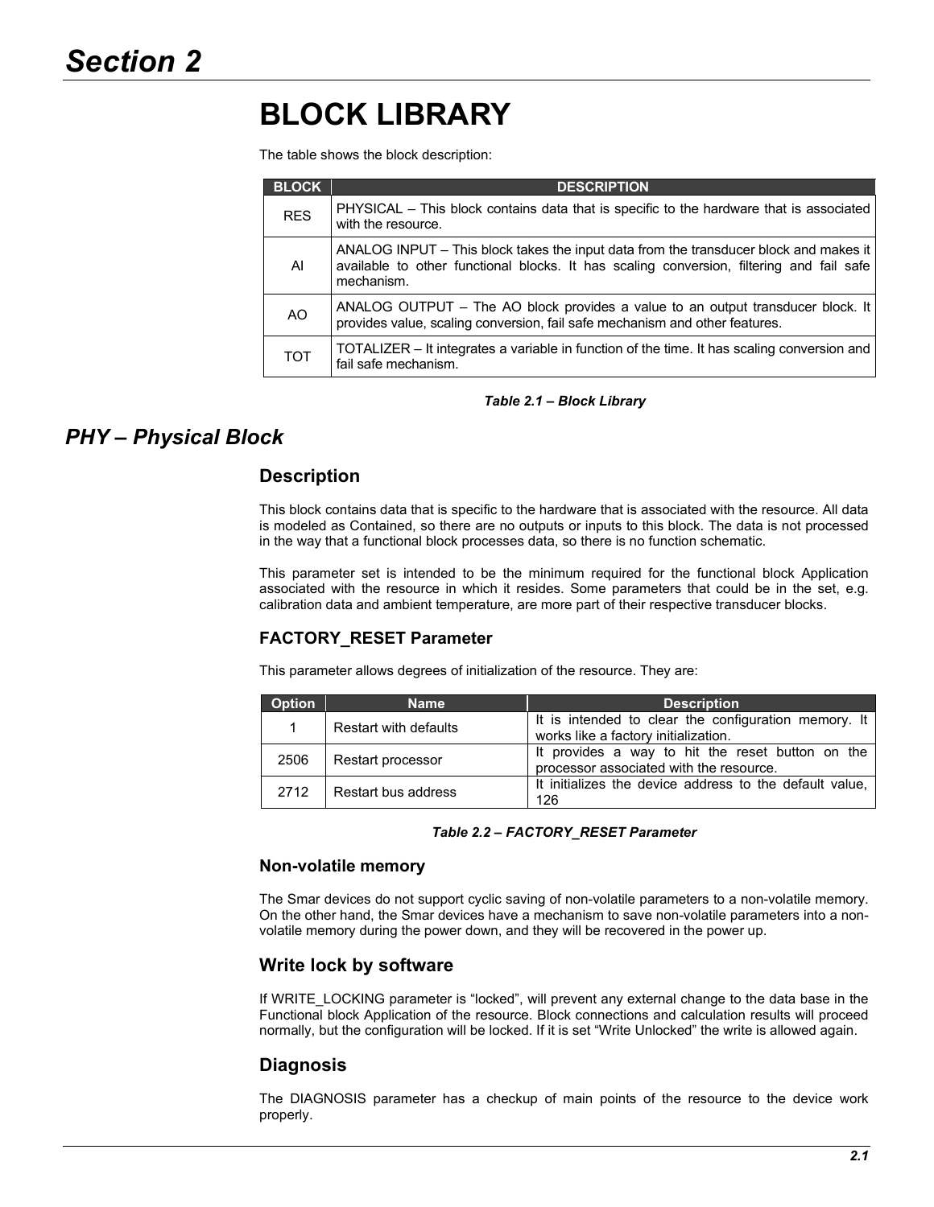# Section 2

# BLOCK LIBRARY

The table shows the block description:

| BLOCK | DESCRIPTION |
|---|---|
| RES | PHYSICAL – This block contains data that is specific to the hardware that is associated with the resource. |
| AI | ANALOG INPUT – This block takes the input data from the transducer block and makes it available to other functional blocks. It has scaling conversion, filtering and fail safe mechanism. |
| AO | ANALOG OUTPUT – The AO block provides a value to an output transducer block. It provides value, scaling conversion, fail safe mechanism and other features. |
| TOT | TOTALIZER – It integrates a variable in function of the time. It has scaling conversion and fail safe mechanism. |

***Table 2.1 – Block Library***

## PHY – Physical Block

### Description

This block contains data that is specific to the hardware that is associated with the resource. All data is modeled as Contained, so there are no outputs or inputs to this block. The data is not processed in the way that a functional block processes data, so there is no function schematic.

This parameter set is intended to be the minimum required for the functional block Application associated with the resource in which it resides. Some parameters that could be in the set, e.g. calibration data and ambient temperature, are more part of their respective transducer blocks.

### FACTORY_RESET Parameter

This parameter allows degrees of initialization of the resource. They are:

| Option | Name | Description |
|---|---|---|
| 1 | Restart with defaults | It is intended to clear the configuration memory. It works like a factory initialization. |
| 2506 | Restart processor | It provides a way to hit the reset button on the processor associated with the resource. |
| 2712 | Restart bus address | It initializes the device address to the default value, 126 |

***Table 2.2 – FACTORY_RESET Parameter***

### Non-volatile memory

The Smar devices do not support cyclic saving of non-volatile parameters to a non-volatile memory. On the other hand, the Smar devices have a mechanism to save non-volatile parameters into a non-volatile memory during the power down, and they will be recovered in the power up.

### Write lock by software

If WRITE_LOCKING parameter is "locked", will prevent any external change to the data base in the Functional block Application of the resource. Block connections and calculation results will proceed normally, but the configuration will be locked. If it is set "Write Unlocked" the write is allowed again.

### Diagnosis

The DIAGNOSIS parameter has a checkup of main points of the resource to the device work properly.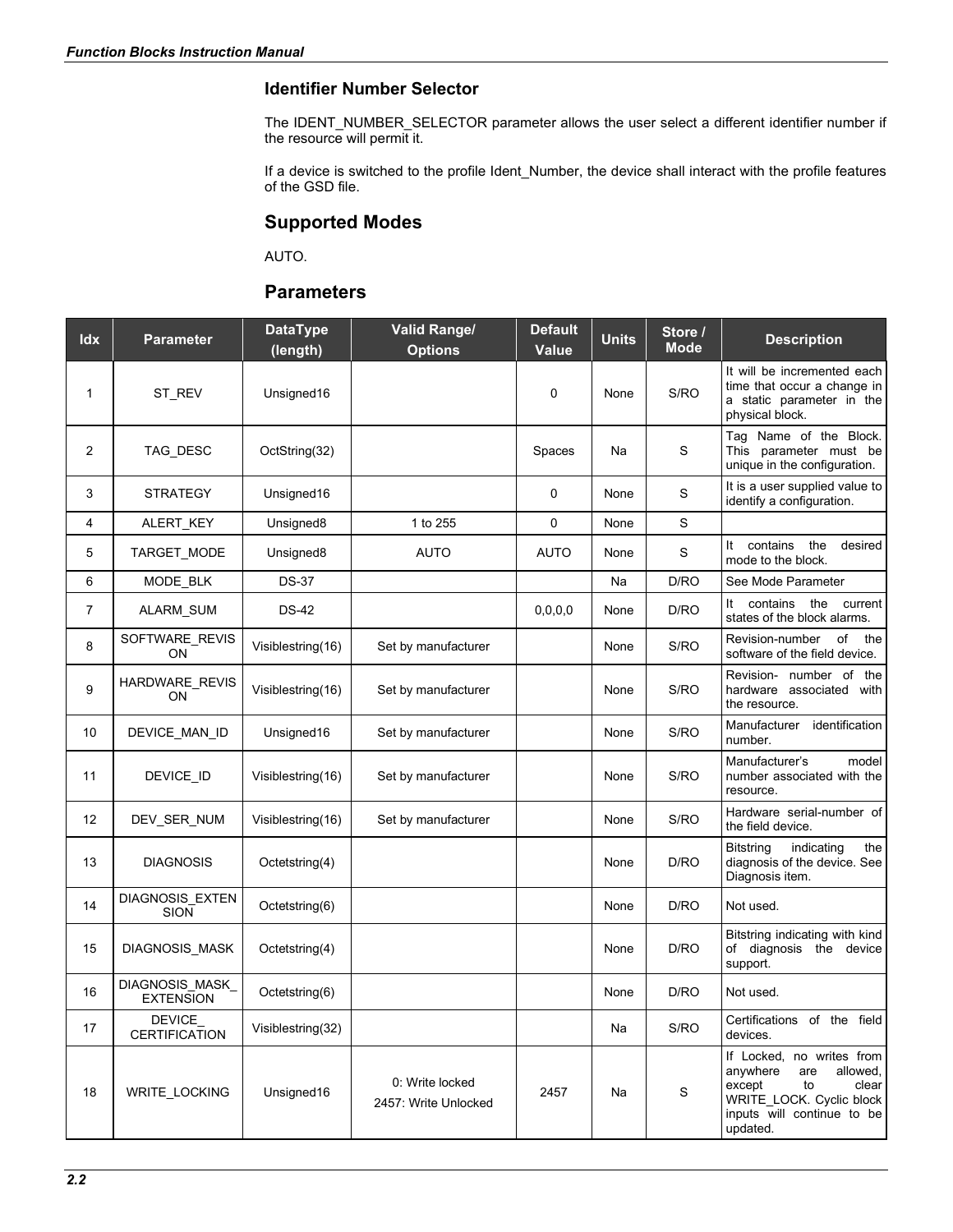### Identifier Number Selector

The IDENT_NUMBER_SELECTOR parameter allows the user select a different identifier number if the resource will permit it.

If a device is switched to the profile Ident_Number, the device shall interact with the profile features of the GSD file.

### Supported Modes

AUTO.

### Parameters

| Idx | Parameter | DataType (length) | Valid Range/ Options | Default Value | Units | Store / Mode | Description |
|---|---|---|---|---|---|---|---|
| 1 | ST_REV | Unsigned16 | | 0 | None | S/RO | It will be incremented each time that occur a change in a static parameter in the physical block. |
| 2 | TAG_DESC | OctString(32) | | Spaces | Na | S | Tag Name of the Block. This parameter must be unique in the configuration. |
| 3 | STRATEGY | Unsigned16 | | 0 | None | S | It is a user supplied value to identify a configuration. |
| 4 | ALERT_KEY | Unsigned8 | 1 to 255 | 0 | None | S | |
| 5 | TARGET_MODE | Unsigned8 | AUTO | AUTO | None | S | It contains the desired mode to the block. |
| 6 | MODE_BLK | DS-37 | | | Na | D/RO | See Mode Parameter |
| 7 | ALARM_SUM | DS-42 | | 0,0,0,0 | None | D/RO | It contains the current states of the block alarms. |
| 8 | SOFTWARE_REVISION | Visiblestring(16) | Set by manufacturer | | None | S/RO | Revision-number of the software of the field device. |
| 9 | HARDWARE_REVISION | Visiblestring(16) | Set by manufacturer | | None | S/RO | Revision- number of the hardware associated with the resource. |
| 10 | DEVICE_MAN_ID | Unsigned16 | Set by manufacturer | | None | S/RO | Manufacturer identification number. |
| 11 | DEVICE_ID | Visiblestring(16) | Set by manufacturer | | None | S/RO | Manufacturer's model number associated with the resource. |
| 12 | DEV_SER_NUM | Visiblestring(16) | Set by manufacturer | | None | S/RO | Hardware serial-number of the field device. |
| 13 | DIAGNOSIS | Octetstring(4) | | | None | D/RO | Bitstring indicating the diagnosis of the device. See Diagnosis item. |
| 14 | DIAGNOSIS_EXTENSION | Octetstring(6) | | | None | D/RO | Not used. |
| 15 | DIAGNOSIS_MASK | Octetstring(4) | | | None | D/RO | Bitstring indicating with kind of diagnosis the device support. |
| 16 | DIAGNOSIS_MASK_EXTENSION | Octetstring(6) | | | None | D/RO | Not used. |
| 17 | DEVICE_CERTIFICATION | Visiblestring(32) | | | Na | S/RO | Certifications of the field devices. |
| 18 | WRITE_LOCKING | Unsigned16 | 0: Write locked<br>2457: Write Unlocked | 2457 | Na | S | If Locked, no writes from anywhere are allowed, except to clear WRITE_LOCK. Cyclic block inputs will continue to be updated. |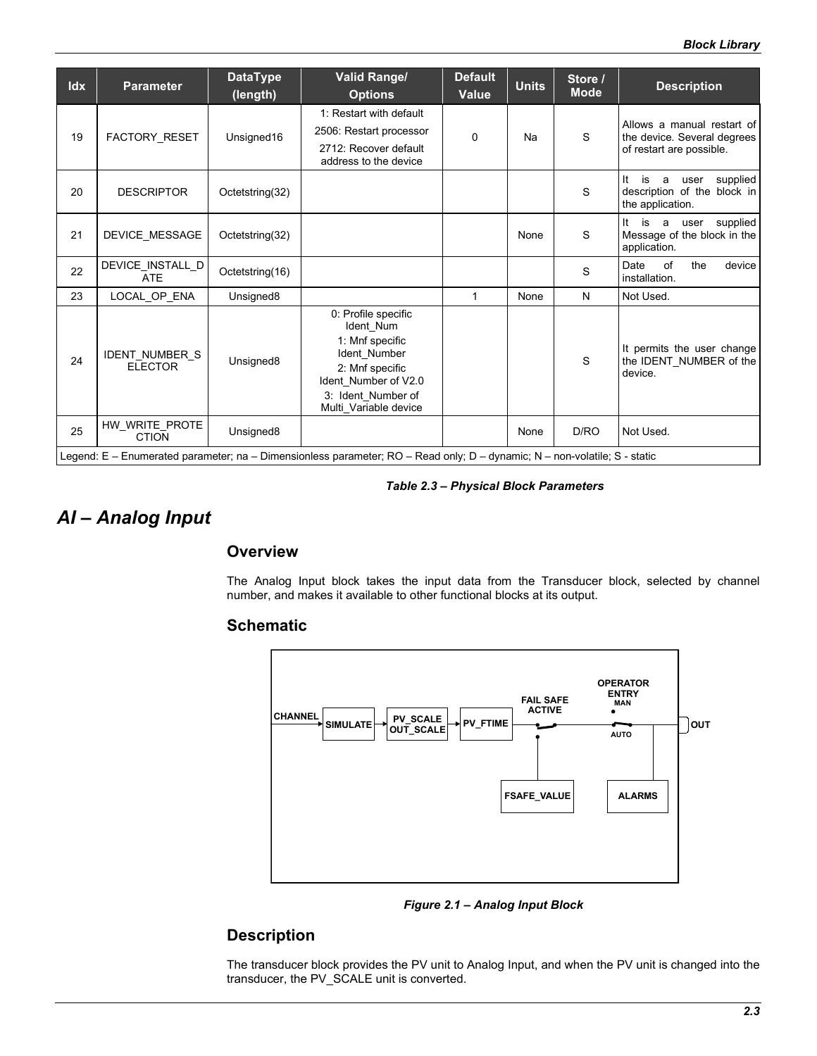| Idx | Parameter | DataType (length) | Valid Range/ Options | Default Value | Units | Store / Mode | Description |
|---|---|---|---|---|---|---|---|
| 19 | FACTORY_RESET | Unsigned16 | 1: Restart with default<br>2506: Restart processor<br>2712: Recover default address to the device | 0 | Na | S | Allows a manual restart of the device. Several degrees of restart are possible. |
| 20 | DESCRIPTOR | Octetstring(32) | | | | S | It is a user supplied description of the block in the application. |
| 21 | DEVICE_MESSAGE | Octetstring(32) | | | None | S | It is a user supplied Message of the block in the application. |
| 22 | DEVICE_INSTALL_DATE | Octetstring(16) | | | | S | Date of the device installation. |
| 23 | LOCAL_OP_ENA | Unsigned8 | | 1 | None | N | Not Used. |
| 24 | IDENT_NUMBER_SELECTOR | Unsigned8 | 0: Profile specific Ident_Num<br>1: Mnf specific Ident_Number<br>2: Mnf specific Ident_Number of V2.0<br>3: Ident_Number of Multi_Variable device | | | S | It permits the user change the IDENT_NUMBER of the device. |
| 25 | HW_WRITE_PROTECTION | Unsigned8 | | | None | D/RO | Not Used. |

Legend: E – Enumerated parameter; na – Dimensionless parameter; RO – Read only; D – dynamic; N – non-volatile; S - static

*Table 2.3 – Physical Block Parameters*

# AI – Analog Input

## Overview

The Analog Input block takes the input data from the Transducer block, selected by channel number, and makes it available to other functional blocks at its output.

## Schematic

CHANNEL → SIMULATE → PV_SCALE OUT_SCALE → PV_FTIME → FAIL SAFE ACTIVE (FSAFE_VALUE) → OPERATOR ENTRY MAN / AUTO → OUT (ALARMS)

*Figure 2.1 – Analog Input Block*

## Description

The transducer block provides the PV unit to Analog Input, and when the PV unit is changed into the transducer, the PV_SCALE unit is converted.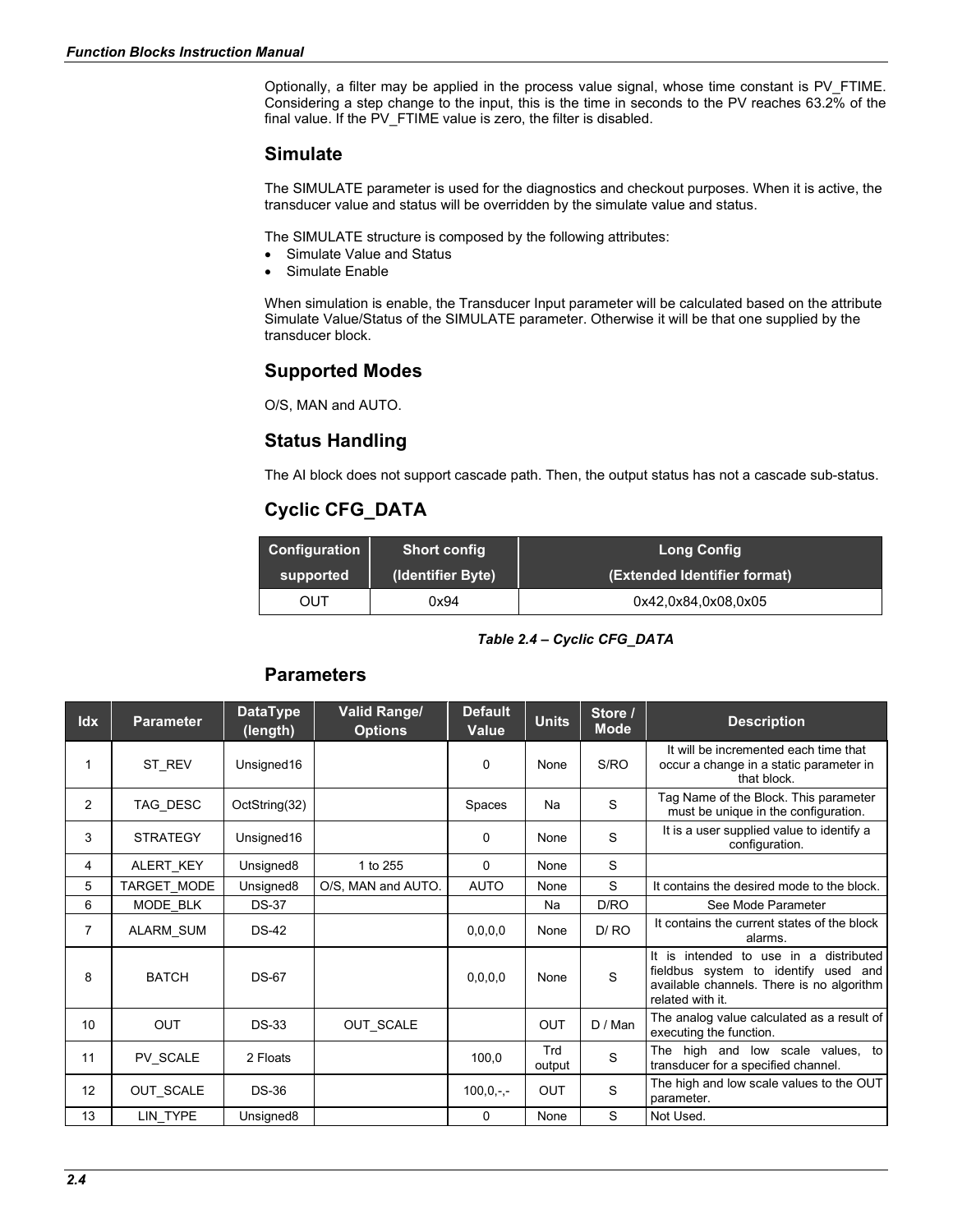Optionally, a filter may be applied in the process value signal, whose time constant is PV_FTIME. Considering a step change to the input, this is the time in seconds to the PV reaches 63.2% of the final value. If the PV_FTIME value is zero, the filter is disabled.

## Simulate

The SIMULATE parameter is used for the diagnostics and checkout purposes. When it is active, the transducer value and status will be overridden by the simulate value and status.

The SIMULATE structure is composed by the following attributes:

- Simulate Value and Status
- Simulate Enable

When simulation is enable, the Transducer Input parameter will be calculated based on the attribute Simulate Value/Status of the SIMULATE parameter. Otherwise it will be that one supplied by the transducer block.

## Supported Modes

O/S, MAN and AUTO.

## Status Handling

The AI block does not support cascade path. Then, the output status has not a cascade sub-status.

## Cyclic CFG_DATA

| Configuration supported | Short config (Identifier Byte) | Long Config (Extended Identifier format) |
|---|---|---|
| OUT | 0x94 | 0x42,0x84,0x08,0x05 |

*Table 2.4 – Cyclic CFG_DATA*

## Parameters

| Idx | Parameter | DataType (length) | Valid Range/ Options | Default Value | Units | Store / Mode | Description |
|---|---|---|---|---|---|---|---|
| 1 | ST_REV | Unsigned16 | | 0 | None | S/RO | It will be incremented each time that occur a change in a static parameter in that block. |
| 2 | TAG_DESC | OctString(32) | | Spaces | Na | S | Tag Name of the Block. This parameter must be unique in the configuration. |
| 3 | STRATEGY | Unsigned16 | | 0 | None | S | It is a user supplied value to identify a configuration. |
| 4 | ALERT_KEY | Unsigned8 | 1 to 255 | 0 | None | S | |
| 5 | TARGET_MODE | Unsigned8 | O/S, MAN and AUTO. | AUTO | None | S | It contains the desired mode to the block. |
| 6 | MODE_BLK | DS-37 | | | Na | D/RO | See Mode Parameter |
| 7 | ALARM_SUM | DS-42 | | 0,0,0,0 | None | D/ RO | It contains the current states of the block alarms. |
| 8 | BATCH | DS-67 | | 0,0,0,0 | None | S | It is intended to use in a distributed fieldbus system to identify used and available channels. There is no algorithm related with it. |
| 10 | OUT | DS-33 | OUT_SCALE | | OUT | D / Man | The analog value calculated as a result of executing the function. |
| 11 | PV_SCALE | 2 Floats | | 100,0 | Trd output | S | The high and low scale values, to transducer for a specified channel. |
| 12 | OUT_SCALE | DS-36 | | 100,0,-,- | OUT | S | The high and low scale values to the OUT parameter. |
| 13 | LIN_TYPE | Unsigned8 | | 0 | None | S | Not Used. |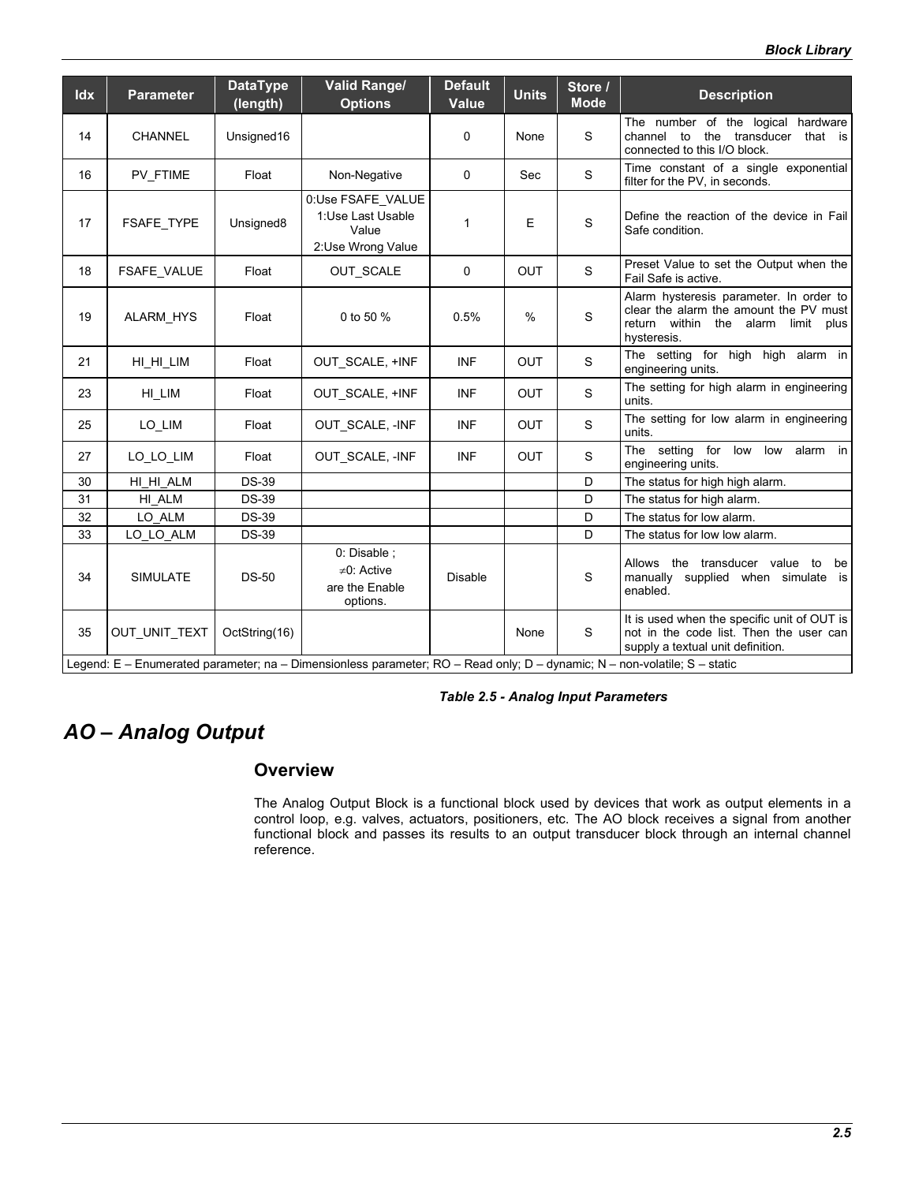| Idx | Parameter | DataType (length) | Valid Range/ Options | Default Value | Units | Store / Mode | Description |
|---|---|---|---|---|---|---|---|
| 14 | CHANNEL | Unsigned16 | | 0 | None | S | The number of the logical hardware channel to the transducer that is connected to this I/O block. |
| 16 | PV_FTIME | Float | Non-Negative | 0 | Sec | S | Time constant of a single exponential filter for the PV, in seconds. |
| 17 | FSAFE_TYPE | Unsigned8 | 0:Use FSAFE_VALUE 1:Use Last Usable Value 2:Use Wrong Value | 1 | E | S | Define the reaction of the device in Fail Safe condition. |
| 18 | FSAFE_VALUE | Float | OUT_SCALE | 0 | OUT | S | Preset Value to set the Output when the Fail Safe is active. |
| 19 | ALARM_HYS | Float | 0 to 50 % | 0.5% | % | S | Alarm hysteresis parameter. In order to clear the alarm the amount the PV must return within the alarm limit plus hysteresis. |
| 21 | HI_HI_LIM | Float | OUT_SCALE, +INF | INF | OUT | S | The setting for high high alarm in engineering units. |
| 23 | HI_LIM | Float | OUT_SCALE, +INF | INF | OUT | S | The setting for high alarm in engineering units. |
| 25 | LO_LIM | Float | OUT_SCALE, -INF | INF | OUT | S | The setting for low alarm in engineering units. |
| 27 | LO_LO_LIM | Float | OUT_SCALE, -INF | INF | OUT | S | The setting for low low alarm in engineering units. |
| 30 | HI_HI_ALM | DS-39 | | | | D | The status for high high alarm. |
| 31 | HI_ALM | DS-39 | | | | D | The status for high alarm. |
| 32 | LO_ALM | DS-39 | | | | D | The status for low alarm. |
| 33 | LO_LO_ALM | DS-39 | | | | D | The status for low low alarm. |
| 34 | SIMULATE | DS-50 | 0: Disable ; ≠0: Active are the Enable options. | Disable | | S | Allows the transducer value to be manually supplied when simulate is enabled. |
| 35 | OUT_UNIT_TEXT | OctString(16) | | | None | S | It is used when the specific unit of OUT is not in the code list. Then the user can supply a textual unit definition. |

Legend: E – Enumerated parameter; na – Dimensionless parameter; RO – Read only; D – dynamic; N – non-volatile; S – static

*Table 2.5 - Analog Input Parameters*

# AO – Analog Output

## Overview

The Analog Output Block is a functional block used by devices that work as output elements in a control loop, e.g. valves, actuators, positioners, etc. The AO block receives a signal from another functional block and passes its results to an output transducer block through an internal channel reference.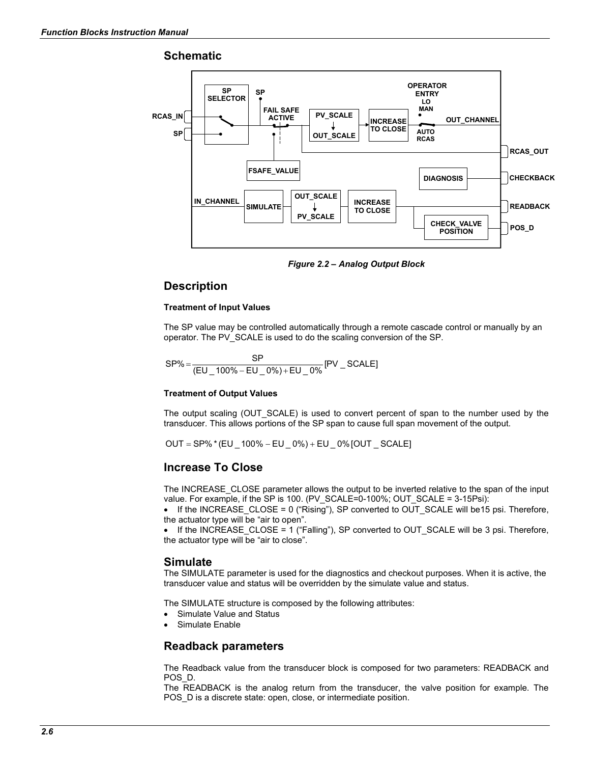## Schematic

*Figure 2.2 – Analog Output Block*

## Description

**Treatment of Input Values**

The SP value may be controlled automatically through a remote cascade control or manually by an operator. The PV_SCALE is used to do the scaling conversion of the SP.

$$SP\% = \frac{SP}{(EU\_100\% - EU\_0\%) + EU\_0\%} [PV\_SCALE]$$

**Treatment of Output Values**

The output scaling (OUT_SCALE) is used to convert percent of span to the number used by the transducer. This allows portions of the SP span to cause full span movement of the output.

$$OUT = SP\% * (EU\_100\% - EU\_0\%) + EU\_0\% [OUT\_SCALE]$$

## Increase To Close

The INCREASE_CLOSE parameter allows the output to be inverted relative to the span of the input value. For example, if the SP is 100. (PV_SCALE=0-100%; OUT_SCALE = 3-15Psi):

- If the INCREASE_CLOSE = 0 ("Rising"), SP converted to OUT_SCALE will be15 psi. Therefore, the actuator type will be "air to open".
- If the INCREASE_CLOSE = 1 ("Falling"), SP converted to OUT_SCALE will be 3 psi. Therefore, the actuator type will be "air to close".

## Simulate

The SIMULATE parameter is used for the diagnostics and checkout purposes. When it is active, the transducer value and status will be overridden by the simulate value and status.

The SIMULATE structure is composed by the following attributes:

- Simulate Value and Status
- Simulate Enable

## Readback parameters

The Readback value from the transducer block is composed for two parameters: READBACK and POS_D.

The READBACK is the analog return from the transducer, the valve position for example. The POS_D is a discrete state: open, close, or intermediate position.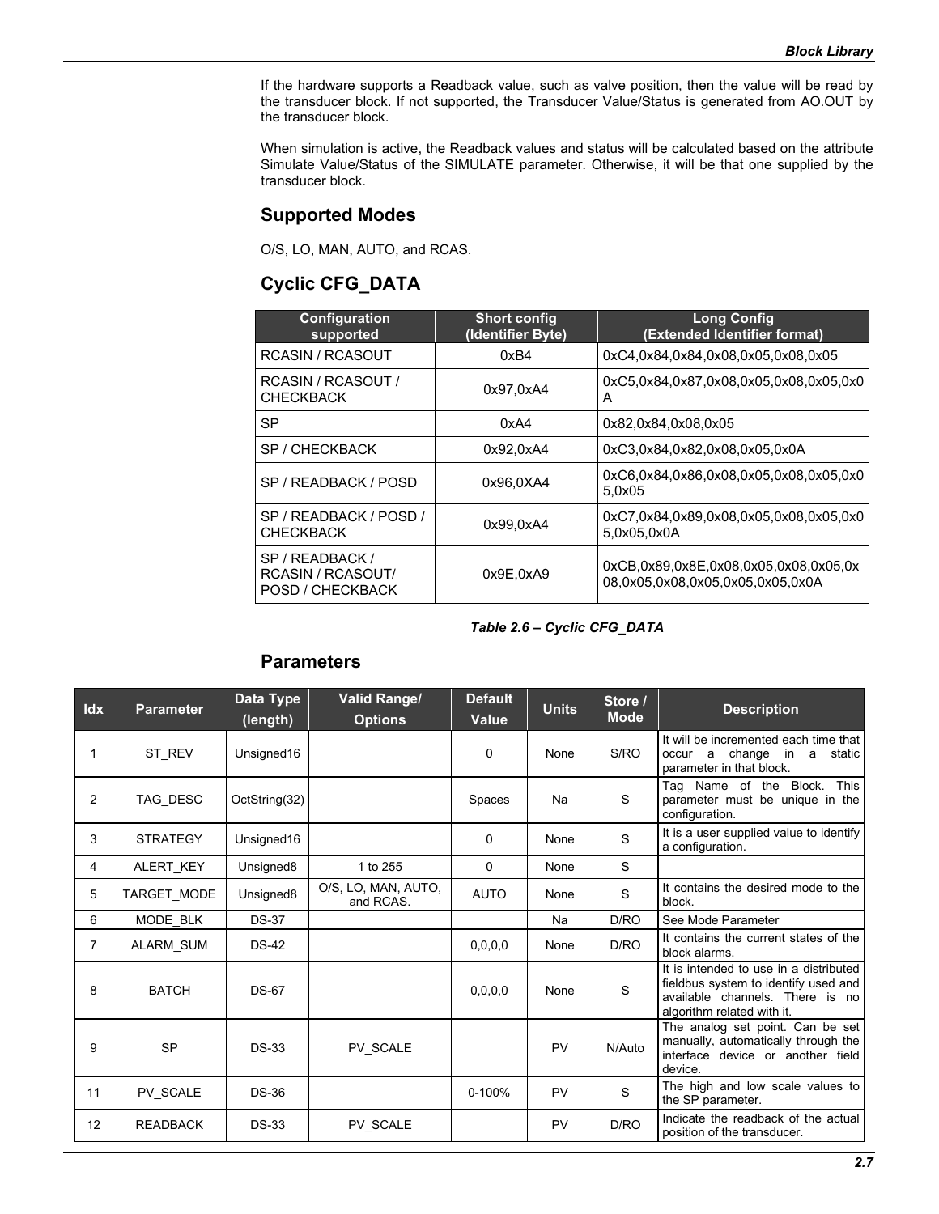If the hardware supports a Readback value, such as valve position, then the value will be read by the transducer block. If not supported, the Transducer Value/Status is generated from AO.OUT by the transducer block.

When simulation is active, the Readback values and status will be calculated based on the attribute Simulate Value/Status of the SIMULATE parameter. Otherwise, it will be that one supplied by the transducer block.

## Supported Modes

O/S, LO, MAN, AUTO, and RCAS.

## Cyclic CFG_DATA

| Configuration supported | Short config (Identifier Byte) | Long Config (Extended Identifier format) |
|---|---|---|
| RCASIN / RCASOUT | 0xB4 | 0xC4,0x84,0x84,0x08,0x05,0x08,0x05 |
| RCASIN / RCASOUT / CHECKBACK | 0x97,0xA4 | 0xC5,0x84,0x87,0x08,0x05,0x08,0x05,0x0A |
| SP | 0xA4 | 0x82,0x84,0x08,0x05 |
| SP / CHECKBACK | 0x92,0xA4 | 0xC3,0x84,0x82,0x08,0x05,0x0A |
| SP / READBACK / POSD | 0x96,0XA4 | 0xC6,0x84,0x86,0x08,0x05,0x08,0x05,0x05,0x05 |
| SP / READBACK / POSD / CHECKBACK | 0x99,0xA4 | 0xC7,0x84,0x89,0x08,0x05,0x08,0x05,0x05,0x05,0x0A |
| SP / READBACK / RCASIN / RCASOUT/ POSD / CHECKBACK | 0x9E,0xA9 | 0xCB,0x89,0x8E,0x08,0x05,0x08,0x05,0x08,0x05,0x08,0x05,0x05,0x05,0x0A |

*Table 2.6 – Cyclic CFG_DATA*

## Parameters

| Idx | Parameter | Data Type (length) | Valid Range/ Options | Default Value | Units | Store / Mode | Description |
|---|---|---|---|---|---|---|---|
| 1 | ST_REV | Unsigned16 | | 0 | None | S/RO | It will be incremented each time that occur a change in a static parameter in that block. |
| 2 | TAG_DESC | OctString(32) | | Spaces | Na | S | Tag Name of the Block. This parameter must be unique in the configuration. |
| 3 | STRATEGY | Unsigned16 | | 0 | None | S | It is a user supplied value to identify a configuration. |
| 4 | ALERT_KEY | Unsigned8 | 1 to 255 | 0 | None | S | |
| 5 | TARGET_MODE | Unsigned8 | O/S, LO, MAN, AUTO, and RCAS. | AUTO | None | S | It contains the desired mode to the block. |
| 6 | MODE_BLK | DS-37 | | | Na | D/RO | See Mode Parameter |
| 7 | ALARM_SUM | DS-42 | | 0,0,0,0 | None | D/RO | It contains the current states of the block alarms. |
| 8 | BATCH | DS-67 | | 0,0,0,0 | None | S | It is intended to use in a distributed fieldbus system to identify used and available channels. There is no algorithm related with it. |
| 9 | SP | DS-33 | PV_SCALE | | PV | N/Auto | The analog set point. Can be set manually, automatically through the interface device or another field device. |
| 11 | PV_SCALE | DS-36 | | 0-100% | PV | S | The high and low scale values to the SP parameter. |
| 12 | READBACK | DS-33 | PV_SCALE | | PV | D/RO | Indicate the readback of the actual position of the transducer. |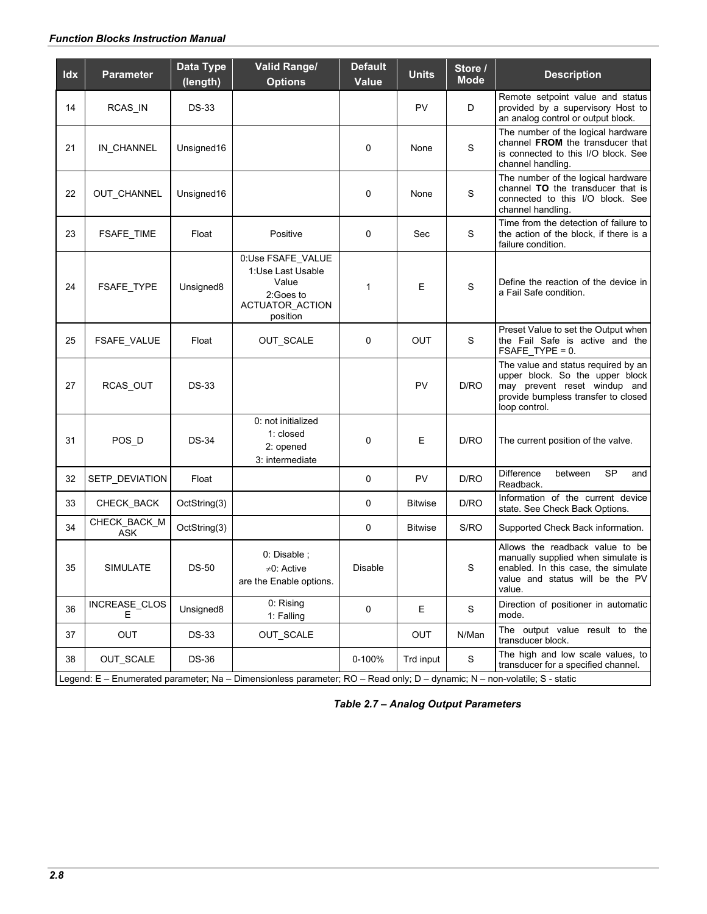| Idx | Parameter | Data Type (length) | Valid Range/ Options | Default Value | Units | Store / Mode | Description |
|---|---|---|---|---|---|---|---|
| 14 | RCAS_IN | DS-33 | | | PV | D | Remote setpoint value and status provided by a supervisory Host to an analog control or output block. |
| 21 | IN_CHANNEL | Unsigned16 | | 0 | None | S | The number of the logical hardware channel **FROM** the transducer that is connected to this I/O block. See channel handling. |
| 22 | OUT_CHANNEL | Unsigned16 | | 0 | None | S | The number of the logical hardware channel **TO** the transducer that is connected to this I/O block. See channel handling. |
| 23 | FSAFE_TIME | Float | Positive | 0 | Sec | S | Time from the detection of failure to the action of the block, if there is a failure condition. |
| 24 | FSAFE_TYPE | Unsigned8 | 0:Use FSAFE_VALUE<br>1:Use Last Usable Value<br>2:Goes to ACTUATOR_ACTION position | 1 | E | S | Define the reaction of the device in a Fail Safe condition. |
| 25 | FSAFE_VALUE | Float | OUT_SCALE | 0 | OUT | S | Preset Value to set the Output when the Fail Safe is active and the FSAFE_TYPE = 0. |
| 27 | RCAS_OUT | DS-33 | | | PV | D/RO | The value and status required by an upper block. So the upper block may prevent reset windup and provide bumpless transfer to closed loop control. |
| 31 | POS_D | DS-34 | 0: not initialized<br>1: closed<br>2: opened<br>3: intermediate | 0 | E | D/RO | The current position of the valve. |
| 32 | SETP_DEVIATION | Float | | 0 | PV | D/RO | Difference between SP and Readback. |
| 33 | CHECK_BACK | OctString(3) | | 0 | Bitwise | D/RO | Information of the current device state. See Check Back Options. |
| 34 | CHECK_BACK_MASK | OctString(3) | | 0 | Bitwise | S/RO | Supported Check Back information. |
| 35 | SIMULATE | DS-50 | 0: Disable ;<br>≠0: Active<br>are the Enable options. | Disable | | S | Allows the readback value to be manually supplied when simulate is enabled. In this case, the simulate value and status will be the PV value. |
| 36 | INCREASE_CLOSE | Unsigned8 | 0: Rising<br>1: Falling | 0 | E | S | Direction of positioner in automatic mode. |
| 37 | OUT | DS-33 | OUT_SCALE | | OUT | N/Man | The output value result to the transducer block. |
| 38 | OUT_SCALE | DS-36 | | 0-100% | Trd input | S | The high and low scale values, to transducer for a specified channel. |

Legend: E – Enumerated parameter; Na – Dimensionless parameter; RO – Read only; D – dynamic; N – non-volatile; S - static

***Table 2.7 – Analog Output Parameters***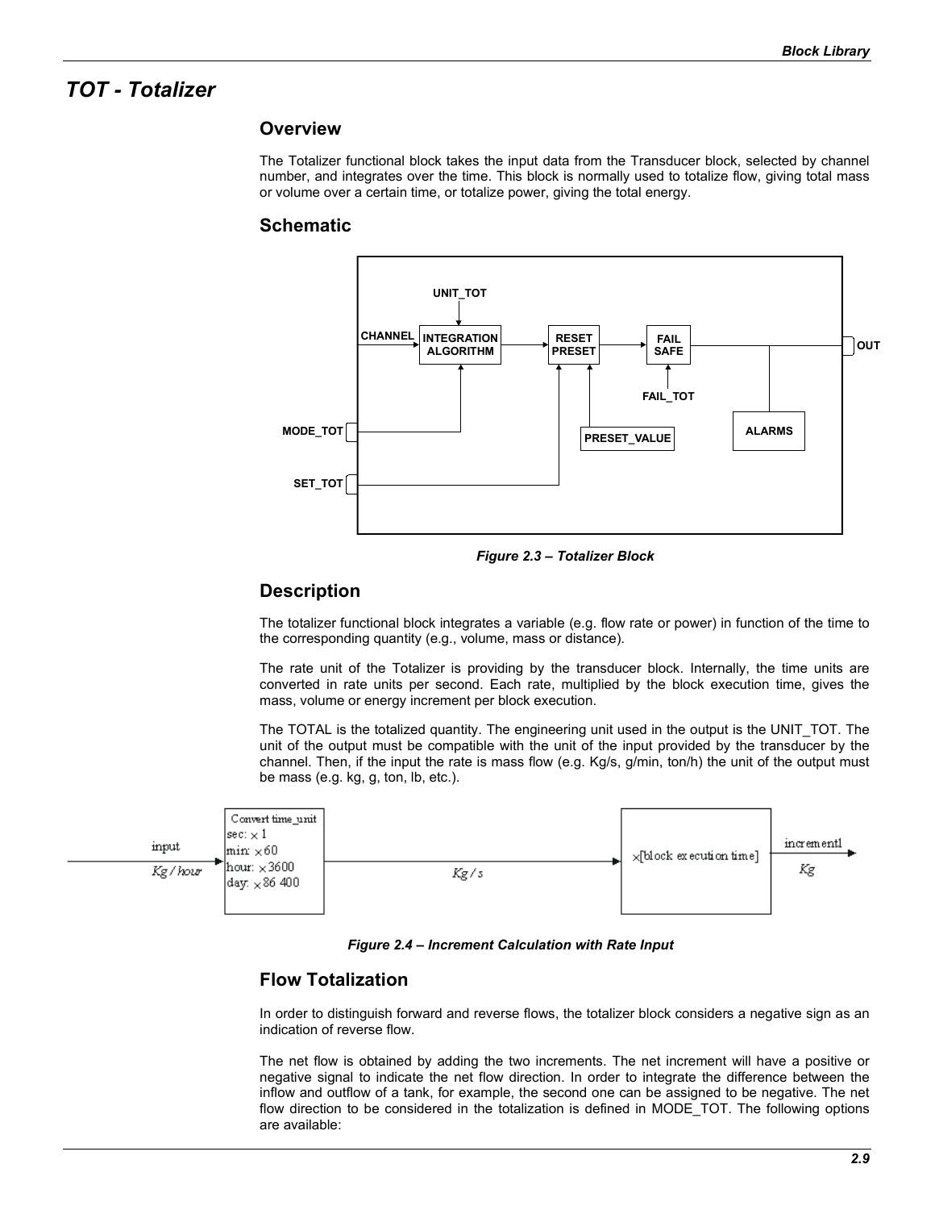# TOT - Totalizer

## Overview

The Totalizer functional block takes the input data from the Transducer block, selected by channel number, and integrates over the time. This block is normally used to totalize flow, giving total mass or volume over a certain time, or totalize power, giving the total energy.

## Schematic

*Figure 2.3 – Totalizer Block*

## Description

The totalizer functional block integrates a variable (e.g. flow rate or power) in function of the time to the corresponding quantity (e.g., volume, mass or distance).

The rate unit of the Totalizer is providing by the transducer block. Internally, the time units are converted in rate units per second. Each rate, multiplied by the block execution time, gives the mass, volume or energy increment per block execution.

The TOTAL is the totalized quantity. The engineering unit used in the output is the UNIT_TOT. The unit of the output must be compatible with the unit of the input provided by the transducer by the channel. Then, if the input the rate is mass flow (e.g. Kg/s, g/min, ton/h) the unit of the output must be mass (e.g. kg, g, ton, lb, etc.).

*Figure 2.4 – Increment Calculation with Rate Input*

## Flow Totalization

In order to distinguish forward and reverse flows, the totalizer block considers a negative sign as an indication of reverse flow.

The net flow is obtained by adding the two increments. The net increment will have a positive or negative signal to indicate the net flow direction. In order to integrate the difference between the inflow and outflow of a tank, for example, the second one can be assigned to be negative. The net flow direction to be considered in the totalization is defined in MODE_TOT. The following options are available: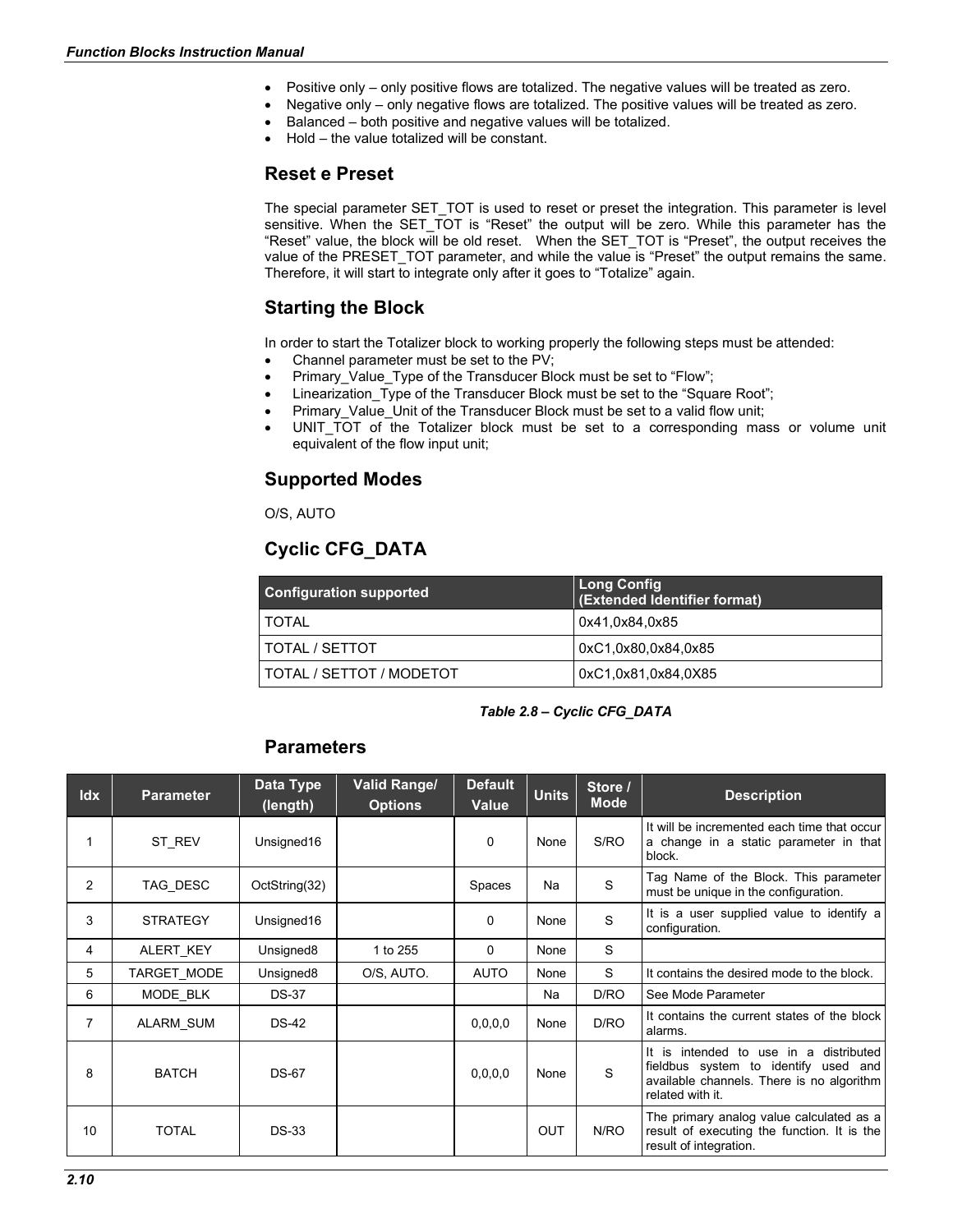- Positive only – only positive flows are totalized. The negative values will be treated as zero.
- Negative only – only negative flows are totalized. The positive values will be treated as zero.
- Balanced – both positive and negative values will be totalized.
- Hold – the value totalized will be constant.

## Reset e Preset

The special parameter SET_TOT is used to reset or preset the integration. This parameter is level sensitive. When the SET_TOT is "Reset" the output will be zero. While this parameter has the "Reset" value, the block will be old reset. When the SET_TOT is "Preset", the output receives the value of the PRESET_TOT parameter, and while the value is "Preset" the output remains the same. Therefore, it will start to integrate only after it goes to "Totalize" again.

## Starting the Block

In order to start the Totalizer block to working properly the following steps must be attended:

- Channel parameter must be set to the PV;
- Primary_Value_Type of the Transducer Block must be set to "Flow";
- Linearization_Type of the Transducer Block must be set to the "Square Root";
- Primary_Value_Unit of the Transducer Block must be set to a valid flow unit;
- UNIT_TOT of the Totalizer block must be set to a corresponding mass or volume unit equivalent of the flow input unit;

## Supported Modes

O/S, AUTO

## Cyclic CFG_DATA

| Configuration supported | Long Config (Extended Identifier format) |
|---|---|
| TOTAL | 0x41,0x84,0x85 |
| TOTAL / SETTOT | 0xC1,0x80,0x84,0x85 |
| TOTAL / SETTOT / MODETOT | 0xC1,0x81,0x84,0X85 |

*Table 2.8 – Cyclic CFG_DATA*

## Parameters

| Idx | Parameter | Data Type (length) | Valid Range/ Options | Default Value | Units | Store / Mode | Description |
|---|---|---|---|---|---|---|---|
| 1 | ST_REV | Unsigned16 | | 0 | None | S/RO | It will be incremented each time that occur a change in a static parameter in that block. |
| 2 | TAG_DESC | OctString(32) | | Spaces | Na | S | Tag Name of the Block. This parameter must be unique in the configuration. |
| 3 | STRATEGY | Unsigned16 | | 0 | None | S | It is a user supplied value to identify a configuration. |
| 4 | ALERT_KEY | Unsigned8 | 1 to 255 | 0 | None | S | |
| 5 | TARGET_MODE | Unsigned8 | O/S, AUTO. | AUTO | None | S | It contains the desired mode to the block. |
| 6 | MODE_BLK | DS-37 | | | Na | D/RO | See Mode Parameter |
| 7 | ALARM_SUM | DS-42 | | 0,0,0,0 | None | D/RO | It contains the current states of the block alarms. |
| 8 | BATCH | DS-67 | | 0,0,0,0 | None | S | It is intended to use in a distributed fieldbus system to identify used and available channels. There is no algorithm related with it. |
| 10 | TOTAL | DS-33 | | | OUT | N/RO | The primary analog value calculated as a result of executing the function. It is the result of integration. |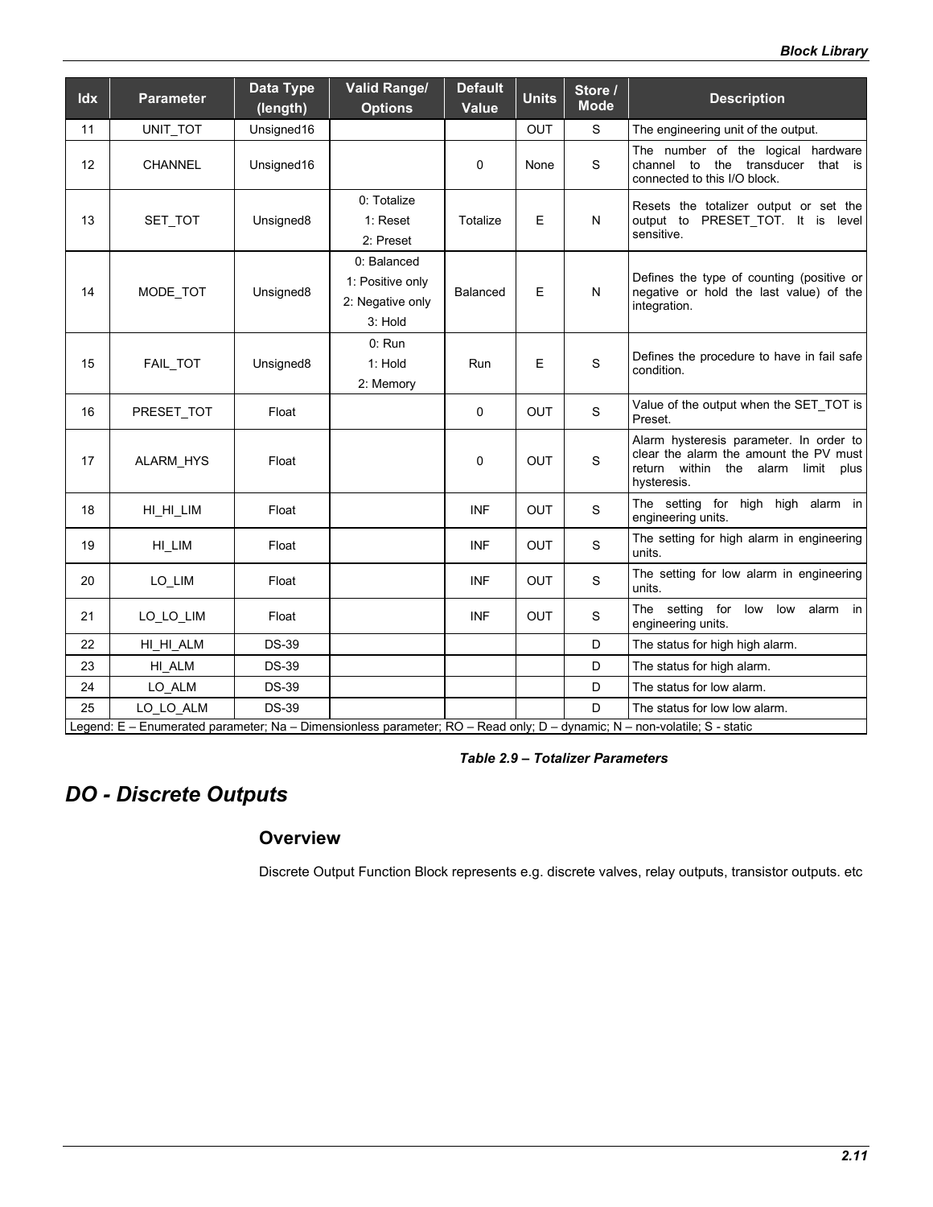| Idx | Parameter | Data Type (length) | Valid Range/ Options | Default Value | Units | Store / Mode | Description |
|---|---|---|---|---|---|---|---|
| 11 | UNIT_TOT | Unsigned16 | | | OUT | S | The engineering unit of the output. |
| 12 | CHANNEL | Unsigned16 | | 0 | None | S | The number of the logical hardware channel to the transducer that is connected to this I/O block. |
| 13 | SET_TOT | Unsigned8 | 0: Totalize<br>1: Reset<br>2: Preset | Totalize | E | N | Resets the totalizer output or set the output to PRESET_TOT. It is level sensitive. |
| 14 | MODE_TOT | Unsigned8 | 0: Balanced<br>1: Positive only<br>2: Negative only<br>3: Hold | Balanced | E | N | Defines the type of counting (positive or negative or hold the last value) of the integration. |
| 15 | FAIL_TOT | Unsigned8 | 0: Run<br>1: Hold<br>2: Memory | Run | E | S | Defines the procedure to have in fail safe condition. |
| 16 | PRESET_TOT | Float | | 0 | OUT | S | Value of the output when the SET_TOT is Preset. |
| 17 | ALARM_HYS | Float | | 0 | OUT | S | Alarm hysteresis parameter. In order to clear the alarm the amount the PV must return within the alarm limit plus hysteresis. |
| 18 | HI_HI_LIM | Float | | INF | OUT | S | The setting for high high alarm in engineering units. |
| 19 | HI_LIM | Float | | INF | OUT | S | The setting for high alarm in engineering units. |
| 20 | LO_LIM | Float | | INF | OUT | S | The setting for low alarm in engineering units. |
| 21 | LO_LO_LIM | Float | | INF | OUT | S | The setting for low low alarm in engineering units. |
| 22 | HI_HI_ALM | DS-39 | | | | D | The status for high high alarm. |
| 23 | HI_ALM | DS-39 | | | | D | The status for high alarm. |
| 24 | LO_ALM | DS-39 | | | | D | The status for low alarm. |
| 25 | LO_LO_ALM | DS-39 | | | | D | The status for low low alarm. |

Legend: E – Enumerated parameter; Na – Dimensionless parameter; RO – Read only; D – dynamic; N – non-volatile; S - static

*Table 2.9 – Totalizer Parameters*

# DO - Discrete Outputs

## Overview

Discrete Output Function Block represents e.g. discrete valves, relay outputs, transistor outputs. etc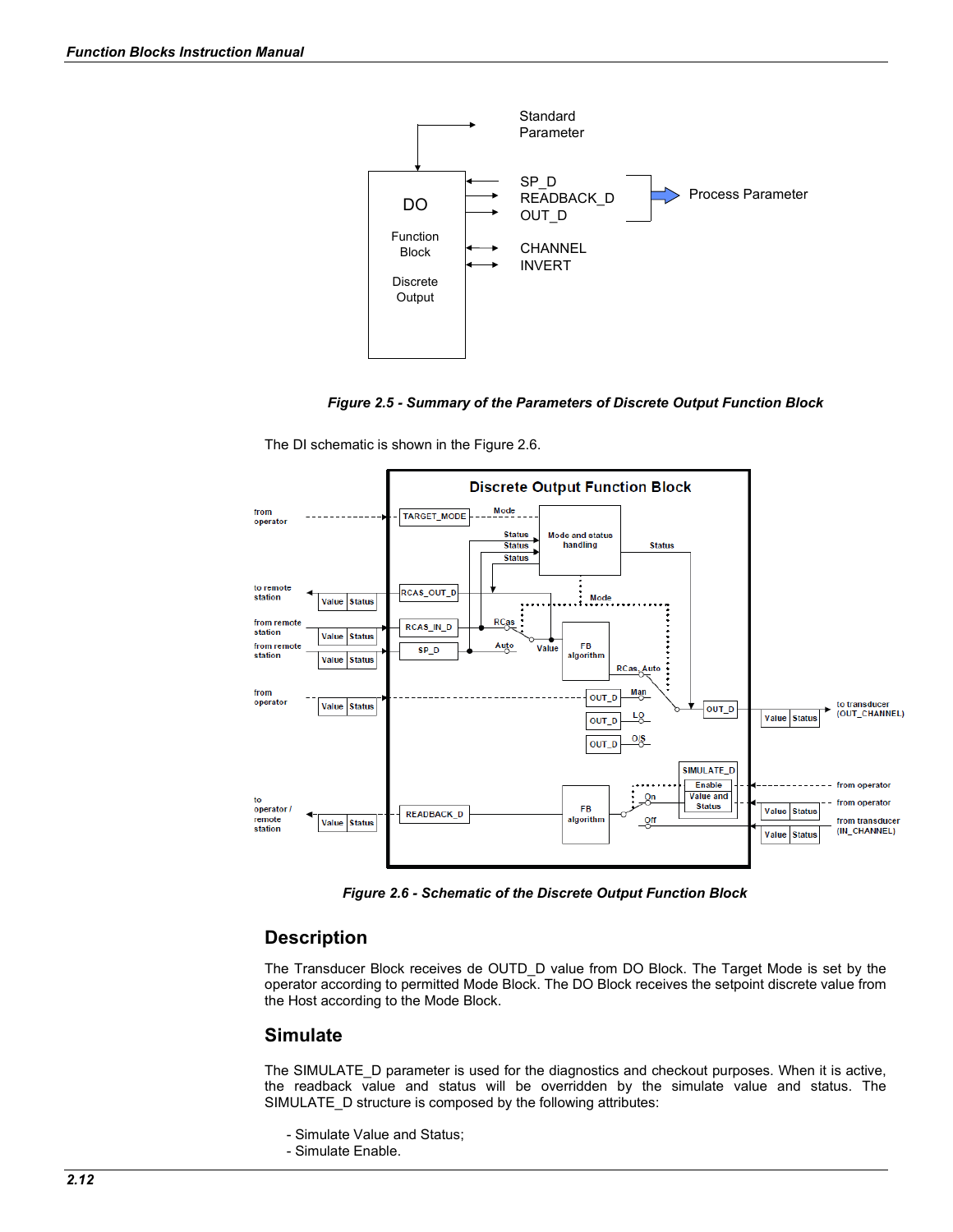Figure 2.5 - Summary of the Parameters of Discrete Output Function Block

The DI schematic is shown in the Figure 2.6.

Figure 2.6 - Schematic of the Discrete Output Function Block

## Description

The Transducer Block receives de OUTD_D value from DO Block. The Target Mode is set by the operator according to permitted Mode Block. The DO Block receives the setpoint discrete value from the Host according to the Mode Block.

## Simulate

The SIMULATE_D parameter is used for the diagnostics and checkout purposes. When it is active, the readback value and status will be overridden by the simulate value and status. The SIMULATE_D structure is composed by the following attributes:

- Simulate Value and Status;
- Simulate Enable.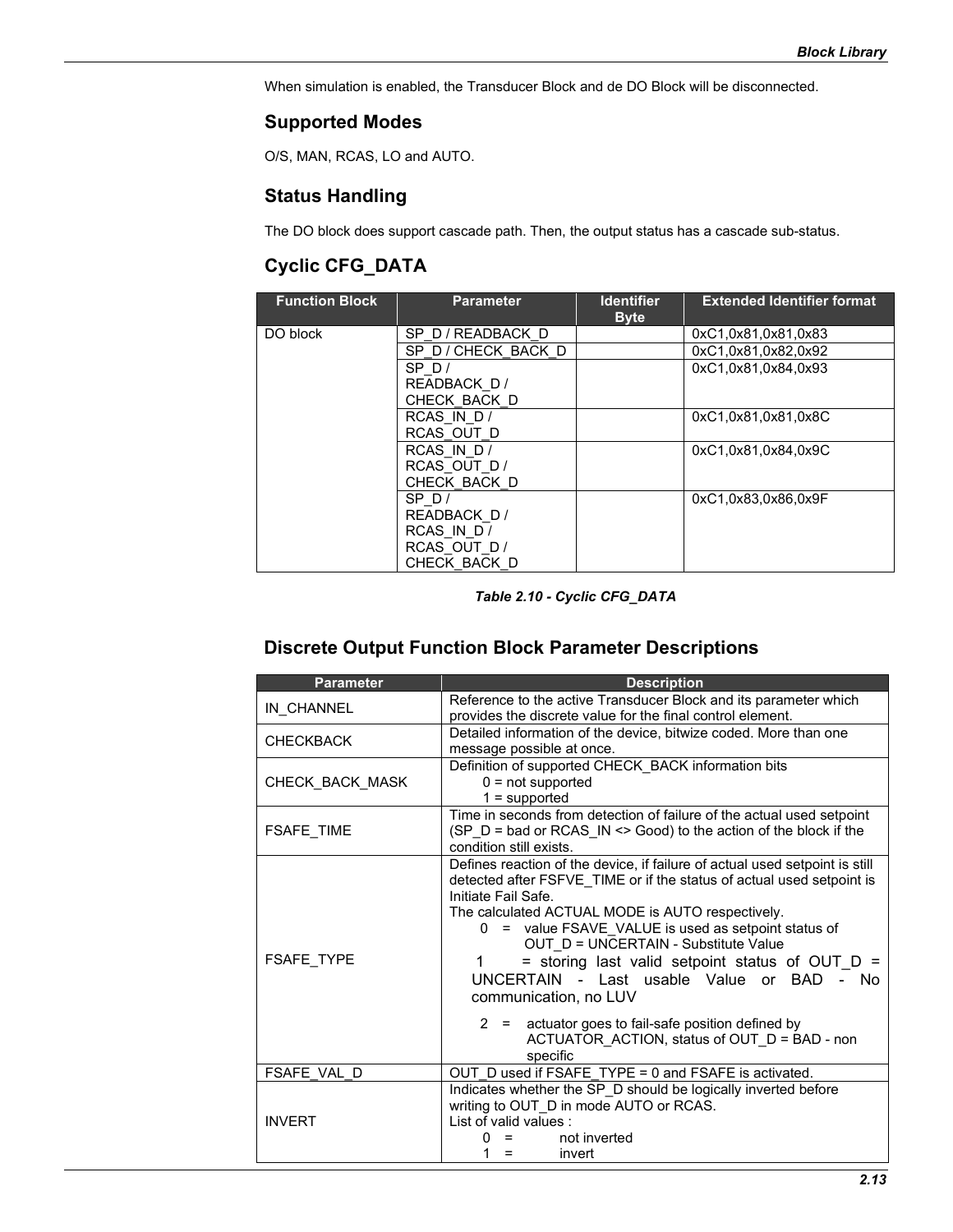When simulation is enabled, the Transducer Block and de DO Block will be disconnected.

## Supported Modes

O/S, MAN, RCAS, LO and AUTO.

## Status Handling

The DO block does support cascade path. Then, the output status has a cascade sub-status.

## Cyclic CFG_DATA

| Function Block | Parameter | Identifier Byte | Extended Identifier format |
|---|---|---|---|
| DO block | SP_D / READBACK_D | | 0xC1,0x81,0x81,0x83 |
| | SP_D / CHECK_BACK_D | | 0xC1,0x81,0x82,0x92 |
| | SP_D / READBACK_D / CHECK_BACK_D | | 0xC1,0x81,0x84,0x93 |
| | RCAS_IN_D / RCAS_OUT_D | | 0xC1,0x81,0x81,0x8C |
| | RCAS_IN_D / RCAS_OUT_D / CHECK_BACK_D | | 0xC1,0x81,0x84,0x9C |
| | SP_D / READBACK_D / RCAS_IN_D / RCAS_OUT_D / CHECK_BACK_D | | 0xC1,0x83,0x86,0x9F |

*Table 2.10 - Cyclic CFG_DATA*

## Discrete Output Function Block Parameter Descriptions

| Parameter | Description |
|---|---|
| IN_CHANNEL | Reference to the active Transducer Block and its parameter which provides the discrete value for the final control element. |
| CHECKBACK | Detailed information of the device, bitwize coded. More than one message possible at once. |
| CHECK_BACK_MASK | Definition of supported CHECK_BACK information bits<br>0 = not supported<br>1 = supported |
| FSAFE_TIME | Time in seconds from detection of failure of the actual used setpoint (SP_D = bad or RCAS_IN <> Good) to the action of the block if the condition still exists. |
| FSAFE_TYPE | Defines reaction of the device, if failure of actual used setpoint is still detected after FSFVE_TIME or if the status of actual used setpoint is Initiate Fail Safe.<br>The calculated ACTUAL MODE is AUTO respectively.<br>0 = value FSAVE_VALUE is used as setpoint status of OUT_D = UNCERTAIN - Substitute Value<br>1 = storing last valid setpoint status of OUT_D = UNCERTAIN - Last usable Value or BAD - No communication, no LUV<br>2 = actuator goes to fail-safe position defined by ACTUATOR_ACTION, status of OUT_D = BAD - non specific |
| FSAFE_VAL_D | OUT_D used if FSAFE_TYPE = 0 and FSAFE is activated. |
| INVERT | Indicates whether the SP_D should be logically inverted before writing to OUT_D in mode AUTO or RCAS.<br>List of valid values :<br>0 = not inverted<br>1 = invert |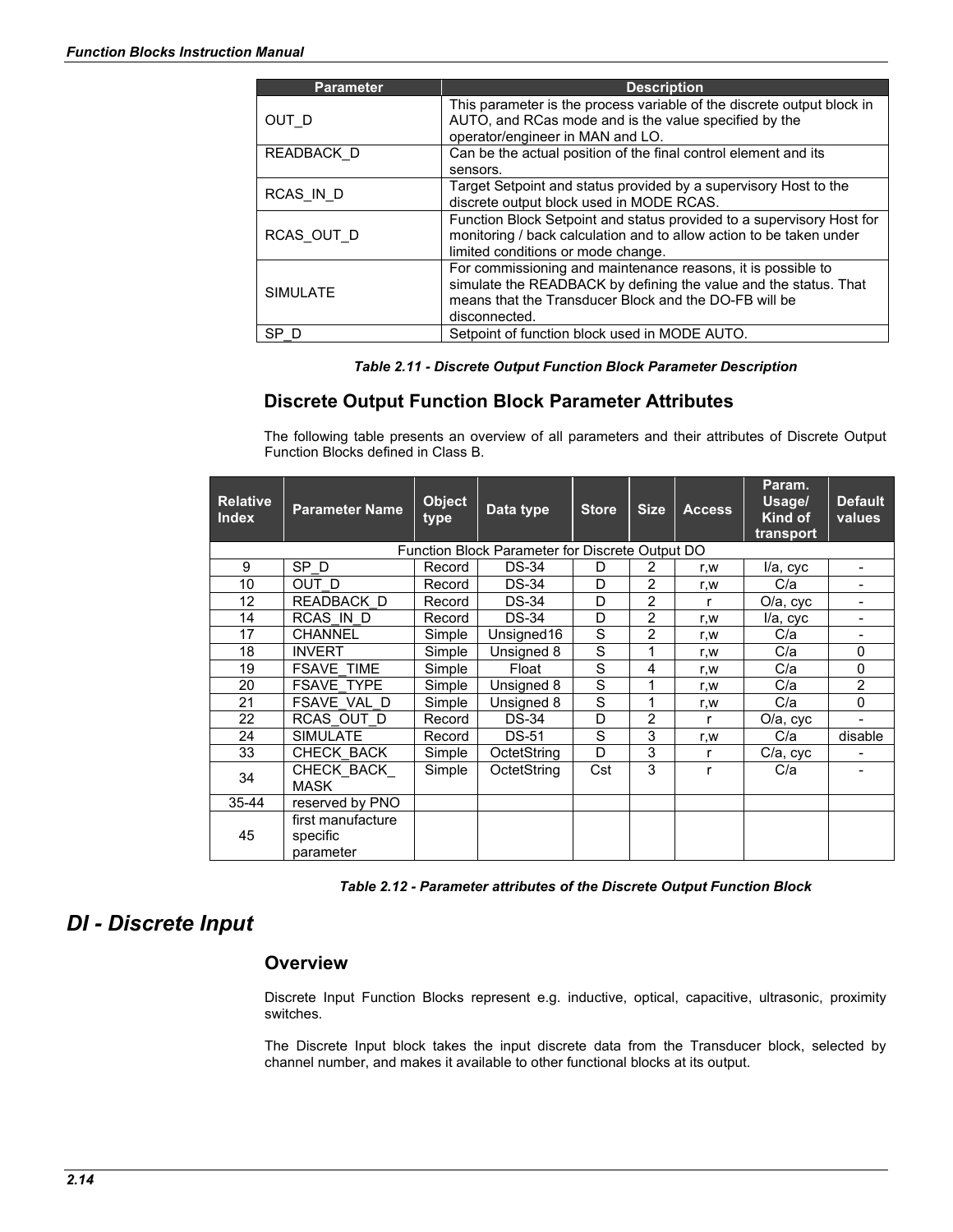| Parameter | Description |
|---|---|
| OUT_D | This parameter is the process variable of the discrete output block in AUTO, and RCas mode and is the value specified by the operator/engineer in MAN and LO. |
| READBACK_D | Can be the actual position of the final control element and its sensors. |
| RCAS_IN_D | Target Setpoint and status provided by a supervisory Host to the discrete output block used in MODE RCAS. |
| RCAS_OUT_D | Function Block Setpoint and status provided to a supervisory Host for monitoring / back calculation and to allow action to be taken under limited conditions or mode change. |
| SIMULATE | For commissioning and maintenance reasons, it is possible to simulate the READBACK by defining the value and the status. That means that the Transducer Block and the DO-FB will be disconnected. |
| SP_D | Setpoint of function block used in MODE AUTO. |

*Table 2.11 - Discrete Output Function Block Parameter Description*

### Discrete Output Function Block Parameter Attributes

The following table presents an overview of all parameters and their attributes of Discrete Output Function Blocks defined in Class B.

| Relative Index | Parameter Name | Object type | Data type | Store | Size | Access | Param. Usage/ Kind of transport | Default values |
|---|---|---|---|---|---|---|---|---|
| Function Block Parameter for Discrete Output DO | | | | | | | | |
| 9 | SP_D | Record | DS-34 | D | 2 | r,w | I/a, cyc | - |
| 10 | OUT_D | Record | DS-34 | D | 2 | r,w | C/a | - |
| 12 | READBACK_D | Record | DS-34 | D | 2 | r | O/a, cyc | - |
| 14 | RCAS_IN_D | Record | DS-34 | D | 2 | r,w | I/a, cyc | - |
| 17 | CHANNEL | Simple | Unsigned16 | S | 2 | r,w | C/a | - |
| 18 | INVERT | Simple | Unsigned 8 | S | 1 | r,w | C/a | 0 |
| 19 | FSAVE_TIME | Simple | Float | S | 4 | r,w | C/a | 0 |
| 20 | FSAVE_TYPE | Simple | Unsigned 8 | S | 1 | r,w | C/a | 2 |
| 21 | FSAVE_VAL_D | Simple | Unsigned 8 | S | 1 | r,w | C/a | 0 |
| 22 | RCAS_OUT_D | Record | DS-34 | D | 2 | r | O/a, cyc | - |
| 24 | SIMULATE | Record | DS-51 | S | 3 | r,w | C/a | disable |
| 33 | CHECK_BACK | Simple | OctetString | D | 3 | r | C/a, cyc | - |
| 34 | CHECK_BACK_ MASK | Simple | OctetString | Cst | 3 | r | C/a | - |
| 35-44 | reserved by PNO | | | | | | | |
| 45 | first manufacture specific parameter | | | | | | | |

*Table 2.12 - Parameter attributes of the Discrete Output Function Block*

## DI - Discrete Input

### Overview

Discrete Input Function Blocks represent e.g. inductive, optical, capacitive, ultrasonic, proximity switches.

The Discrete Input block takes the input discrete data from the Transducer block, selected by channel number, and makes it available to other functional blocks at its output.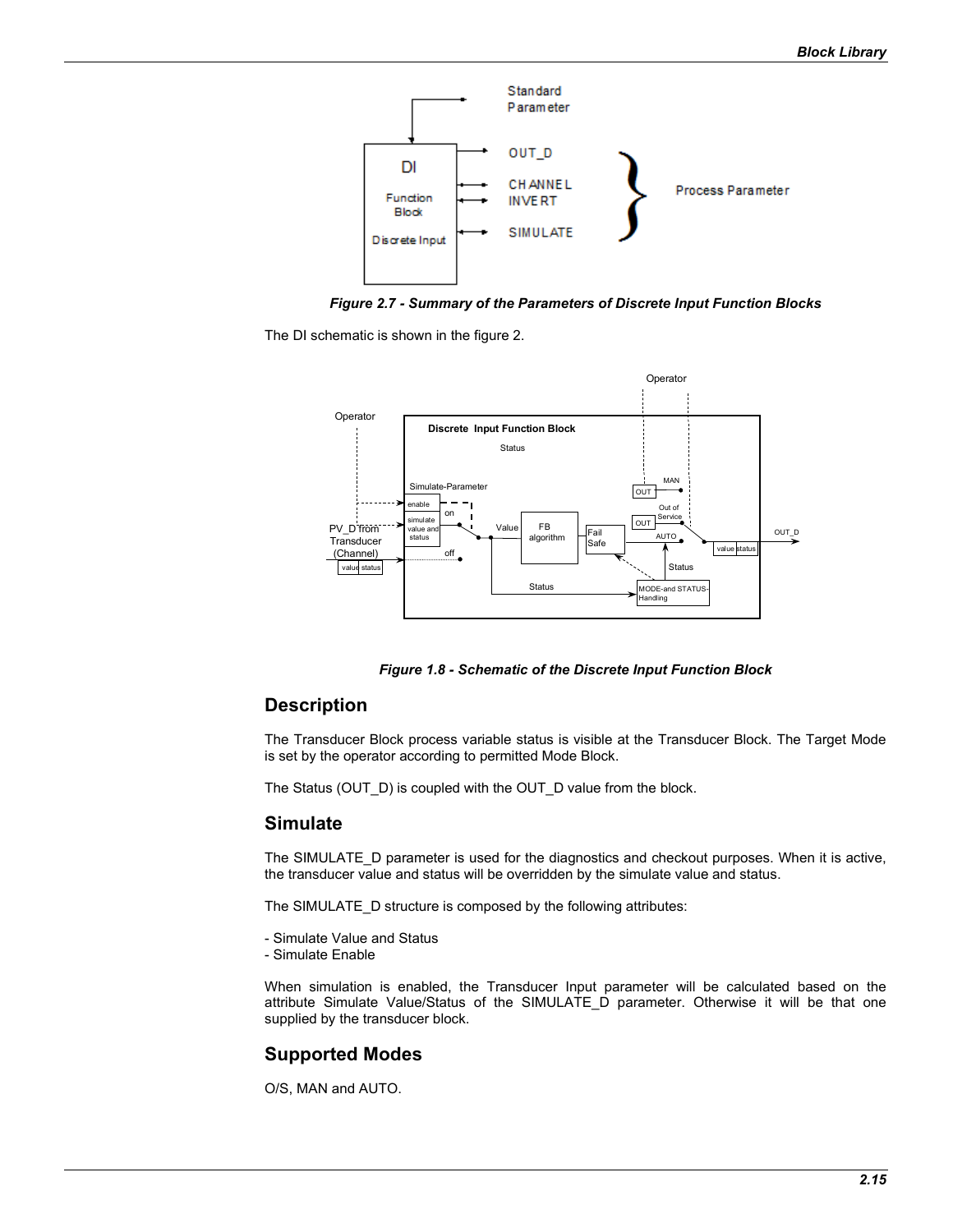Figure 2.7 - Summary of the Parameters of Discrete Input Function Blocks

The DI schematic is shown in the figure 2.

Figure 1.8 - Schematic of the Discrete Input Function Block

## Description

The Transducer Block process variable status is visible at the Transducer Block. The Target Mode is set by the operator according to permitted Mode Block.

The Status (OUT_D) is coupled with the OUT_D value from the block.

## Simulate

The SIMULATE_D parameter is used for the diagnostics and checkout purposes. When it is active, the transducer value and status will be overridden by the simulate value and status.

The SIMULATE_D structure is composed by the following attributes:

- Simulate Value and Status
- Simulate Enable

When simulation is enabled, the Transducer Input parameter will be calculated based on the attribute Simulate Value/Status of the SIMULATE_D parameter. Otherwise it will be that one supplied by the transducer block.

## Supported Modes

O/S, MAN and AUTO.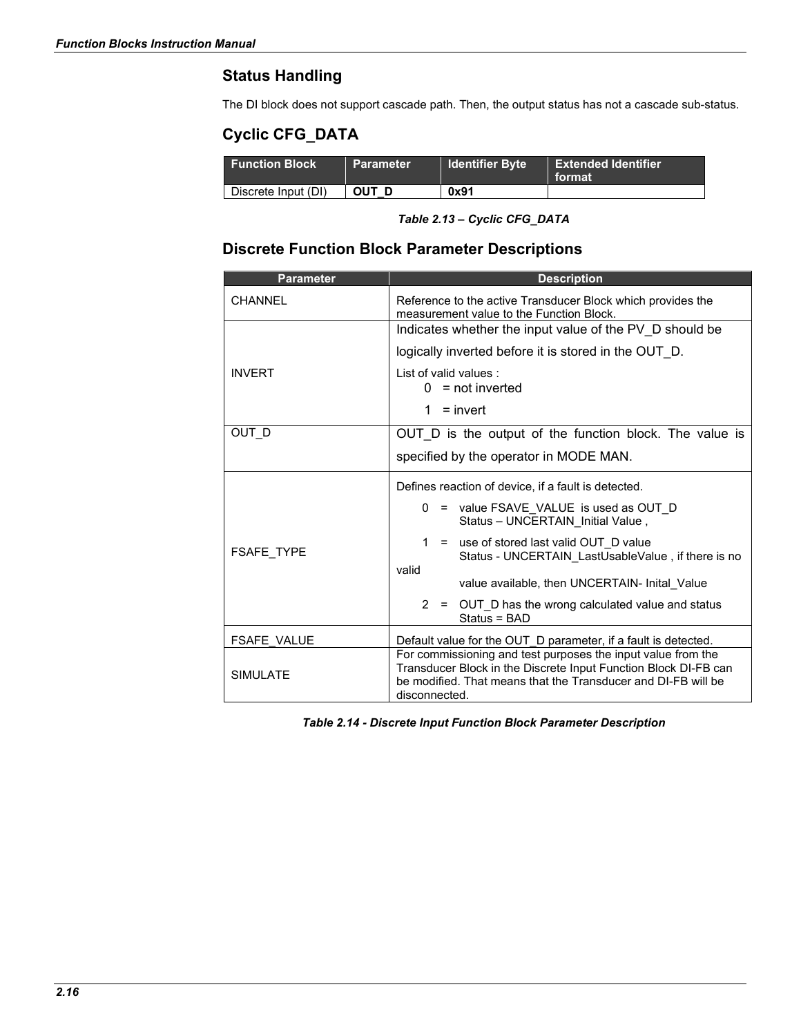## Status Handling

The DI block does not support cascade path. Then, the output status has not a cascade sub-status.

## Cyclic CFG_DATA

| Function Block | Parameter | Identifier Byte | Extended Identifier format |
|---|---|---|---|
| Discrete Input (DI) | **OUT_D** | **0x91** | |

***Table 2.13 – Cyclic CFG_DATA***

## Discrete Function Block Parameter Descriptions

| Parameter | Description |
|---|---|
| CHANNEL | Reference to the active Transducer Block which provides the measurement value to the Function Block. |
| INVERT | Indicates whether the input value of the PV_D should be logically inverted before it is stored in the OUT_D.<br>List of valid values :<br>0 = not inverted<br>1 = invert |
| OUT_D | OUT_D is the output of the function block. The value is specified by the operator in MODE MAN. |
| FSAFE_TYPE | Defines reaction of device, if a fault is detected.<br>0 = value FSAVE_VALUE is used as OUT_D<br>Status – UNCERTAIN_Initial Value ,<br>1 = use of stored last valid OUT_D value<br>Status - UNCERTAIN_LastUsableValue , if there is no valid<br>value available, then UNCERTAIN- Inital_Value<br>2 = OUT_D has the wrong calculated value and status<br>Status = BAD |
| FSAFE_VALUE | Default value for the OUT_D parameter, if a fault is detected. |
| SIMULATE | For commissioning and test purposes the input value from the Transducer Block in the Discrete Input Function Block DI-FB can be modified. That means that the Transducer and DI-FB will be disconnected. |

***Table 2.14 - Discrete Input Function Block Parameter Description***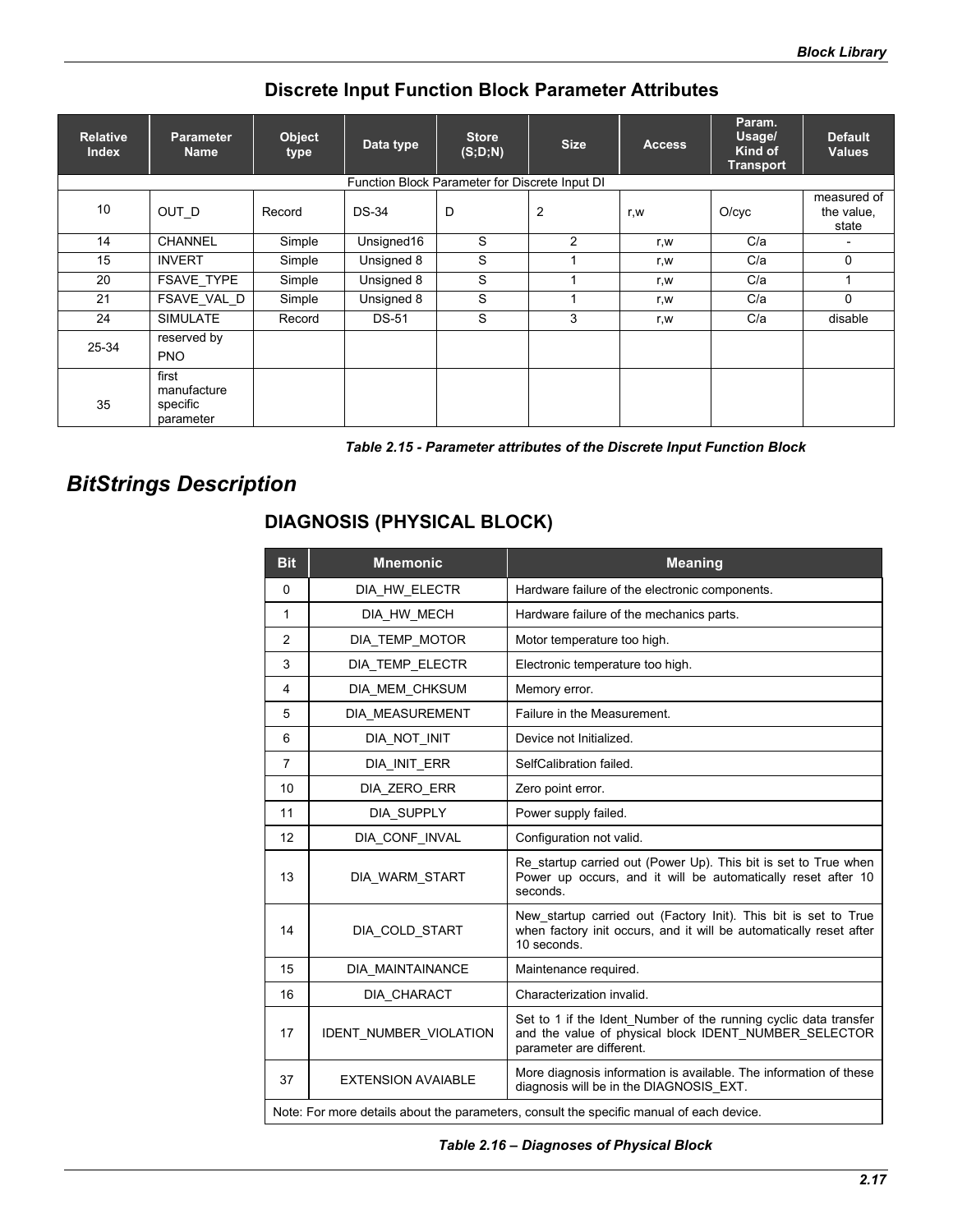## Discrete Input Function Block Parameter Attributes

| Relative Index | Parameter Name | Object type | Data type | Store (S;D;N) | Size | Access | Param. Usage/ Kind of Transport | Default Values |
|---|---|---|---|---|---|---|---|---|
| Function Block Parameter for Discrete Input DI | | | | | | | | |
| 10 | OUT_D | Record | DS-34 | D | 2 | r,w | O/cyc | measured of the value, state |
| 14 | CHANNEL | Simple | Unsigned16 | S | 2 | r,w | C/a | - |
| 15 | INVERT | Simple | Unsigned 8 | S | 1 | r,w | C/a | 0 |
| 20 | FSAVE_TYPE | Simple | Unsigned 8 | S | 1 | r,w | C/a | 1 |
| 21 | FSAVE_VAL_D | Simple | Unsigned 8 | S | 1 | r,w | C/a | 0 |
| 24 | SIMULATE | Record | DS-51 | S | 3 | r,w | C/a | disable |
| 25-34 | reserved by PNO | | | | | | | |
| 35 | first manufacture specific parameter | | | | | | | |

*Table 2.15 - Parameter attributes of the Discrete Input Function Block*

# BitStrings Description

## DIAGNOSIS (PHYSICAL BLOCK)

| Bit | Mnemonic | Meaning |
|---|---|---|
| 0 | DIA_HW_ELECTR | Hardware failure of the electronic components. |
| 1 | DIA_HW_MECH | Hardware failure of the mechanics parts. |
| 2 | DIA_TEMP_MOTOR | Motor temperature too high. |
| 3 | DIA_TEMP_ELECTR | Electronic temperature too high. |
| 4 | DIA_MEM_CHKSUM | Memory error. |
| 5 | DIA_MEASUREMENT | Failure in the Measurement. |
| 6 | DIA_NOT_INIT | Device not Initialized. |
| 7 | DIA_INIT_ERR | SelfCalibration failed. |
| 10 | DIA_ZERO_ERR | Zero point error. |
| 11 | DIA_SUPPLY | Power supply failed. |
| 12 | DIA_CONF_INVAL | Configuration not valid. |
| 13 | DIA_WARM_START | Re_startup carried out (Power Up). This bit is set to True when Power up occurs, and it will be automatically reset after 10 seconds. |
| 14 | DIA_COLD_START | New_startup carried out (Factory Init). This bit is set to True when factory init occurs, and it will be automatically reset after 10 seconds. |
| 15 | DIA_MAINTAINANCE | Maintenance required. |
| 16 | DIA_CHARACT | Characterization invalid. |
| 17 | IDENT_NUMBER_VIOLATION | Set to 1 if the Ident_Number of the running cyclic data transfer and the value of physical block IDENT_NUMBER_SELECTOR parameter are different. |
| 37 | EXTENSION AVAIABLE | More diagnosis information is available. The information of these diagnosis will be in the DIAGNOSIS_EXT. |
| Note: For more details about the parameters, consult the specific manual of each device. | | |

*Table 2.16 – Diagnoses of Physical Block*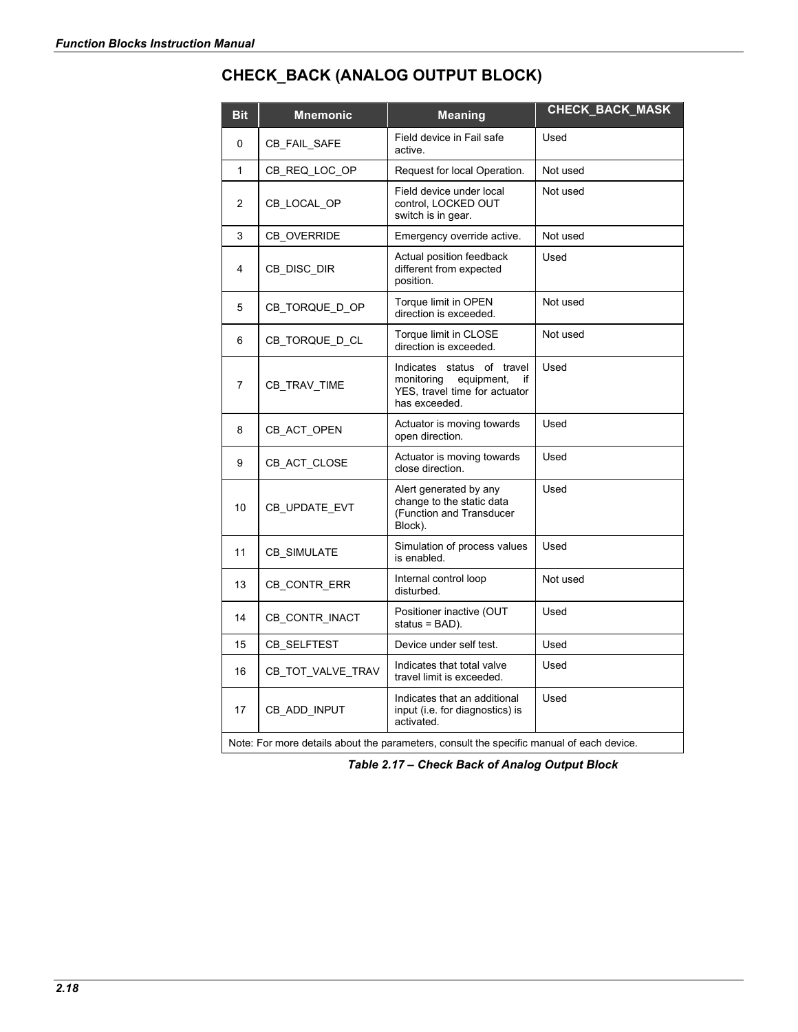## CHECK_BACK (ANALOG OUTPUT BLOCK)

| Bit | Mnemonic | Meaning | CHECK_BACK_MASK |
|---|---|---|---|
| 0 | CB_FAIL_SAFE | Field device in Fail safe active. | Used |
| 1 | CB_REQ_LOC_OP | Request for local Operation. | Not used |
| 2 | CB_LOCAL_OP | Field device under local control, LOCKED OUT switch is in gear. | Not used |
| 3 | CB_OVERRIDE | Emergency override active. | Not used |
| 4 | CB_DISC_DIR | Actual position feedback different from expected position. | Used |
| 5 | CB_TORQUE_D_OP | Torque limit in OPEN direction is exceeded. | Not used |
| 6 | CB_TORQUE_D_CL | Torque limit in CLOSE direction is exceeded. | Not used |
| 7 | CB_TRAV_TIME | Indicates status of travel monitoring equipment, if YES, travel time for actuator has exceeded. | Used |
| 8 | CB_ACT_OPEN | Actuator is moving towards open direction. | Used |
| 9 | CB_ACT_CLOSE | Actuator is moving towards close direction. | Used |
| 10 | CB_UPDATE_EVT | Alert generated by any change to the static data (Function and Transducer Block). | Used |
| 11 | CB_SIMULATE | Simulation of process values is enabled. | Used |
| 13 | CB_CONTR_ERR | Internal control loop disturbed. | Not used |
| 14 | CB_CONTR_INACT | Positioner inactive (OUT status = BAD). | Used |
| 15 | CB_SELFTEST | Device under self test. | Used |
| 16 | CB_TOT_VALVE_TRAV | Indicates that total valve travel limit is exceeded. | Used |
| 17 | CB_ADD_INPUT | Indicates that an additional input (i.e. for diagnostics) is activated. | Used |
| Note: For more details about the parameters, consult the specific manual of each device. | | | |

*Table 2.17 – Check Back of Analog Output Block*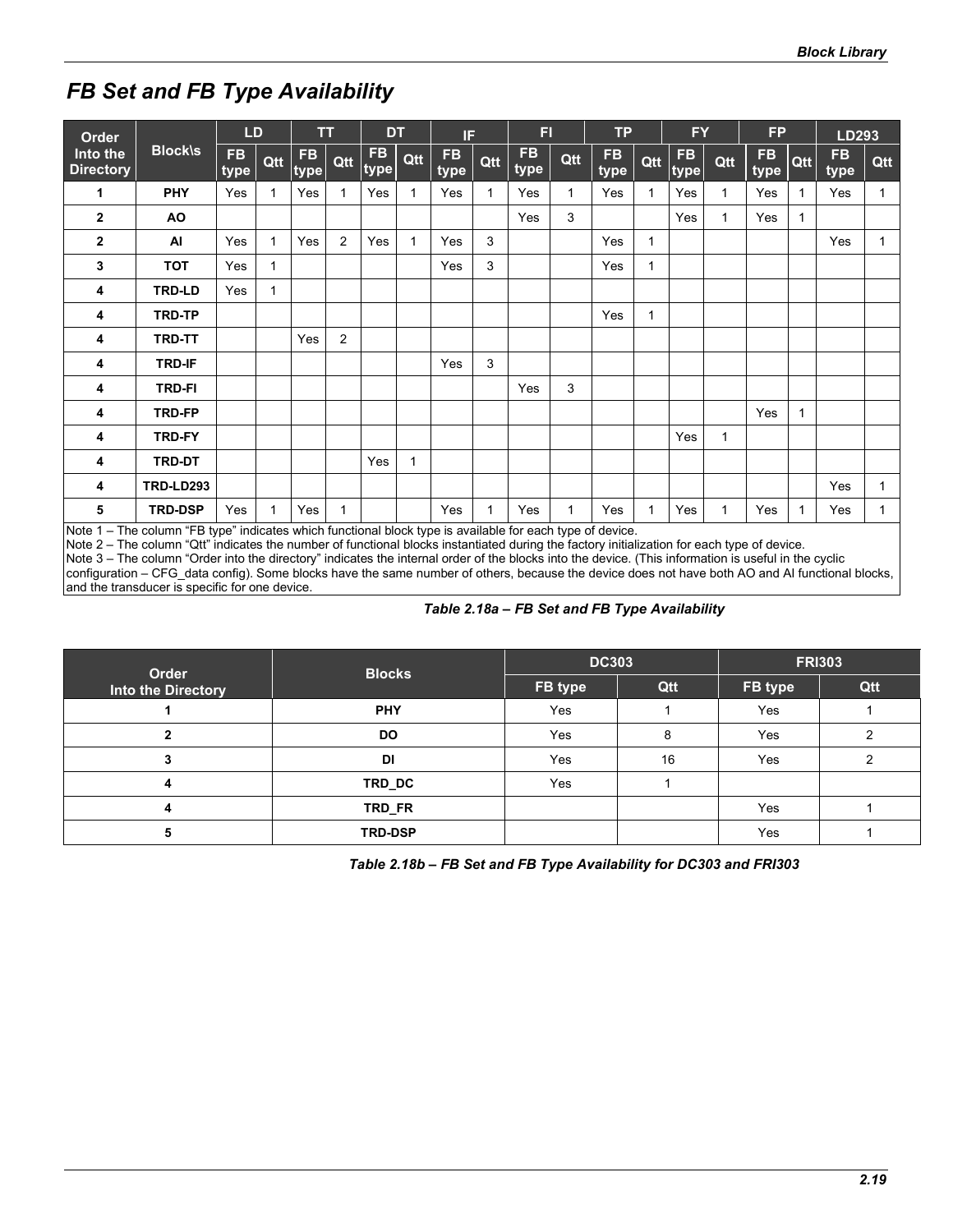## FB Set and FB Type Availability

| Order Into the Directory | Block\s | LD | | TT | | DT | | IF | | FI | | TP | | FY | | FP | | LD293 | |
|---|---|---|---|---|---|---|---|---|---|---|---|---|---|---|---|---|---|---|---|
| | | FB type | Qtt | FB type | Qtt | FB type | Qtt | FB type | Qtt | FB type | Qtt | FB type | Qtt | FB type | Qtt | FB type | Qtt | FB type | Qtt |
| 1 | PHY | Yes | 1 | Yes | 1 | Yes | 1 | Yes | 1 | Yes | 1 | Yes | 1 | Yes | 1 | Yes | 1 | Yes | 1 |
| 2 | AO | | | | | | | | | Yes | 3 | | | Yes | 1 | Yes | 1 | | |
| 2 | AI | Yes | 1 | Yes | 2 | Yes | 1 | Yes | 3 | | | Yes | 1 | | | | | Yes | 1 |
| 3 | TOT | Yes | 1 | | | | | Yes | 3 | | | Yes | 1 | | | | | | |
| 4 | TRD-LD | Yes | 1 | | | | | | | | | | | | | | | | |
| 4 | TRD-TP | | | | | | | | | | | Yes | 1 | | | | | | |
| 4 | TRD-TT | | | Yes | 2 | | | | | | | | | | | | | | |
| 4 | TRD-IF | | | | | | | Yes | 3 | | | | | | | | | | |
| 4 | TRD-FI | | | | | | | | | Yes | 3 | | | | | | | | |
| 4 | TRD-FP | | | | | | | | | | | | | | | Yes | 1 | | |
| 4 | TRD-FY | | | | | | | | | | | | | Yes | 1 | | | | |
| 4 | TRD-DT | | | | | Yes | 1 | | | | | | | | | | | | |
| 4 | TRD-LD293 | | | | | | | | | | | | | | | | | Yes | 1 |
| 5 | TRD-DSP | Yes | 1 | Yes | 1 | | | Yes | 1 | Yes | 1 | Yes | 1 | Yes | 1 | Yes | 1 | Yes | 1 |

Note 1 – The column "FB type" indicates which functional block type is available for each type of device.
Note 2 – The column "Qtt" indicates the number of functional blocks instantiated during the factory initialization for each type of device.
Note 3 – The column "Order into the directory" indicates the internal order of the blocks into the device. (This information is useful in the cyclic configuration – CFG_data config). Some blocks have the same number of others, because the device does not have both AO and AI functional blocks, and the transducer is specific for one device.

*Table 2.18a – FB Set and FB Type Availability*

| Order Into the Directory | Blocks | DC303 | | FRI303 | |
|---|---|---|---|---|---|
| | | FB type | Qtt | FB type | Qtt |
| 1 | PHY | Yes | 1 | Yes | 1 |
| 2 | DO | Yes | 8 | Yes | 2 |
| 3 | DI | Yes | 16 | Yes | 2 |
| 4 | TRD_DC | Yes | 1 | | |
| 4 | TRD_FR | | | Yes | 1 |
| 5 | TRD-DSP | | | Yes | 1 |

*Table 2.18b – FB Set and FB Type Availability for DC303 and FRI303*